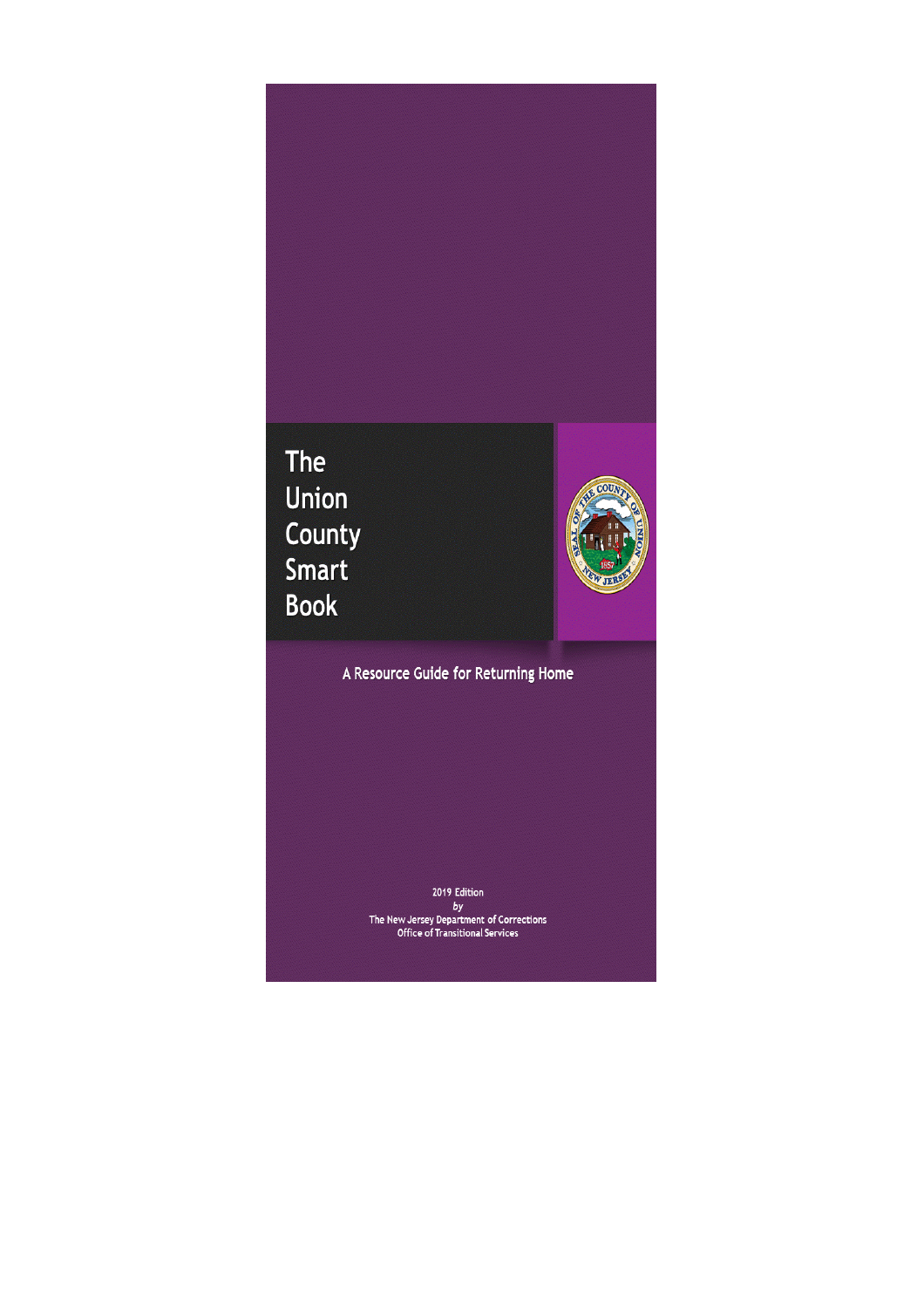# The Union County Smart Book

A Resource Guide for Returning Home

2019 Edition
*by*
The New Jersey Department of Corrections
Office of Transitional Services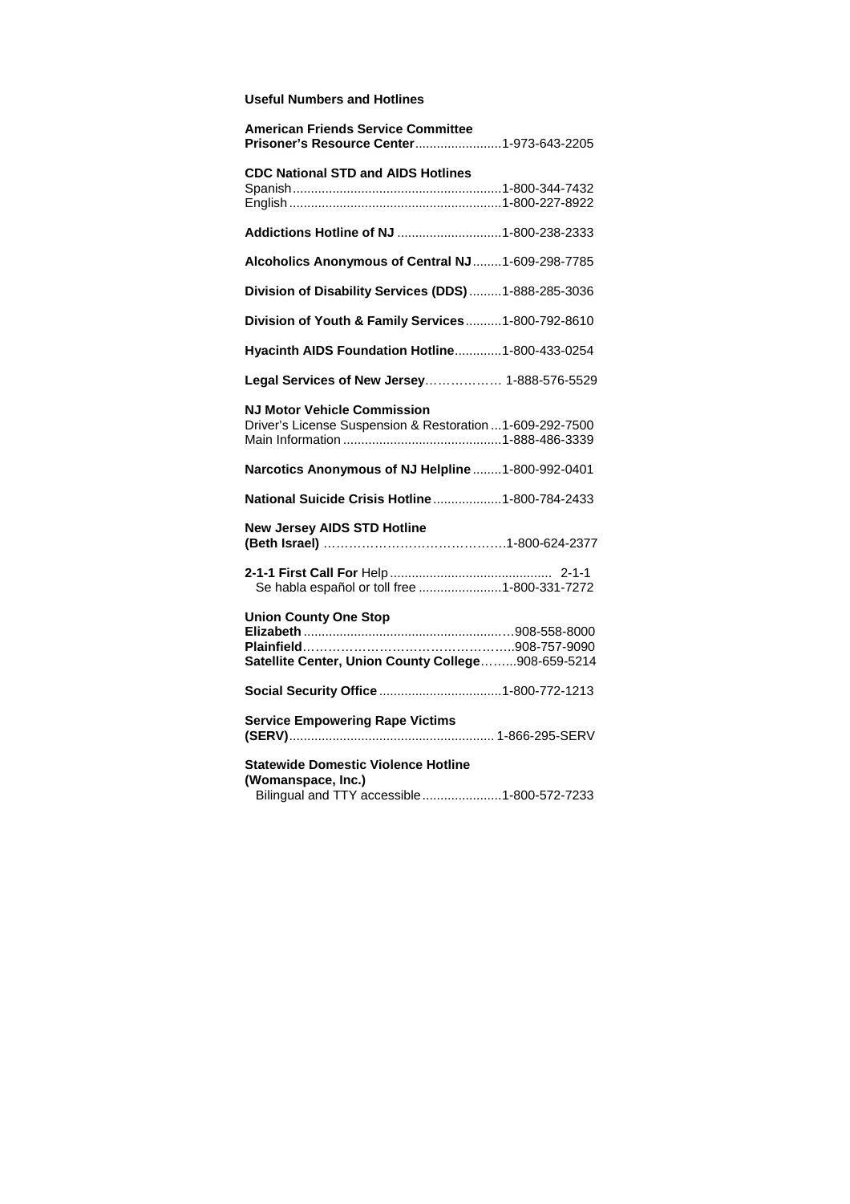**Useful Numbers and Hotlines**

**American Friends Service Committee**
**Prisoner's Resource Center**........................1-973-643-2205

**CDC National STD and AIDS Hotlines**
Spanish..........................................................1-800-344-7432
English...........................................................1-800-227-8922

**Addictions Hotline of NJ** .............................1-800-238-2333

**Alcoholics Anonymous of Central NJ**........1-609-298-7785

**Division of Disability Services (DDS)**.........1-888-285-3036

**Division of Youth & Family Services**..........1-800-792-8610

**Hyacinth AIDS Foundation Hotline**.............1-800-433-0254

**Legal Services of New Jersey**……………… 1-888-576-5529

**NJ Motor Vehicle Commission**
Driver's License Suspension & Restoration ...1-609-292-7500
Main Information ............................................1-888-486-3339

**Narcotics Anonymous of NJ Helpline**........1-800-992-0401

**National Suicide Crisis Hotline**...................1-800-784-2433

**New Jersey AIDS STD Hotline**
**(Beth Israel)** …………………………………….1-800-624-2377

**2-1-1 First Call For** Help ............................................ 2-1-1
Se habla español or toll free .......................1-800-331-7272

**Union County One Stop**
**Elizabeth**.........................................................908-558-8000
**Plainfield**……………………………………………..908-757-9090
**Satellite Center, Union County College**……...908-659-5214

**Social Security Office** ..................................1-800-772-1213

**Service Empowering Rape Victims**
**(SERV)**......................................................... 1-866-295-SERV

**Statewide Domestic Violence Hotline**
**(Womanspace, Inc.)**
Bilingual and TTY accessible......................1-800-572-7233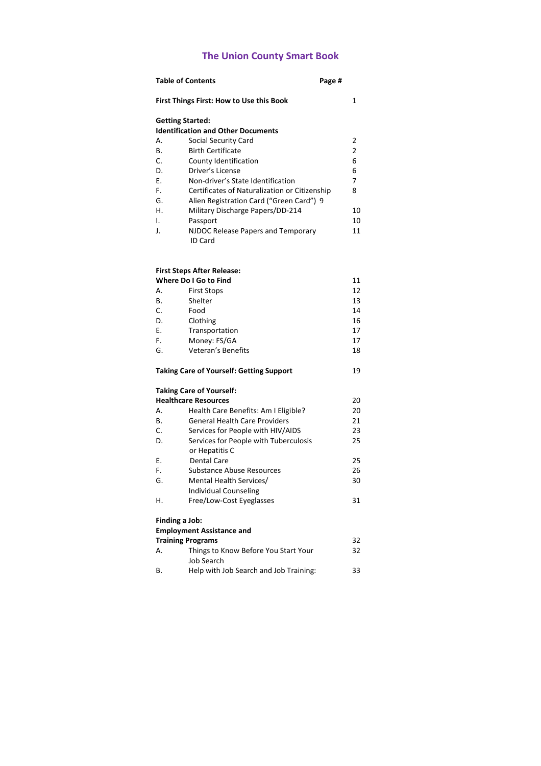# The Union County Smart Book

| Table of Contents | | Page # |
|---|---|---|
| **First Things First: How to Use this Book** | | 1 |
| **Getting Started: Identification and Other Documents** | | |
| A. | Social Security Card | 2 |
| B. | Birth Certificate | 2 |
| C. | County Identification | 6 |
| D. | Driver's License | 6 |
| E. | Non-driver's State Identification | 7 |
| F. | Certificates of Naturalization or Citizenship | 8 |
| G. | Alien Registration Card ("Green Card") | 9 |
| H. | Military Discharge Papers/DD-214 | 10 |
| I. | Passport | 10 |
| J. | NJDOC Release Papers and Temporary ID Card | 11 |
| **First Steps After Release: Where Do I Go to Find** | | 11 |
| A. | First Stops | 12 |
| B. | Shelter | 13 |
| C. | Food | 14 |
| D. | Clothing | 16 |
| E. | Transportation | 17 |
| F. | Money: FS/GA | 17 |
| G. | Veteran's Benefits | 18 |
| **Taking Care of Yourself: Getting Support** | | 19 |
| **Taking Care of Yourself: Healthcare Resources** | | 20 |
| A. | Health Care Benefits: Am I Eligible? | 20 |
| B. | General Health Care Providers | 21 |
| C. | Services for People with HIV/AIDS | 23 |
| D. | Services for People with Tuberculosis or Hepatitis C | 25 |
| E. | Dental Care | 25 |
| F. | Substance Abuse Resources | 26 |
| G. | Mental Health Services/ Individual Counseling | 30 |
| H. | Free/Low-Cost Eyeglasses | 31 |
| **Finding a Job: Employment Assistance and Training Programs** | | 32 |
| A. | Things to Know Before You Start Your Job Search | 32 |
| B. | Help with Job Search and Job Training: | 33 |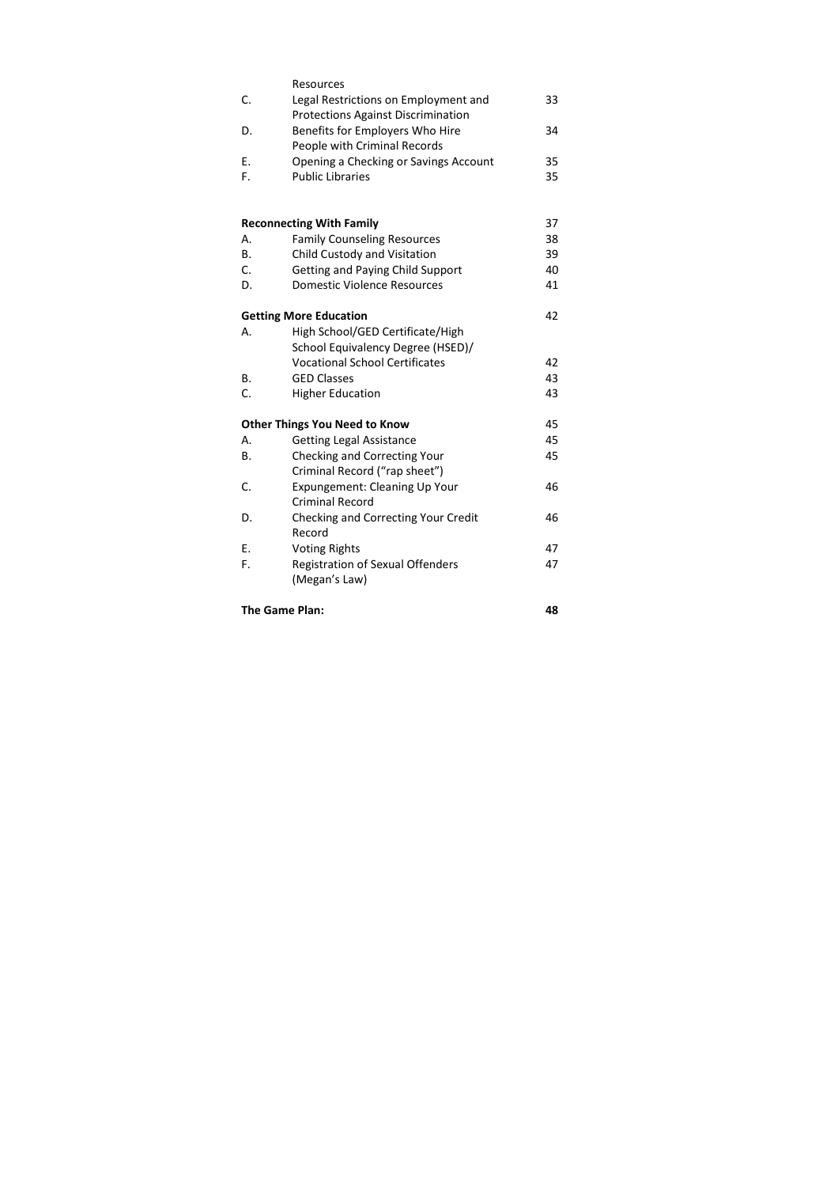| | | |
|---|---|---|
| | Resources | |
| C. | Legal Restrictions on Employment and Protections Against Discrimination | 33 |
| D. | Benefits for Employers Who Hire People with Criminal Records | 34 |
| E. | Opening a Checking or Savings Account | 35 |
| F. | Public Libraries | 35 |
| **Reconnecting With Family** | | 37 |
| A. | Family Counseling Resources | 38 |
| B. | Child Custody and Visitation | 39 |
| C. | Getting and Paying Child Support | 40 |
| D. | Domestic Violence Resources | 41 |
| **Getting More Education** | | 42 |
| A. | High School/GED Certificate/High School Equivalency Degree (HSED)/ Vocational School Certificates | 42 |
| B. | GED Classes | 43 |
| C. | Higher Education | 43 |
| **Other Things You Need to Know** | | 45 |
| A. | Getting Legal Assistance | 45 |
| B. | Checking and Correcting Your Criminal Record ("rap sheet") | 45 |
| C. | Expungement: Cleaning Up Your Criminal Record | 46 |
| D. | Checking and Correcting Your Credit Record | 46 |
| E. | Voting Rights | 47 |
| F. | Registration of Sexual Offenders (Megan's Law) | 47 |
| **The Game Plan:** | | **48** |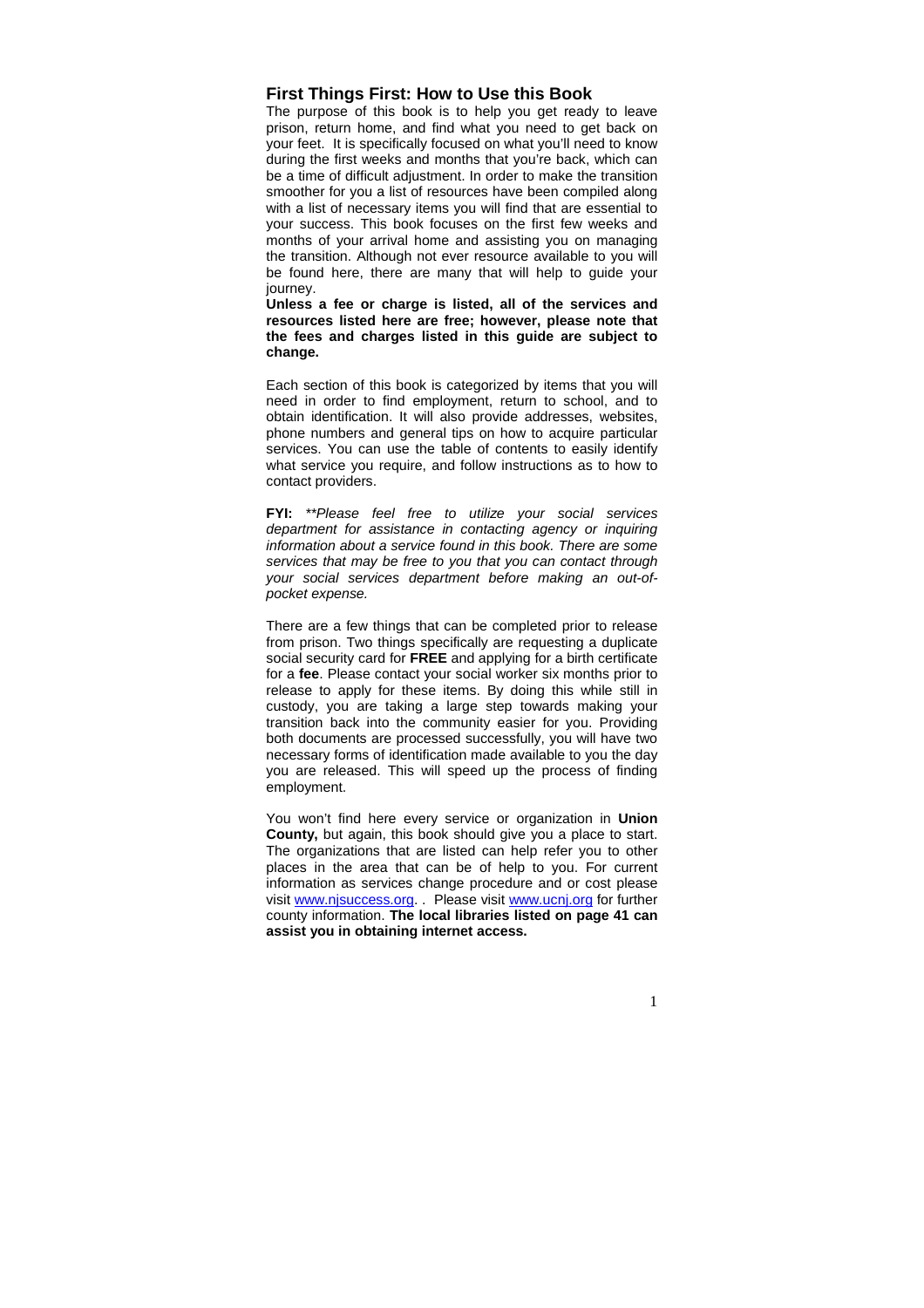## First Things First: How to Use this Book

The purpose of this book is to help you get ready to leave prison, return home, and find what you need to get back on your feet. It is specifically focused on what you'll need to know during the first weeks and months that you're back, which can be a time of difficult adjustment. In order to make the transition smoother for you a list of resources have been compiled along with a list of necessary items you will find that are essential to your success. This book focuses on the first few weeks and months of your arrival home and assisting you on managing the transition. Although not ever resource available to you will be found here, there are many that will help to guide your journey.

**Unless a fee or charge is listed, all of the services and resources listed here are free; however, please note that the fees and charges listed in this guide are subject to change.**

Each section of this book is categorized by items that you will need in order to find employment, return to school, and to obtain identification. It will also provide addresses, websites, phone numbers and general tips on how to acquire particular services. You can use the table of contents to easily identify what service you require, and follow instructions as to how to contact providers.

**FYI:** *\*\*Please feel free to utilize your social services department for assistance in contacting agency or inquiring information about a service found in this book. There are some services that may be free to you that you can contact through your social services department before making an out-of-pocket expense.*

There are a few things that can be completed prior to release from prison. Two things specifically are requesting a duplicate social security card for **FREE** and applying for a birth certificate for a **fee**. Please contact your social worker six months prior to release to apply for these items. By doing this while still in custody, you are taking a large step towards making your transition back into the community easier for you. Providing both documents are processed successfully, you will have two necessary forms of identification made available to you the day you are released. This will speed up the process of finding employment.

You won't find here every service or organization in **Union County,** but again, this book should give you a place to start. The organizations that are listed can help refer you to other places in the area that can be of help to you. For current information as services change procedure and or cost please visit www.njsuccess.org. . Please visit www.ucnj.org for further county information. **The local libraries listed on page 41 can assist you in obtaining internet access.**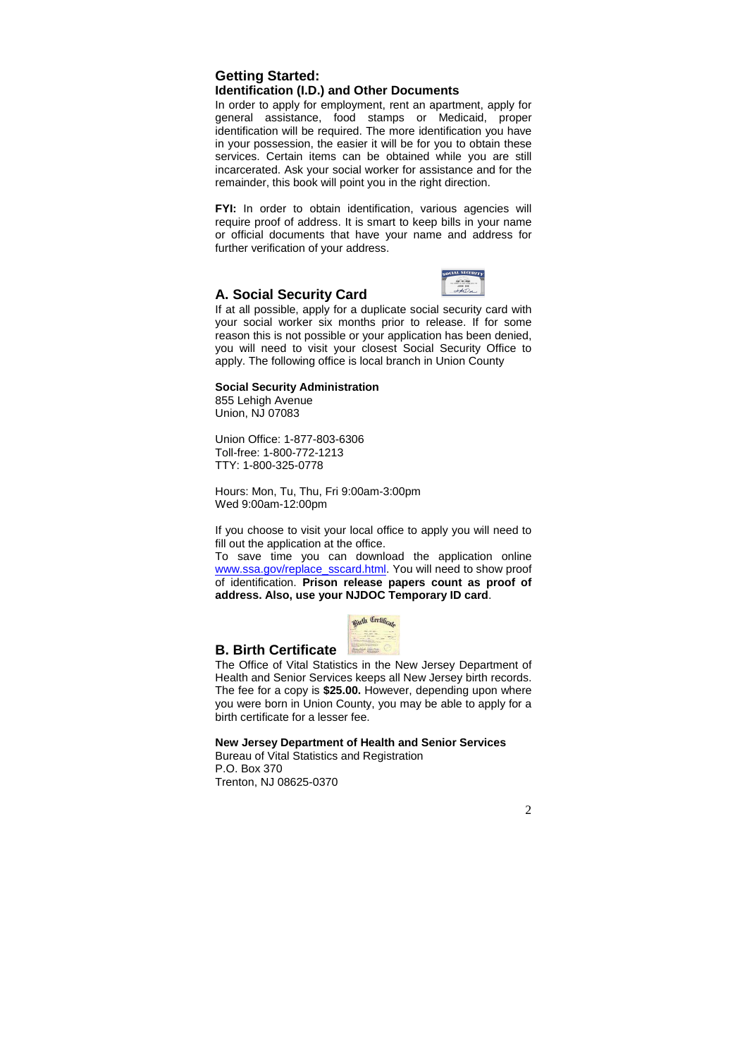# Getting Started:

## Identification (I.D.) and Other Documents

In order to apply for employment, rent an apartment, apply for general assistance, food stamps or Medicaid, proper identification will be required. The more identification you have in your possession, the easier it will be for you to obtain these services. Certain items can be obtained while you are still incarcerated. Ask your social worker for assistance and for the remainder, this book will point you in the right direction.

**FYI:** In order to obtain identification, various agencies will require proof of address. It is smart to keep bills in your name or official documents that have your name and address for further verification of your address.

## A. Social Security Card

If at all possible, apply for a duplicate social security card with your social worker six months prior to release. If for some reason this is not possible or your application has been denied, you will need to visit your closest Social Security Office to apply. The following office is local branch in Union County

**Social Security Administration**
855 Lehigh Avenue
Union, NJ 07083

Union Office: 1-877-803-6306
Toll-free: 1-800-772-1213
TTY: 1-800-325-0778

Hours: Mon, Tu, Thu, Fri 9:00am-3:00pm
Wed 9:00am-12:00pm

If you choose to visit your local office to apply you will need to fill out the application at the office.
To save time you can download the application online www.ssa.gov/replace_sscard.html. You will need to show proof of identification. **Prison release papers count as proof of address. Also, use your NJDOC Temporary ID card**.

## B. Birth Certificate

The Office of Vital Statistics in the New Jersey Department of Health and Senior Services keeps all New Jersey birth records. The fee for a copy is **$25.00.** However, depending upon where you were born in Union County, you may be able to apply for a birth certificate for a lesser fee.

**New Jersey Department of Health and Senior Services**
Bureau of Vital Statistics and Registration
P.O. Box 370
Trenton, NJ 08625-0370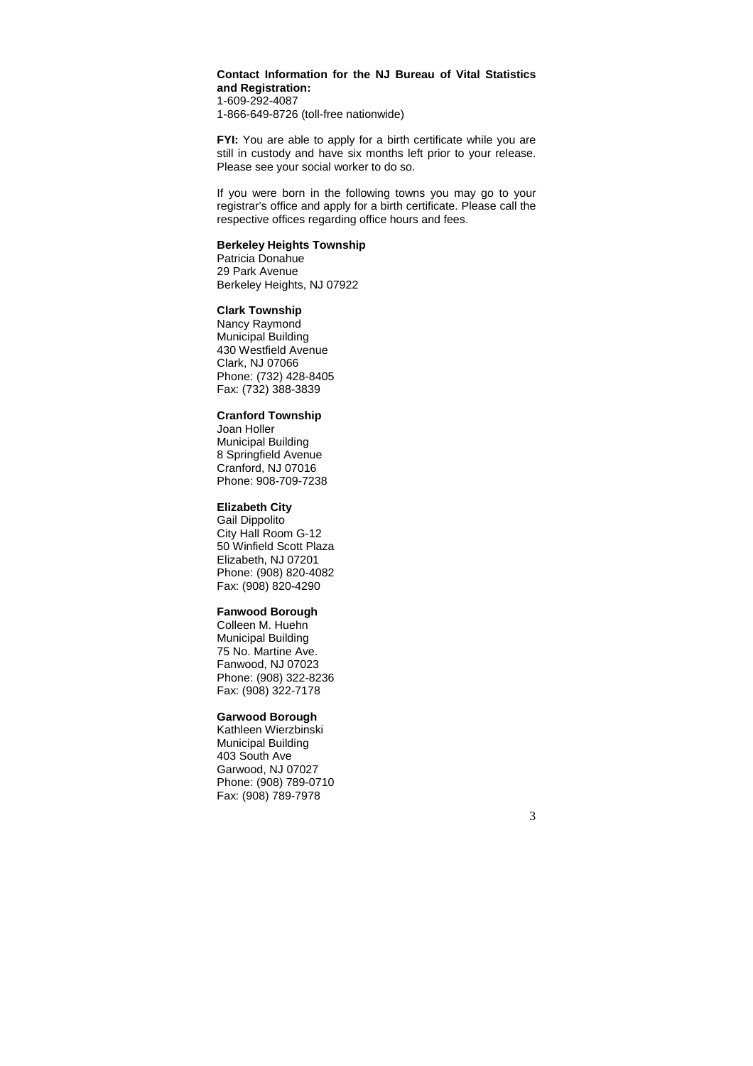**Contact Information for the NJ Bureau of Vital Statistics and Registration:**
1-609-292-4087
1-866-649-8726 (toll-free nationwide)

**FYI:** You are able to apply for a birth certificate while you are still in custody and have six months left prior to your release. Please see your social worker to do so.

If you were born in the following towns you may go to your registrar's office and apply for a birth certificate. Please call the respective offices regarding office hours and fees.

**Berkeley Heights Township**
Patricia Donahue
29 Park Avenue
Berkeley Heights, NJ 07922

**Clark Township**
Nancy Raymond
Municipal Building
430 Westfield Avenue
Clark, NJ 07066
Phone: (732) 428-8405
Fax: (732) 388-3839

**Cranford Township**
Joan Holler
Municipal Building
8 Springfield Avenue
Cranford, NJ 07016
Phone: 908-709-7238

**Elizabeth City**
Gail Dippolito
City Hall Room G-12
50 Winfield Scott Plaza
Elizabeth, NJ 07201
Phone: (908) 820-4082
Fax: (908) 820-4290

**Fanwood Borough**
Colleen M. Huehn
Municipal Building
75 No. Martine Ave.
Fanwood, NJ 07023
Phone: (908) 322-8236
Fax: (908) 322-7178

**Garwood Borough**
Kathleen Wierzbinski
Municipal Building
403 South Ave
Garwood, NJ 07027
Phone: (908) 789-0710
Fax: (908) 789-7978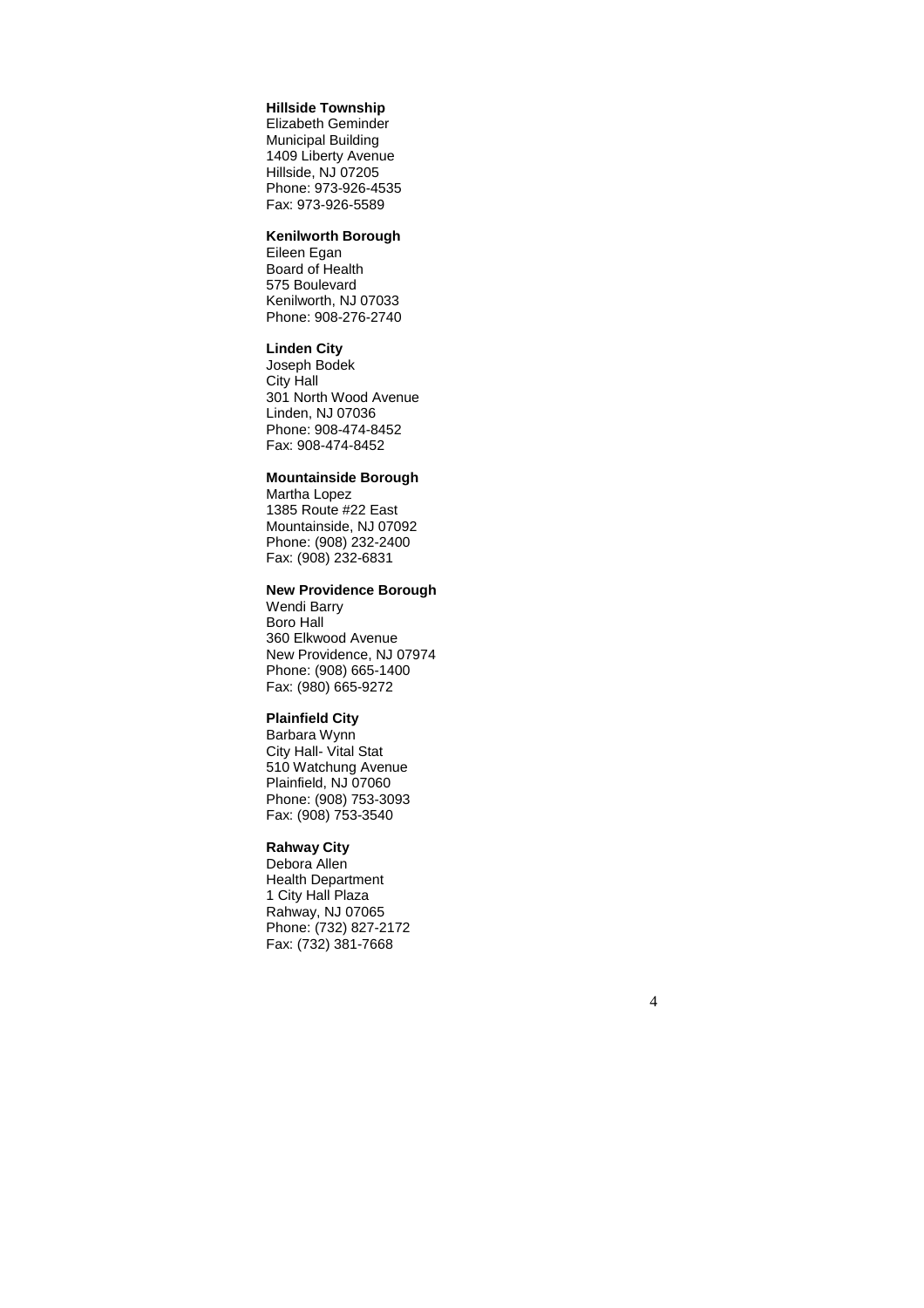**Hillside Township**
Elizabeth Geminder
Municipal Building
1409 Liberty Avenue
Hillside, NJ 07205
Phone: 973-926-4535
Fax: 973-926-5589

**Kenilworth Borough**
Eileen Egan
Board of Health
575 Boulevard
Kenilworth, NJ 07033
Phone: 908-276-2740

**Linden City**
Joseph Bodek
City Hall
301 North Wood Avenue
Linden, NJ 07036
Phone: 908-474-8452
Fax: 908-474-8452

**Mountainside Borough**
Martha Lopez
1385 Route #22 East
Mountainside, NJ 07092
Phone: (908) 232-2400
Fax: (908) 232-6831

**New Providence Borough**
Wendi Barry
Boro Hall
360 Elkwood Avenue
New Providence, NJ 07974
Phone: (908) 665-1400
Fax: (980) 665-9272

**Plainfield City**
Barbara Wynn
City Hall- Vital Stat
510 Watchung Avenue
Plainfield, NJ 07060
Phone: (908) 753-3093
Fax: (908) 753-3540

**Rahway City**
Debora Allen
Health Department
1 City Hall Plaza
Rahway, NJ 07065
Phone: (732) 827-2172
Fax: (732) 381-7668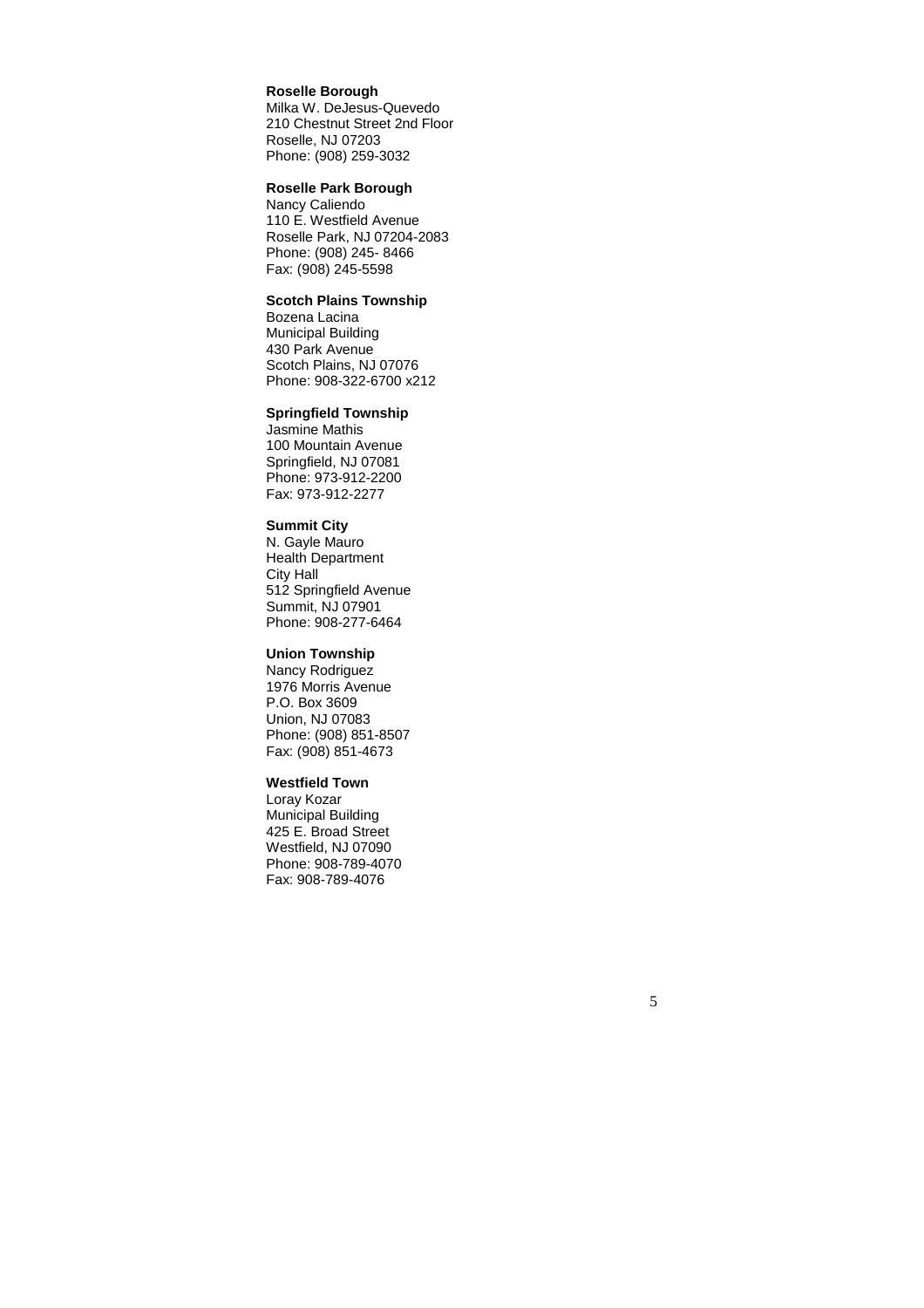**Roselle Borough**
Milka W. DeJesus-Quevedo
210 Chestnut Street 2nd Floor
Roselle, NJ 07203
Phone: (908) 259-3032

**Roselle Park Borough**
Nancy Caliendo
110 E. Westfield Avenue
Roselle Park, NJ 07204-2083
Phone: (908) 245- 8466
Fax: (908) 245-5598

**Scotch Plains Township**
Bozena Lacina
Municipal Building
430 Park Avenue
Scotch Plains, NJ 07076
Phone: 908-322-6700 x212

**Springfield Township**
Jasmine Mathis
100 Mountain Avenue
Springfield, NJ 07081
Phone: 973-912-2200
Fax: 973-912-2277

**Summit City**
N. Gayle Mauro
Health Department
City Hall
512 Springfield Avenue
Summit, NJ 07901
Phone: 908-277-6464

**Union Township**
Nancy Rodriguez
1976 Morris Avenue
P.O. Box 3609
Union, NJ 07083
Phone: (908) 851-8507
Fax: (908) 851-4673

**Westfield Town**
Loray Kozar
Municipal Building
425 E. Broad Street
Westfield, NJ 07090
Phone: 908-789-4070
Fax: 908-789-4076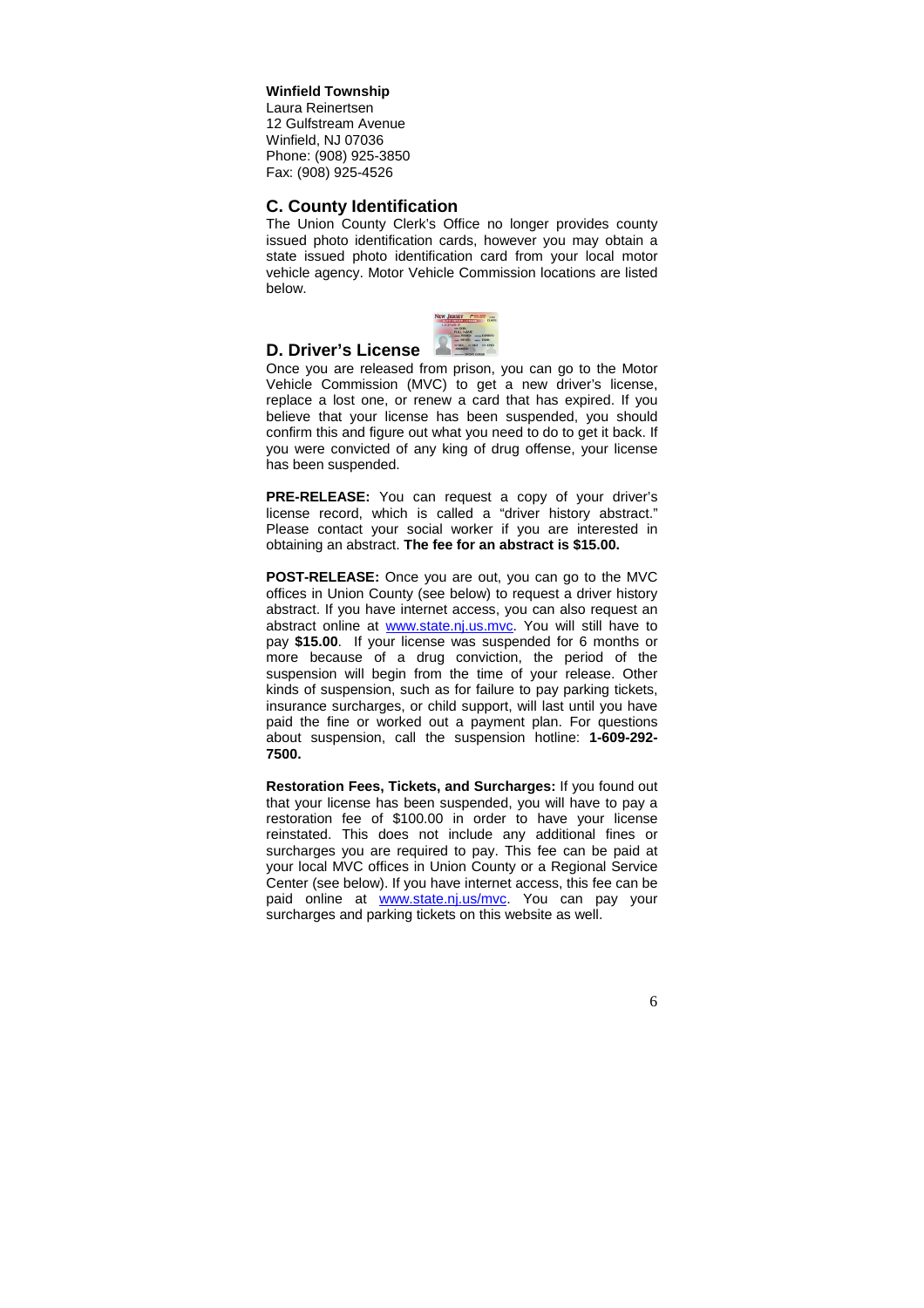**Winfield Township**
Laura Reinertsen
12 Gulfstream Avenue
Winfield, NJ 07036
Phone: (908) 925-3850
Fax: (908) 925-4526

## C. County Identification

The Union County Clerk's Office no longer provides county issued photo identification cards, however you may obtain a state issued photo identification card from your local motor vehicle agency. Motor Vehicle Commission locations are listed below.

## D. Driver's License

Once you are released from prison, you can go to the Motor Vehicle Commission (MVC) to get a new driver's license, replace a lost one, or renew a card that has expired. If you believe that your license has been suspended, you should confirm this and figure out what you need to do to get it back. If you were convicted of any king of drug offense, your license has been suspended.

**PRE-RELEASE:** You can request a copy of your driver's license record, which is called a "driver history abstract." Please contact your social worker if you are interested in obtaining an abstract. **The fee for an abstract is $15.00.**

**POST-RELEASE:** Once you are out, you can go to the MVC offices in Union County (see below) to request a driver history abstract. If you have internet access, you can also request an abstract online at www.state.nj.us.mvc. You will still have to pay **$15.00**. If your license was suspended for 6 months or more because of a drug conviction, the period of the suspension will begin from the time of your release. Other kinds of suspension, such as for failure to pay parking tickets, insurance surcharges, or child support, will last until you have paid the fine or worked out a payment plan. For questions about suspension, call the suspension hotline: **1-609-292-7500.**

**Restoration Fees, Tickets, and Surcharges:** If you found out that your license has been suspended, you will have to pay a restoration fee of $100.00 in order to have your license reinstated. This does not include any additional fines or surcharges you are required to pay. This fee can be paid at your local MVC offices in Union County or a Regional Service Center (see below). If you have internet access, this fee can be paid online at www.state.nj.us/mvc. You can pay your surcharges and parking tickets on this website as well.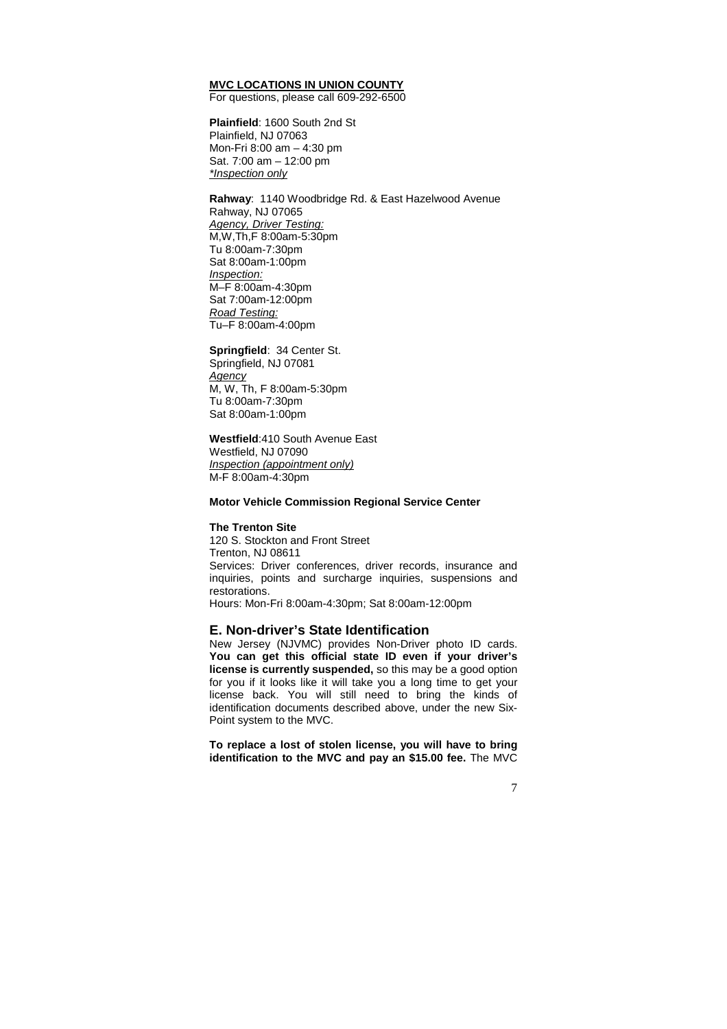**MVC LOCATIONS IN UNION COUNTY**

For questions, please call 609-292-6500

**Plainfield**: 1600 South 2nd St
Plainfield, NJ 07063
Mon-Fri 8:00 am – 4:30 pm
Sat. 7:00 am – 12:00 pm
*Inspection only*

**Rahway**: 1140 Woodbridge Rd. & East Hazelwood Avenue
Rahway, NJ 07065
*Agency, Driver Testing:*
M,W,Th,F 8:00am-5:30pm
Tu 8:00am-7:30pm
Sat 8:00am-1:00pm
*Inspection:*
M–F 8:00am-4:30pm
Sat 7:00am-12:00pm
*Road Testing:*
Tu–F 8:00am-4:00pm

**Springfield**: 34 Center St.
Springfield, NJ 07081
*Agency*
M, W, Th, F 8:00am-5:30pm
Tu 8:00am-7:30pm
Sat 8:00am-1:00pm

**Westfield**:410 South Avenue East
Westfield, NJ 07090
*Inspection (appointment only)*
M-F 8:00am-4:30pm

**Motor Vehicle Commission Regional Service Center**

**The Trenton Site**
120 S. Stockton and Front Street
Trenton, NJ 08611
Services: Driver conferences, driver records, insurance and inquiries, points and surcharge inquiries, suspensions and restorations.
Hours: Mon-Fri 8:00am-4:30pm; Sat 8:00am-12:00pm

## E. Non-driver's State Identification

New Jersey (NJVMC) provides Non-Driver photo ID cards. **You can get this official state ID even if your driver's license is currently suspended,** so this may be a good option for you if it looks like it will take you a long time to get your license back. You will still need to bring the kinds of identification documents described above, under the new Six-Point system to the MVC.

**To replace a lost of stolen license, you will have to bring identification to the MVC and pay an $15.00 fee.** The MVC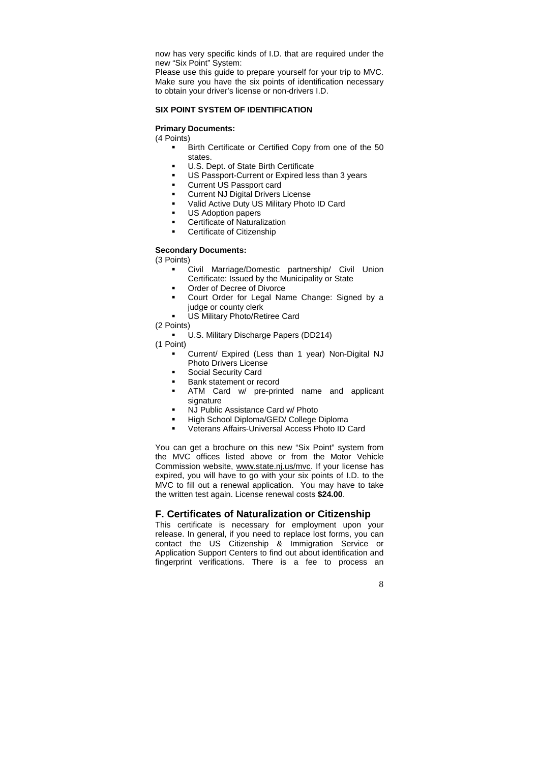now has very specific kinds of I.D. that are required under the new "Six Point" System:

Please use this guide to prepare yourself for your trip to MVC. Make sure you have the six points of identification necessary to obtain your driver's license or non-drivers I.D.

**SIX POINT SYSTEM OF IDENTIFICATION**

**Primary Documents:**

(4 Points)

- Birth Certificate or Certified Copy from one of the 50 states.
- U.S. Dept. of State Birth Certificate
- US Passport-Current or Expired less than 3 years
- Current US Passport card
- Current NJ Digital Drivers License
- Valid Active Duty US Military Photo ID Card
- US Adoption papers
- Certificate of Naturalization
- Certificate of Citizenship

**Secondary Documents:**

(3 Points)

- Civil Marriage/Domestic partnership/ Civil Union Certificate: Issued by the Municipality or State
- Order of Decree of Divorce
- Court Order for Legal Name Change: Signed by a judge or county clerk
- US Military Photo/Retiree Card

(2 Points)

- U.S. Military Discharge Papers (DD214)

(1 Point)

- Current/ Expired (Less than 1 year) Non-Digital NJ Photo Drivers License
- Social Security Card
- Bank statement or record
- ATM Card w/ pre-printed name and applicant signature
- NJ Public Assistance Card w/ Photo
- High School Diploma/GED/ College Diploma
- Veterans Affairs-Universal Access Photo ID Card

You can get a brochure on this new "Six Point" system from the MVC offices listed above or from the Motor Vehicle Commission website, www.state.nj.us/mvc. If your license has expired, you will have to go with your six points of I.D. to the MVC to fill out a renewal application. You may have to take the written test again. License renewal costs **$24.00**.

## F. Certificates of Naturalization or Citizenship

This certificate is necessary for employment upon your release. In general, if you need to replace lost forms, you can contact the US Citizenship & Immigration Service or Application Support Centers to find out about identification and fingerprint verifications. There is a fee to process an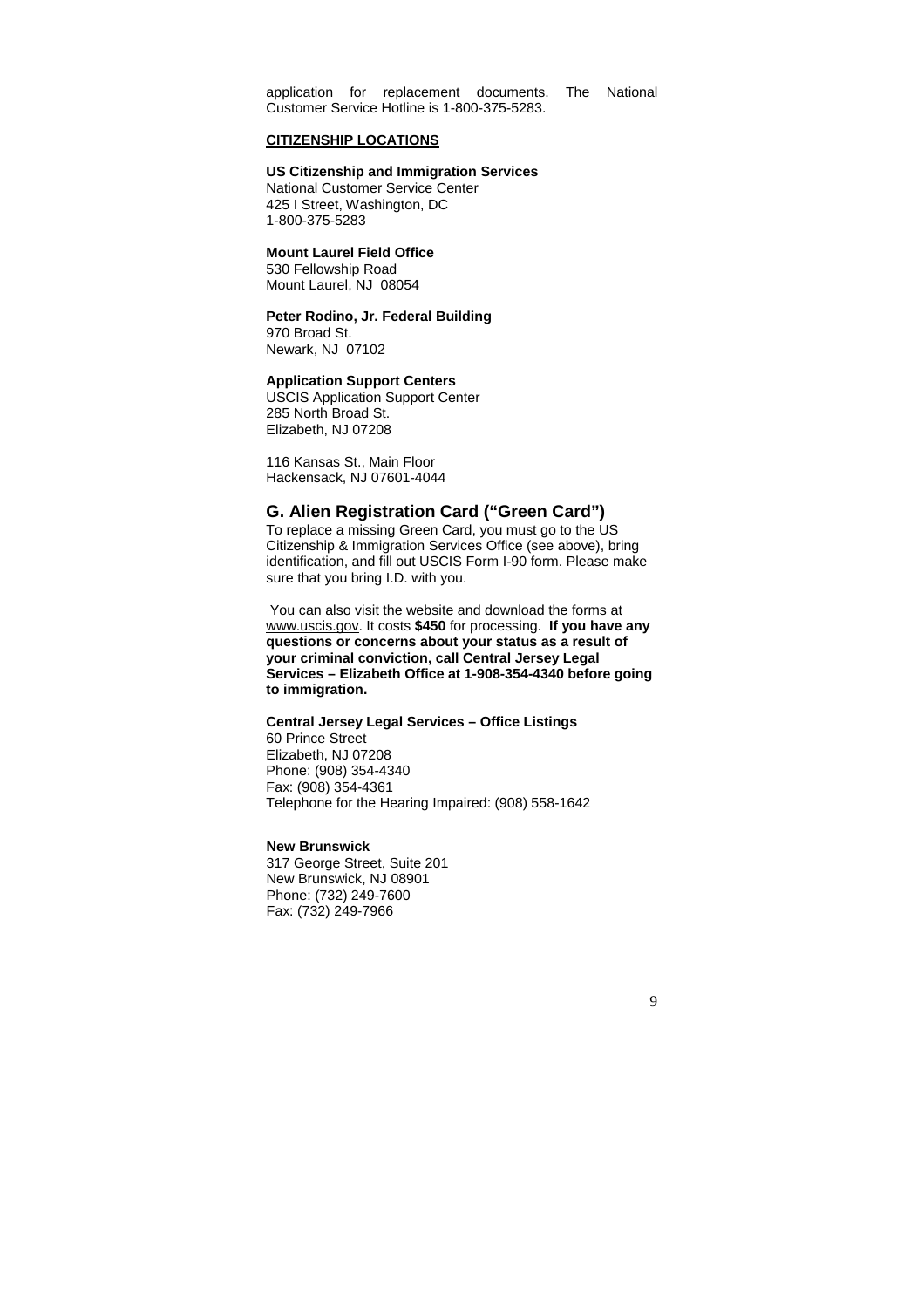application for replacement documents. The National Customer Service Hotline is 1-800-375-5283.

**CITIZENSHIP LOCATIONS**

**US Citizenship and Immigration Services**
National Customer Service Center
425 I Street, Washington, DC
1-800-375-5283

**Mount Laurel Field Office**
530 Fellowship Road
Mount Laurel, NJ 08054

**Peter Rodino, Jr. Federal Building**
970 Broad St.
Newark, NJ 07102

**Application Support Centers**
USCIS Application Support Center
285 North Broad St.
Elizabeth, NJ 07208

116 Kansas St., Main Floor
Hackensack, NJ 07601-4044

## G. Alien Registration Card ("Green Card")

To replace a missing Green Card, you must go to the US Citizenship & Immigration Services Office (see above), bring identification, and fill out USCIS Form I-90 form. Please make sure that you bring I.D. with you.

You can also visit the website and download the forms at www.uscis.gov. It costs **$450** for processing. **If you have any questions or concerns about your status as a result of your criminal conviction, call Central Jersey Legal Services – Elizabeth Office at 1-908-354-4340 before going to immigration.**

**Central Jersey Legal Services – Office Listings**
60 Prince Street
Elizabeth, NJ 07208
Phone: (908) 354-4340
Fax: (908) 354-4361
Telephone for the Hearing Impaired: (908) 558-1642

**New Brunswick**
317 George Street, Suite 201
New Brunswick, NJ 08901
Phone: (732) 249-7600
Fax: (732) 249-7966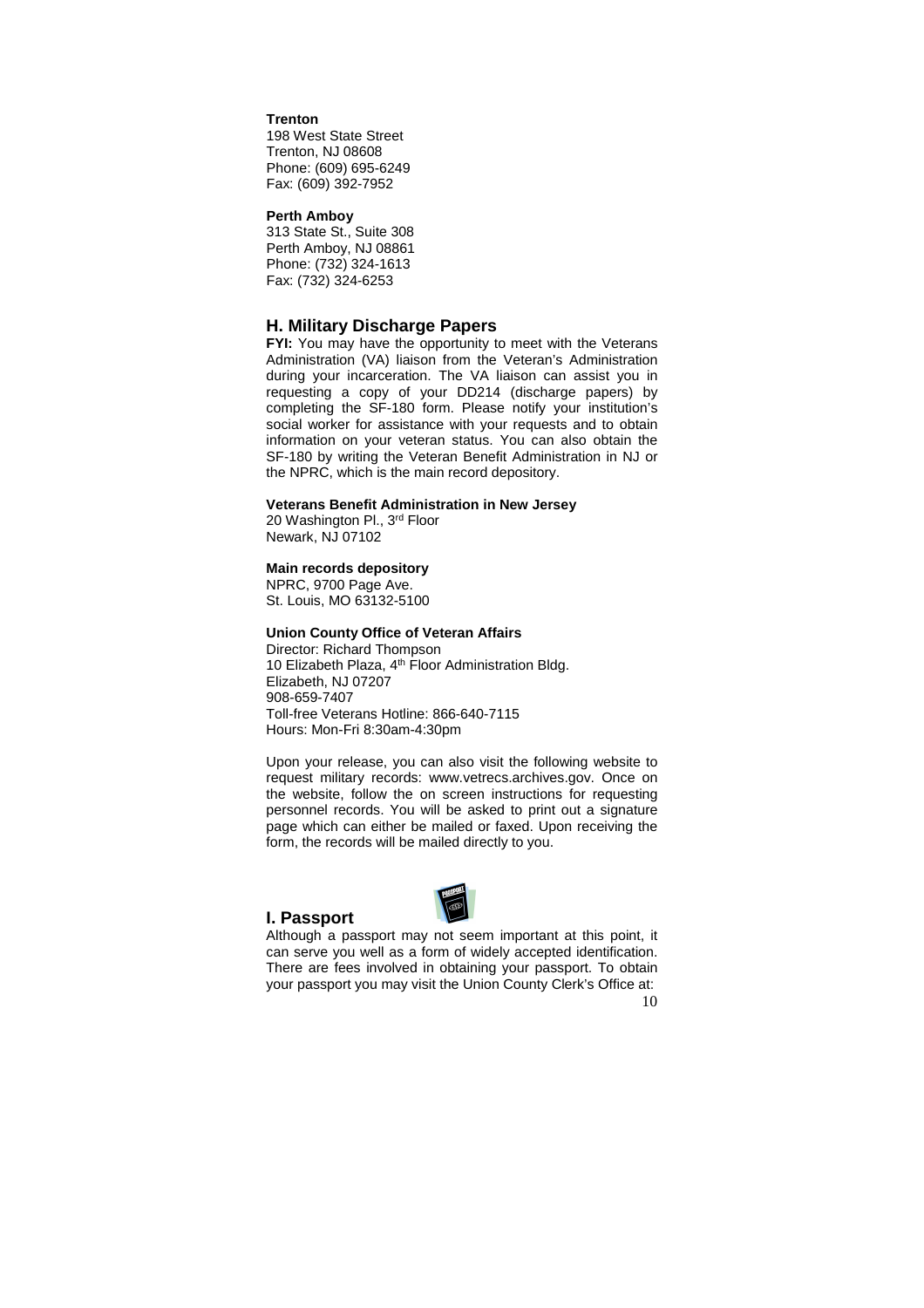**Trenton**
198 West State Street
Trenton, NJ 08608
Phone: (609) 695-6249
Fax: (609) 392-7952

**Perth Amboy**
313 State St., Suite 308
Perth Amboy, NJ 08861
Phone: (732) 324-1613
Fax: (732) 324-6253

## H. Military Discharge Papers

**FYI:** You may have the opportunity to meet with the Veterans Administration (VA) liaison from the Veteran's Administration during your incarceration. The VA liaison can assist you in requesting a copy of your DD214 (discharge papers) by completing the SF-180 form. Please notify your institution's social worker for assistance with your requests and to obtain information on your veteran status. You can also obtain the SF-180 by writing the Veteran Benefit Administration in NJ or the NPRC, which is the main record depository.

**Veterans Benefit Administration in New Jersey**
20 Washington Pl., 3rd Floor
Newark, NJ 07102

**Main records depository**
NPRC, 9700 Page Ave.
St. Louis, MO 63132-5100

**Union County Office of Veteran Affairs**
Director: Richard Thompson
10 Elizabeth Plaza, 4th Floor Administration Bldg.
Elizabeth, NJ 07207
908-659-7407
Toll-free Veterans Hotline: 866-640-7115
Hours: Mon-Fri 8:30am-4:30pm

Upon your release, you can also visit the following website to request military records: www.vetrecs.archives.gov. Once on the website, follow the on screen instructions for requesting personnel records. You will be asked to print out a signature page which can either be mailed or faxed. Upon receiving the form, the records will be mailed directly to you.

## I. Passport

Although a passport may not seem important at this point, it can serve you well as a form of widely accepted identification. There are fees involved in obtaining your passport. To obtain your passport you may visit the Union County Clerk's Office at: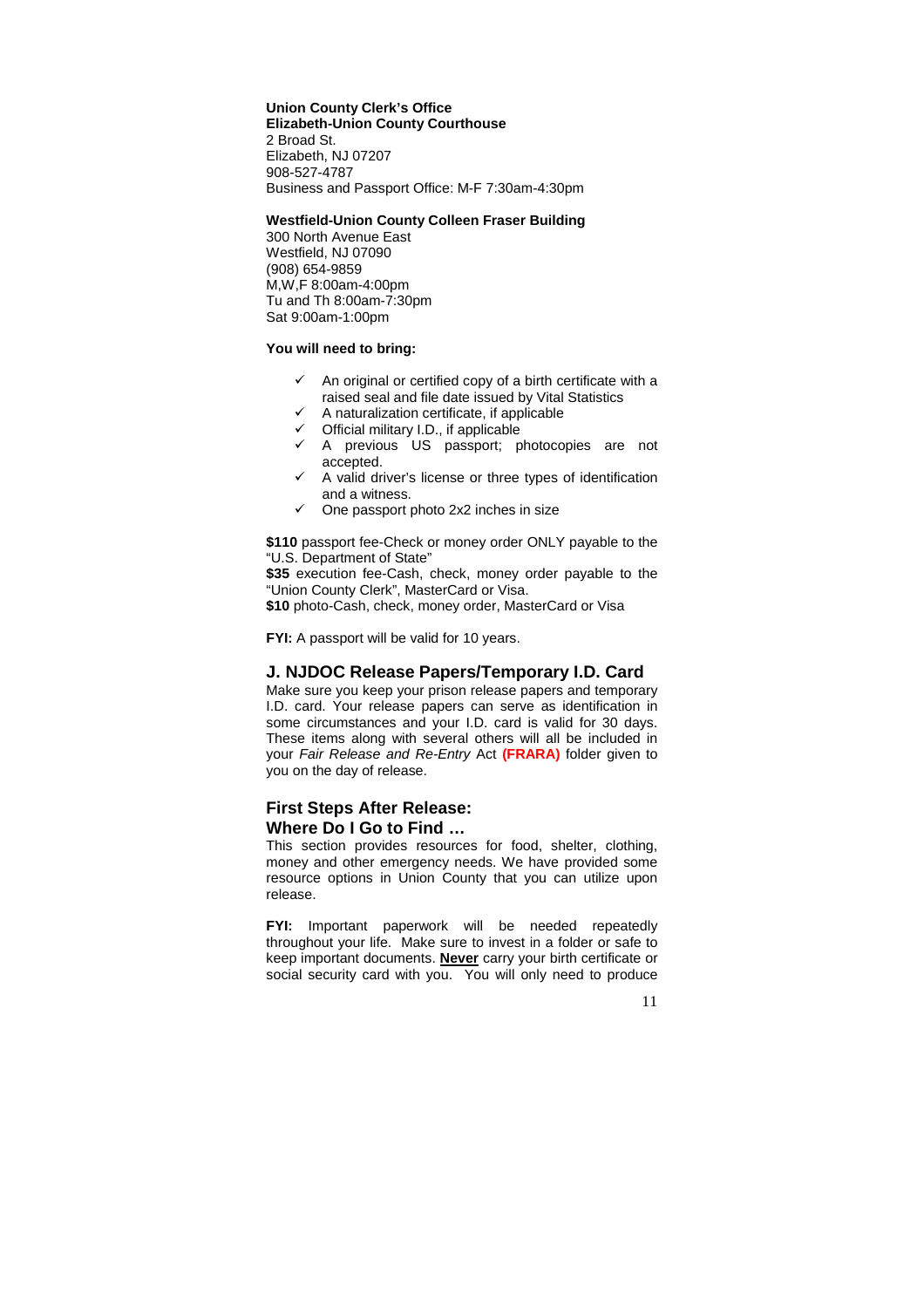**Union County Clerk's Office**
**Elizabeth-Union County Courthouse**
2 Broad St.
Elizabeth, NJ 07207
908-527-4787
Business and Passport Office: M-F 7:30am-4:30pm

**Westfield-Union County Colleen Fraser Building**
300 North Avenue East
Westfield, NJ 07090
(908) 654-9859
M,W,F 8:00am-4:00pm
Tu and Th 8:00am-7:30pm
Sat 9:00am-1:00pm

**You will need to bring:**

- ✓ An original or certified copy of a birth certificate with a raised seal and file date issued by Vital Statistics
- ✓ A naturalization certificate, if applicable
- ✓ Official military I.D., if applicable
- ✓ A previous US passport; photocopies are not accepted.
- ✓ A valid driver's license or three types of identification and a witness.
- ✓ One passport photo 2x2 inches in size

**$110** passport fee-Check or money order ONLY payable to the "U.S. Department of State"
**$35** execution fee-Cash, check, money order payable to the "Union County Clerk", MasterCard or Visa.
**$10** photo-Cash, check, money order, MasterCard or Visa

**FYI:** A passport will be valid for 10 years.

## J. NJDOC Release Papers/Temporary I.D. Card

Make sure you keep your prison release papers and temporary I.D. card. Your release papers can serve as identification in some circumstances and your I.D. card is valid for 30 days. These items along with several others will all be included in your *Fair Release and Re-Entry* Act **(FRARA)** folder given to you on the day of release.

## First Steps After Release: Where Do I Go to Find …

This section provides resources for food, shelter, clothing, money and other emergency needs. We have provided some resource options in Union County that you can utilize upon release.

**FYI:** Important paperwork will be needed repeatedly throughout your life. Make sure to invest in a folder or safe to keep important documents. **Never** carry your birth certificate or social security card with you. You will only need to produce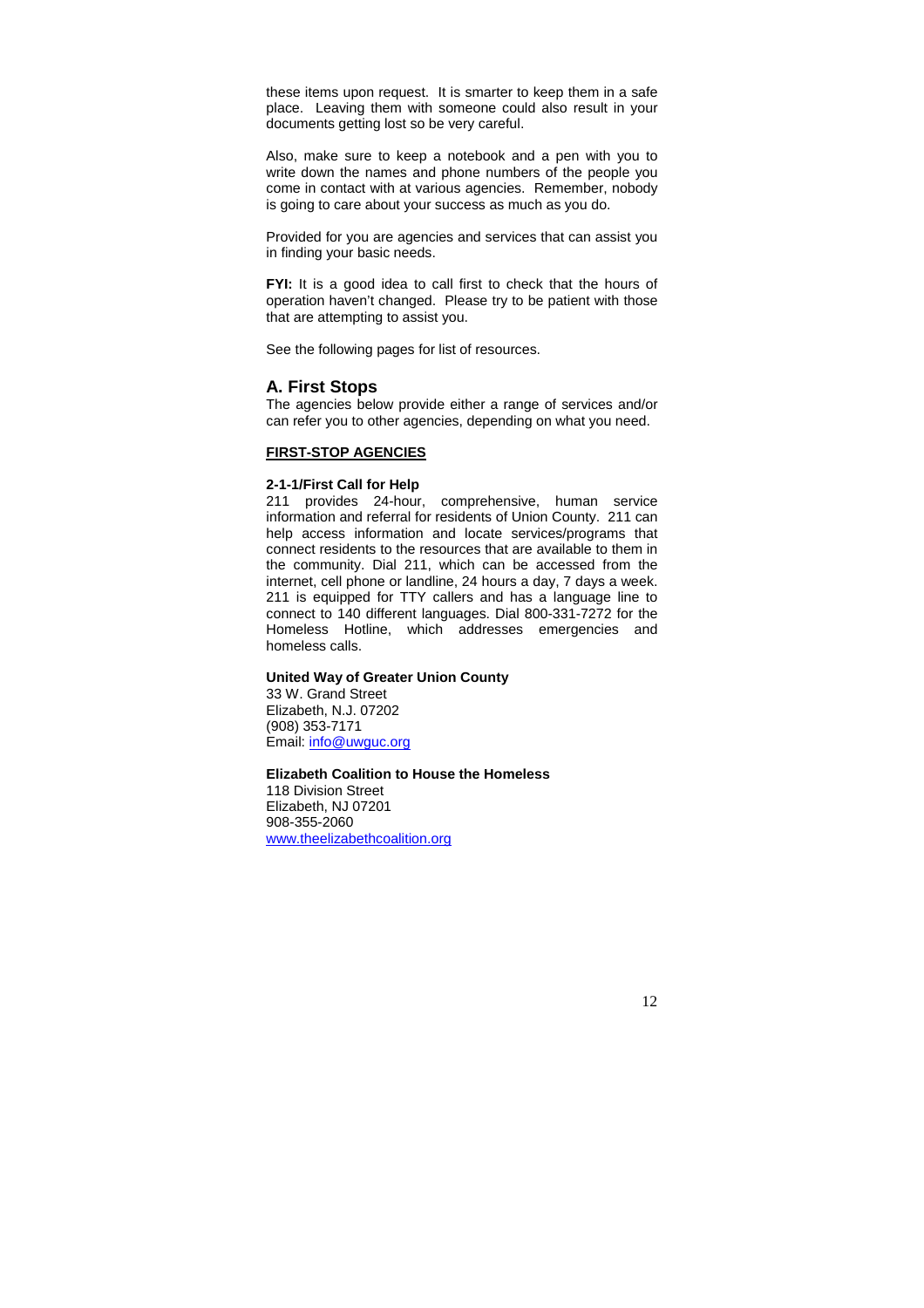these items upon request. It is smarter to keep them in a safe place. Leaving them with someone could also result in your documents getting lost so be very careful.

Also, make sure to keep a notebook and a pen with you to write down the names and phone numbers of the people you come in contact with at various agencies. Remember, nobody is going to care about your success as much as you do.

Provided for you are agencies and services that can assist you in finding your basic needs.

**FYI:** It is a good idea to call first to check that the hours of operation haven't changed. Please try to be patient with those that are attempting to assist you.

See the following pages for list of resources.

## A. First Stops

The agencies below provide either a range of services and/or can refer you to other agencies, depending on what you need.

**FIRST-STOP AGENCIES**

**2-1-1/First Call for Help**
211 provides 24-hour, comprehensive, human service information and referral for residents of Union County. 211 can help access information and locate services/programs that connect residents to the resources that are available to them in the community. Dial 211, which can be accessed from the internet, cell phone or landline, 24 hours a day, 7 days a week. 211 is equipped for TTY callers and has a language line to connect to 140 different languages. Dial 800-331-7272 for the Homeless Hotline, which addresses emergencies and homeless calls.

**United Way of Greater Union County**
33 W. Grand Street
Elizabeth, N.J. 07202
(908) 353-7171
Email: info@uwguc.org

**Elizabeth Coalition to House the Homeless**
118 Division Street
Elizabeth, NJ 07201
908-355-2060
www.theelizabethcoalition.org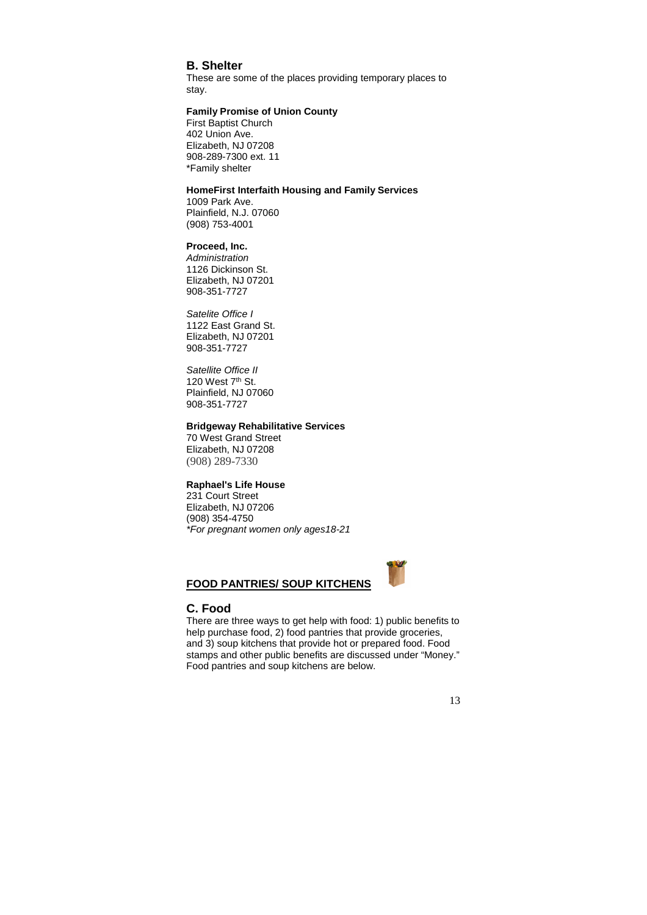## B. Shelter

These are some of the places providing temporary places to stay.

**Family Promise of Union County**
First Baptist Church
402 Union Ave.
Elizabeth, NJ 07208
908-289-7300 ext. 11
*Family shelter

**HomeFirst Interfaith Housing and Family Services**
1009 Park Ave.
Plainfield, N.J. 07060
(908) 753-4001

**Proceed, Inc.**
*Administration*
1126 Dickinson St.
Elizabeth, NJ 07201
908-351-7727

*Satelite Office I*
1122 East Grand St.
Elizabeth, NJ 07201
908-351-7727

*Satellite Office II*
120 West 7th St.
Plainfield, NJ 07060
908-351-7727

**Bridgeway Rehabilitative Services**
70 West Grand Street
Elizabeth, NJ 07208
(908) 289-7330

**Raphael's Life House**
231 Court Street
Elizabeth, NJ 07206
(908) 354-4750
*\*For pregnant women only ages18-21*

**FOOD PANTRIES/ SOUP KITCHENS**

## C. Food

There are three ways to get help with food: 1) public benefits to help purchase food, 2) food pantries that provide groceries, and 3) soup kitchens that provide hot or prepared food. Food stamps and other public benefits are discussed under “Money.” Food pantries and soup kitchens are below.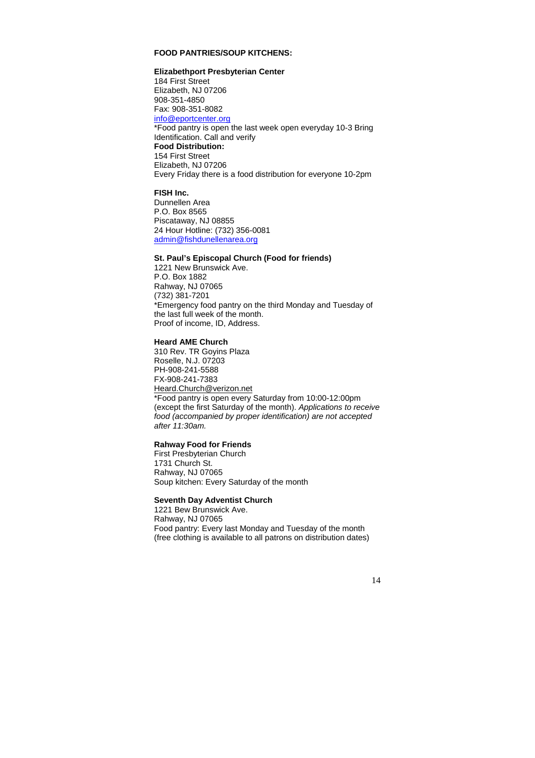## FOOD PANTRIES/SOUP KITCHENS:

**Elizabethport Presbyterian Center**
184 First Street
Elizabeth, NJ 07206
908-351-4850
Fax: 908-351-8082
info@eportcenter.org
*Food pantry is open the last week open everyday 10-3 Bring Identification. Call and verify
**Food Distribution:**
154 First Street
Elizabeth, NJ 07206
Every Friday there is a food distribution for everyone 10-2pm

**FISH Inc.**
Dunnellen Area
P.O. Box 8565
Piscataway, NJ 08855
24 Hour Hotline: (732) 356-0081
admin@fishdunellenarea.org

**St. Paul's Episcopal Church (Food for friends)**
1221 New Brunswick Ave.
P.O. Box 1882
Rahway, NJ 07065
(732) 381-7201
*Emergency food pantry on the third Monday and Tuesday of the last full week of the month.
Proof of income, ID, Address.

**Heard AME Church**
310 Rev. TR Goyins Plaza
Roselle, N.J. 07203
PH-908-241-5588
FX-908-241-7383
Heard.Church@verizon.net
*Food pantry is open every Saturday from 10:00-12:00pm (except the first Saturday of the month). *Applications to receive food (accompanied by proper identification) are not accepted after 11:30am.*

**Rahway Food for Friends**
First Presbyterian Church
1731 Church St.
Rahway, NJ 07065
Soup kitchen: Every Saturday of the month

**Seventh Day Adventist Church**
1221 Bew Brunswick Ave.
Rahway, NJ 07065
Food pantry: Every last Monday and Tuesday of the month (free clothing is available to all patrons on distribution dates)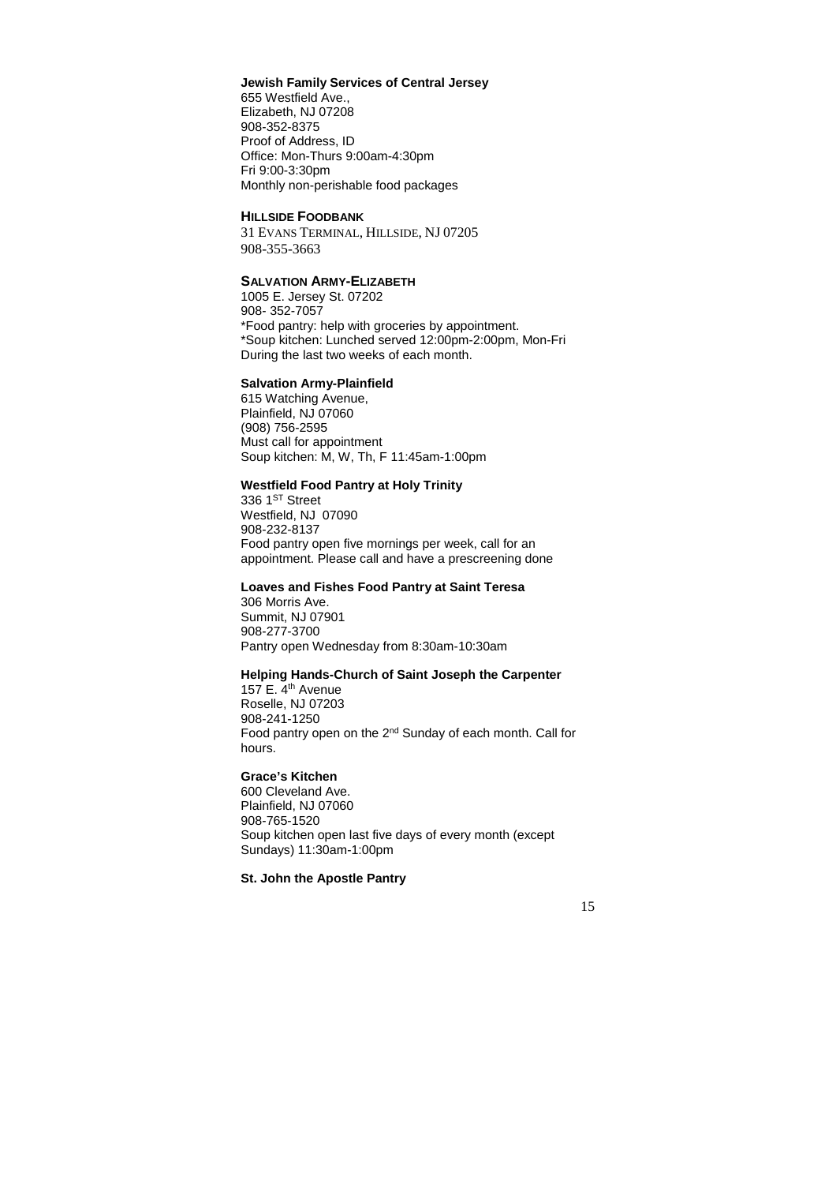**Jewish Family Services of Central Jersey**
655 Westfield Ave.,
Elizabeth, NJ 07208
908-352-8375
Proof of Address, ID
Office: Mon-Thurs 9:00am-4:30pm
Fri 9:00-3:30pm
Monthly non-perishable food packages

**HILLSIDE FOODBANK**
31 EVANS TERMINAL, HILLSIDE, NJ 07205
908-355-3663

**SALVATION ARMY-ELIZABETH**
1005 E. Jersey St. 07202
908- 352-7057
*Food pantry: help with groceries by appointment.
*Soup kitchen: Lunched served 12:00pm-2:00pm, Mon-Fri
During the last two weeks of each month.

**Salvation Army-Plainfield**
615 Watching Avenue,
Plainfield, NJ 07060
(908) 756-2595
Must call for appointment
Soup kitchen: M, W, Th, F 11:45am-1:00pm

**Westfield Food Pantry at Holy Trinity**
336 1ST Street
Westfield, NJ 07090
908-232-8137
Food pantry open five mornings per week, call for an appointment. Please call and have a prescreening done

**Loaves and Fishes Food Pantry at Saint Teresa**
306 Morris Ave.
Summit, NJ 07901
908-277-3700
Pantry open Wednesday from 8:30am-10:30am

**Helping Hands-Church of Saint Joseph the Carpenter**
157 E. 4th Avenue
Roselle, NJ 07203
908-241-1250
Food pantry open on the 2nd Sunday of each month. Call for hours.

**Grace's Kitchen**
600 Cleveland Ave.
Plainfield, NJ 07060
908-765-1520
Soup kitchen open last five days of every month (except Sundays) 11:30am-1:00pm

**St. John the Apostle Pantry**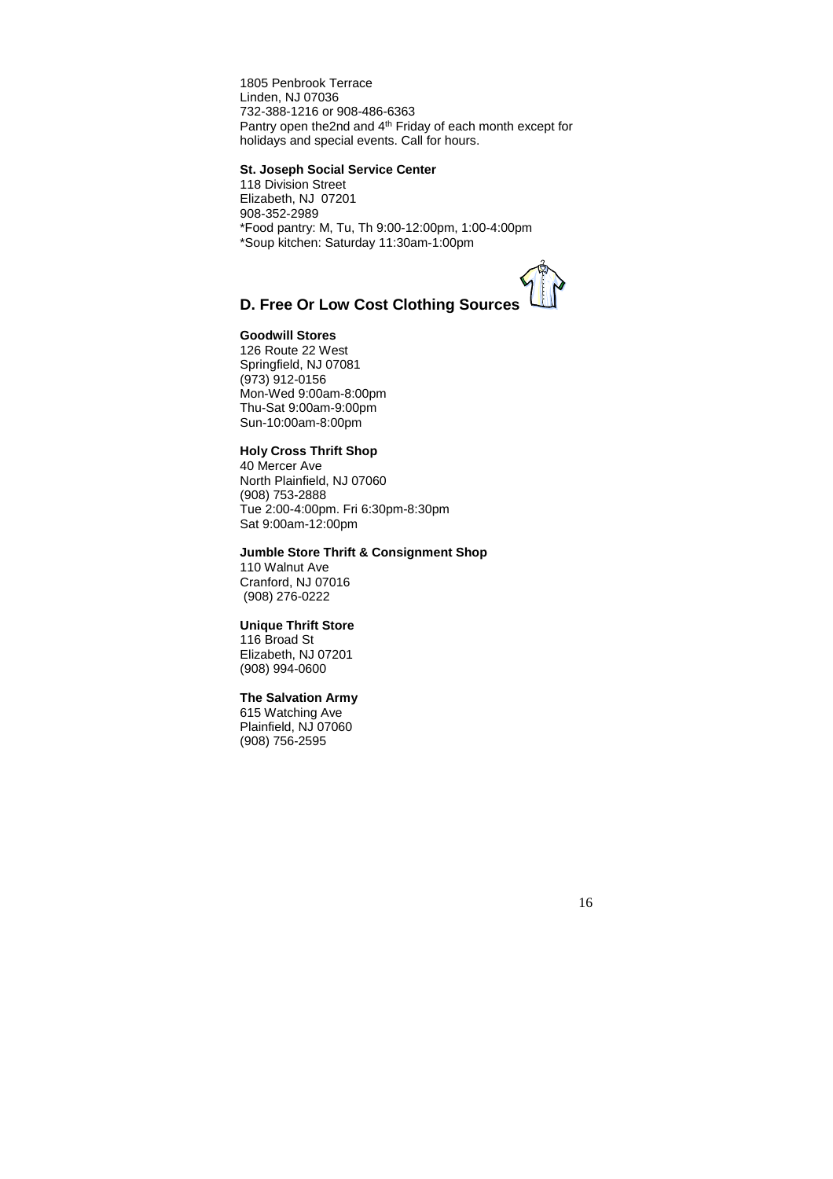1805 Penbrook Terrace
Linden, NJ 07036
732-388-1216 or 908-486-6363
Pantry open the2nd and 4th Friday of each month except for holidays and special events. Call for hours.

**St. Joseph Social Service Center**
118 Division Street
Elizabeth, NJ 07201
908-352-2989
*Food pantry: M, Tu, Th 9:00-12:00pm, 1:00-4:00pm
*Soup kitchen: Saturday 11:30am-1:00pm

## D. Free Or Low Cost Clothing Sources

**Goodwill Stores**
126 Route 22 West
Springfield, NJ 07081
(973) 912-0156
Mon-Wed 9:00am-8:00pm
Thu-Sat 9:00am-9:00pm
Sun-10:00am-8:00pm

**Holy Cross Thrift Shop**
40 Mercer Ave
North Plainfield, NJ 07060
(908) 753-2888
Tue 2:00-4:00pm. Fri 6:30pm-8:30pm
Sat 9:00am-12:00pm

**Jumble Store Thrift & Consignment Shop**
110 Walnut Ave
Cranford, NJ 07016
(908) 276-0222

**Unique Thrift Store**
116 Broad St
Elizabeth, NJ 07201
(908) 994-0600

**The Salvation Army**
615 Watching Ave
Plainfield, NJ 07060
(908) 756-2595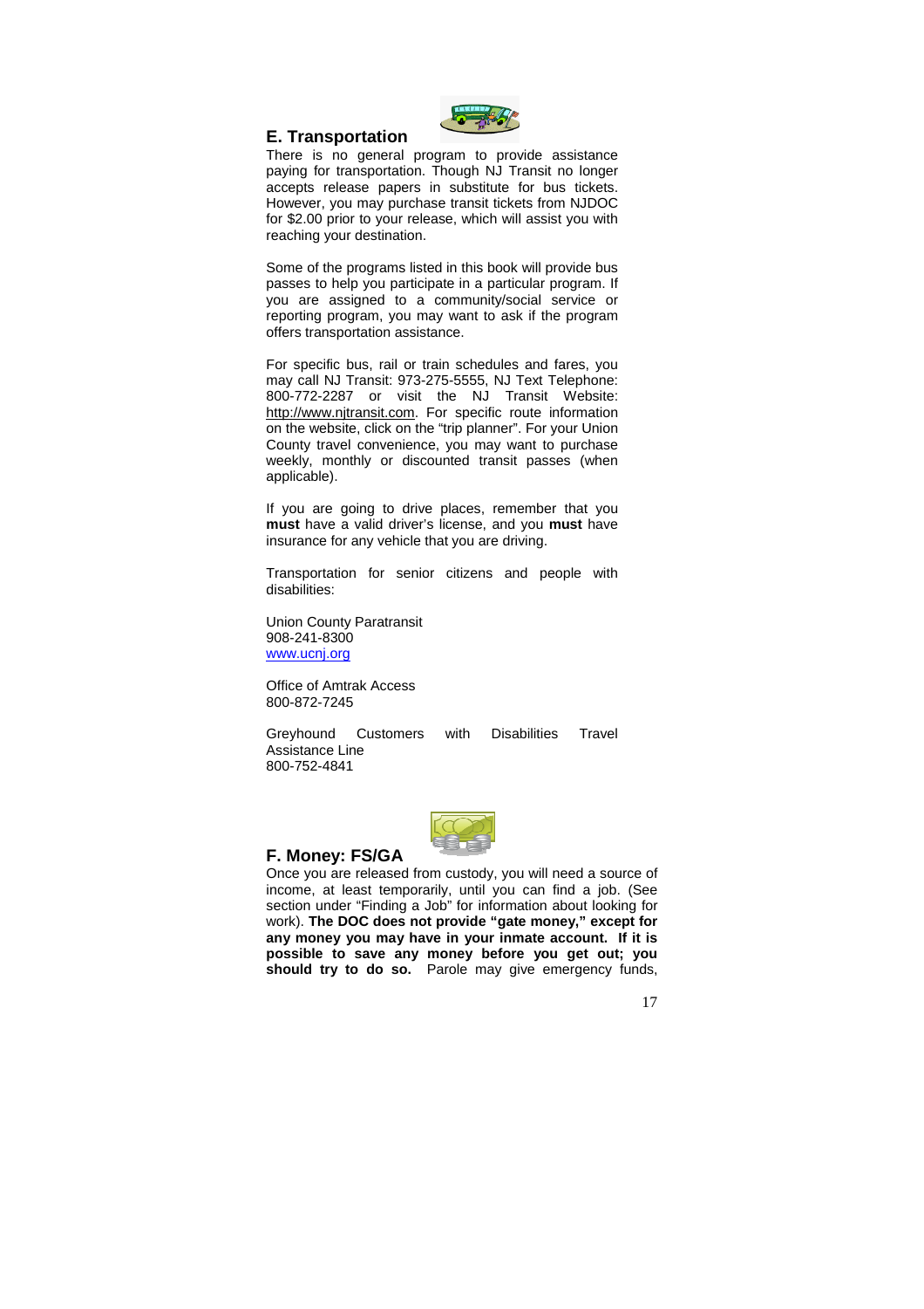## E. Transportation

There is no general program to provide assistance paying for transportation. Though NJ Transit no longer accepts release papers in substitute for bus tickets. However, you may purchase transit tickets from NJDOC for $2.00 prior to your release, which will assist you with reaching your destination.

Some of the programs listed in this book will provide bus passes to help you participate in a particular program. If you are assigned to a community/social service or reporting program, you may want to ask if the program offers transportation assistance.

For specific bus, rail or train schedules and fares, you may call NJ Transit: 973-275-5555, NJ Text Telephone: 800-772-2287 or visit the NJ Transit Website: http://www.njtransit.com. For specific route information on the website, click on the "trip planner". For your Union County travel convenience, you may want to purchase weekly, monthly or discounted transit passes (when applicable).

If you are going to drive places, remember that you **must** have a valid driver's license, and you **must** have insurance for any vehicle that you are driving.

Transportation for senior citizens and people with disabilities:

Union County Paratransit
908-241-8300
www.ucnj.org

Office of Amtrak Access
800-872-7245

Greyhound Customers with Disabilities Travel Assistance Line
800-752-4841

## F. Money: FS/GA

Once you are released from custody, you will need a source of income, at least temporarily, until you can find a job. (See section under "Finding a Job" for information about looking for work). **The DOC does not provide "gate money," except for any money you may have in your inmate account. If it is possible to save any money before you get out; you should try to do so.** Parole may give emergency funds,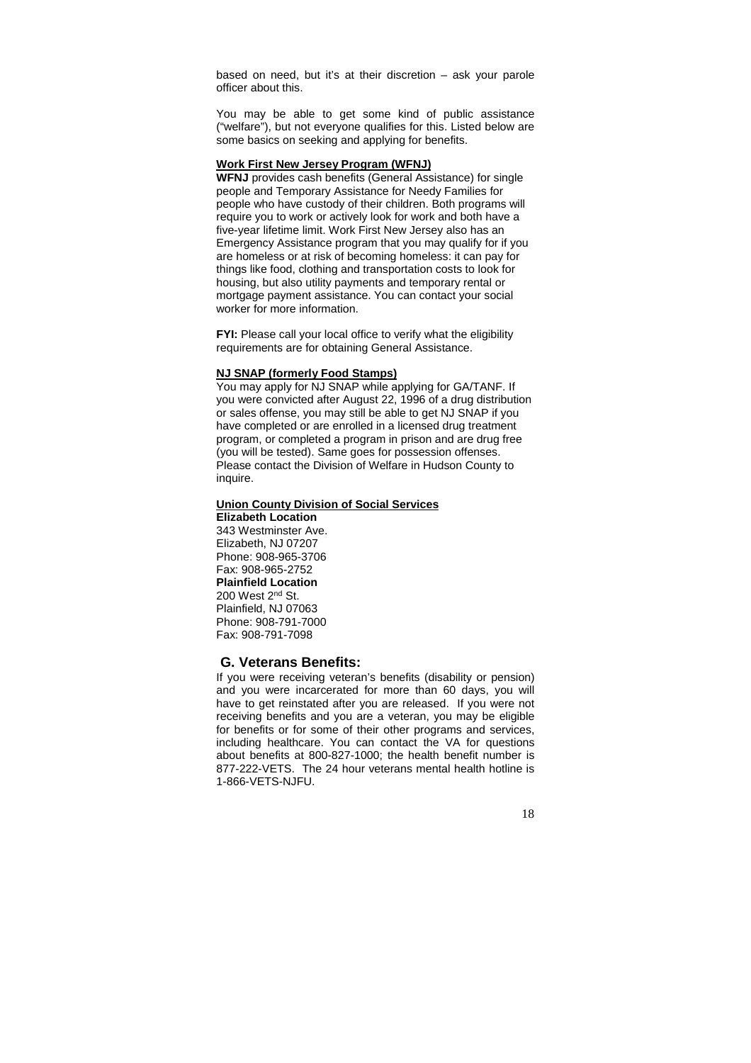based on need, but it's at their discretion – ask your parole officer about this.

You may be able to get some kind of public assistance ("welfare"), but not everyone qualifies for this. Listed below are some basics on seeking and applying for benefits.

**Work First New Jersey Program (WFNJ)**

**WFNJ** provides cash benefits (General Assistance) for single people and Temporary Assistance for Needy Families for people who have custody of their children. Both programs will require you to work or actively look for work and both have a five-year lifetime limit. Work First New Jersey also has an Emergency Assistance program that you may qualify for if you are homeless or at risk of becoming homeless: it can pay for things like food, clothing and transportation costs to look for housing, but also utility payments and temporary rental or mortgage payment assistance. You can contact your social worker for more information.

**FYI:** Please call your local office to verify what the eligibility requirements are for obtaining General Assistance.

**NJ SNAP (formerly Food Stamps)**

You may apply for NJ SNAP while applying for GA/TANF. If you were convicted after August 22, 1996 of a drug distribution or sales offense, you may still be able to get NJ SNAP if you have completed or are enrolled in a licensed drug treatment program, or completed a program in prison and are drug free (you will be tested). Same goes for possession offenses. Please contact the Division of Welfare in Hudson County to inquire.

**Union County Division of Social Services**

**Elizabeth Location**
343 Westminster Ave.
Elizabeth, NJ 07207
Phone: 908-965-3706
Fax: 908-965-2752

**Plainfield Location**
200 West 2nd St.
Plainfield, NJ 07063
Phone: 908-791-7000
Fax: 908-791-7098

## G. Veterans Benefits:

If you were receiving veteran's benefits (disability or pension) and you were incarcerated for more than 60 days, you will have to get reinstated after you are released. If you were not receiving benefits and you are a veteran, you may be eligible for benefits or for some of their other programs and services, including healthcare. You can contact the VA for questions about benefits at 800-827-1000; the health benefit number is 877-222-VETS. The 24 hour veterans mental health hotline is 1-866-VETS-NJFU.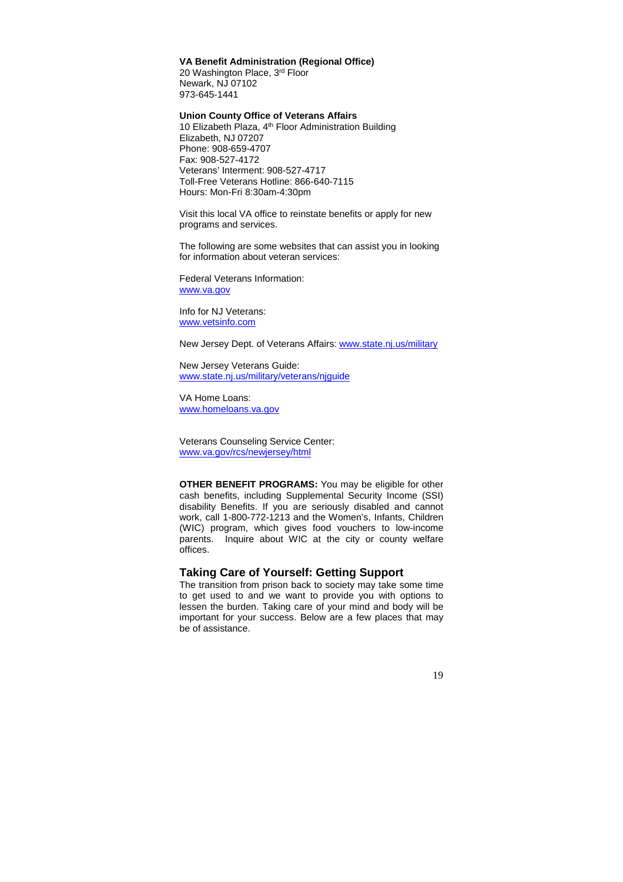**VA Benefit Administration (Regional Office)**
20 Washington Place, 3rd Floor
Newark, NJ 07102
973-645-1441

**Union County Office of Veterans Affairs**
10 Elizabeth Plaza, 4th Floor Administration Building
Elizabeth, NJ 07207
Phone: 908-659-4707
Fax: 908-527-4172
Veterans' Interment: 908-527-4717
Toll-Free Veterans Hotline: 866-640-7115
Hours: Mon-Fri 8:30am-4:30pm

Visit this local VA office to reinstate benefits or apply for new programs and services.

The following are some websites that can assist you in looking for information about veteran services:

Federal Veterans Information:
www.va.gov

Info for NJ Veterans:
www.vetsinfo.com

New Jersey Dept. of Veterans Affairs: www.state.nj.us/military

New Jersey Veterans Guide:
www.state.nj.us/military/veterans/njguide

VA Home Loans:
www.homeloans.va.gov

Veterans Counseling Service Center:
www.va.gov/rcs/newjersey/html

**OTHER BENEFIT PROGRAMS:** You may be eligible for other cash benefits, including Supplemental Security Income (SSI) disability Benefits. If you are seriously disabled and cannot work, call 1-800-772-1213 and the Women's, Infants, Children (WIC) program, which gives food vouchers to low-income parents. Inquire about WIC at the city or county welfare offices.

## Taking Care of Yourself: Getting Support

The transition from prison back to society may take some time to get used to and we want to provide you with options to lessen the burden. Taking care of your mind and body will be important for your success. Below are a few places that may be of assistance.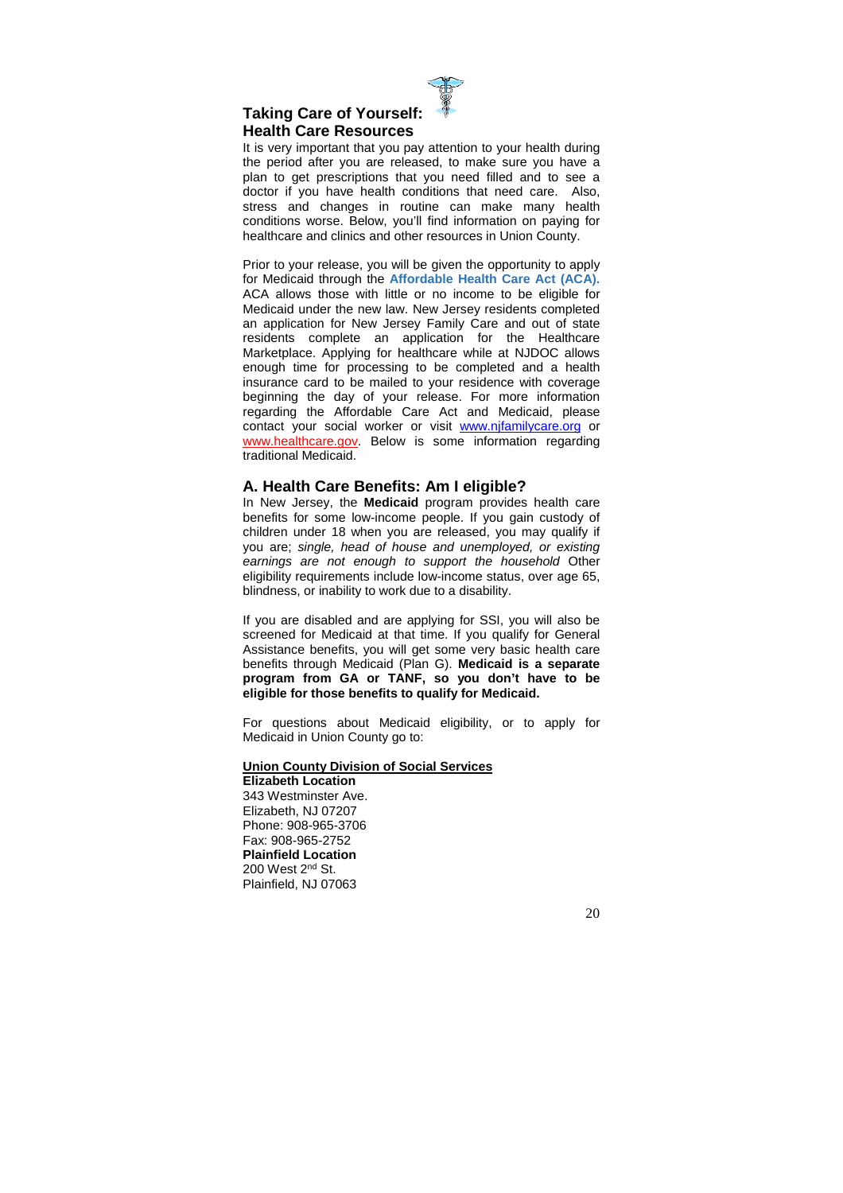## Taking Care of Yourself: Health Care Resources

It is very important that you pay attention to your health during the period after you are released, to make sure you have a plan to get prescriptions that you need filled and to see a doctor if you have health conditions that need care. Also, stress and changes in routine can make many health conditions worse. Below, you'll find information on paying for healthcare and clinics and other resources in Union County.

Prior to your release, you will be given the opportunity to apply for Medicaid through the **Affordable Health Care Act (ACA).** ACA allows those with little or no income to be eligible for Medicaid under the new law. New Jersey residents completed an application for New Jersey Family Care and out of state residents complete an application for the Healthcare Marketplace. Applying for healthcare while at NJDOC allows enough time for processing to be completed and a health insurance card to be mailed to your residence with coverage beginning the day of your release. For more information regarding the Affordable Care Act and Medicaid, please contact your social worker or visit www.njfamilycare.org or www.healthcare.gov. Below is some information regarding traditional Medicaid.

### A. Health Care Benefits: Am I eligible?

In New Jersey, the **Medicaid** program provides health care benefits for some low-income people. If you gain custody of children under 18 when you are released, you may qualify if you are; *single, head of house and unemployed, or existing earnings are not enough to support the household* Other eligibility requirements include low-income status, over age 65, blindness, or inability to work due to a disability.

If you are disabled and are applying for SSI, you will also be screened for Medicaid at that time. If you qualify for General Assistance benefits, you will get some very basic health care benefits through Medicaid (Plan G). **Medicaid is a separate program from GA or TANF, so you don't have to be eligible for those benefits to qualify for Medicaid.**

For questions about Medicaid eligibility, or to apply for Medicaid in Union County go to:

**Union County Division of Social Services**
**Elizabeth Location**
343 Westminster Ave.
Elizabeth, NJ 07207
Phone: 908-965-3706
Fax: 908-965-2752
**Plainfield Location**
200 West 2nd St.
Plainfield, NJ 07063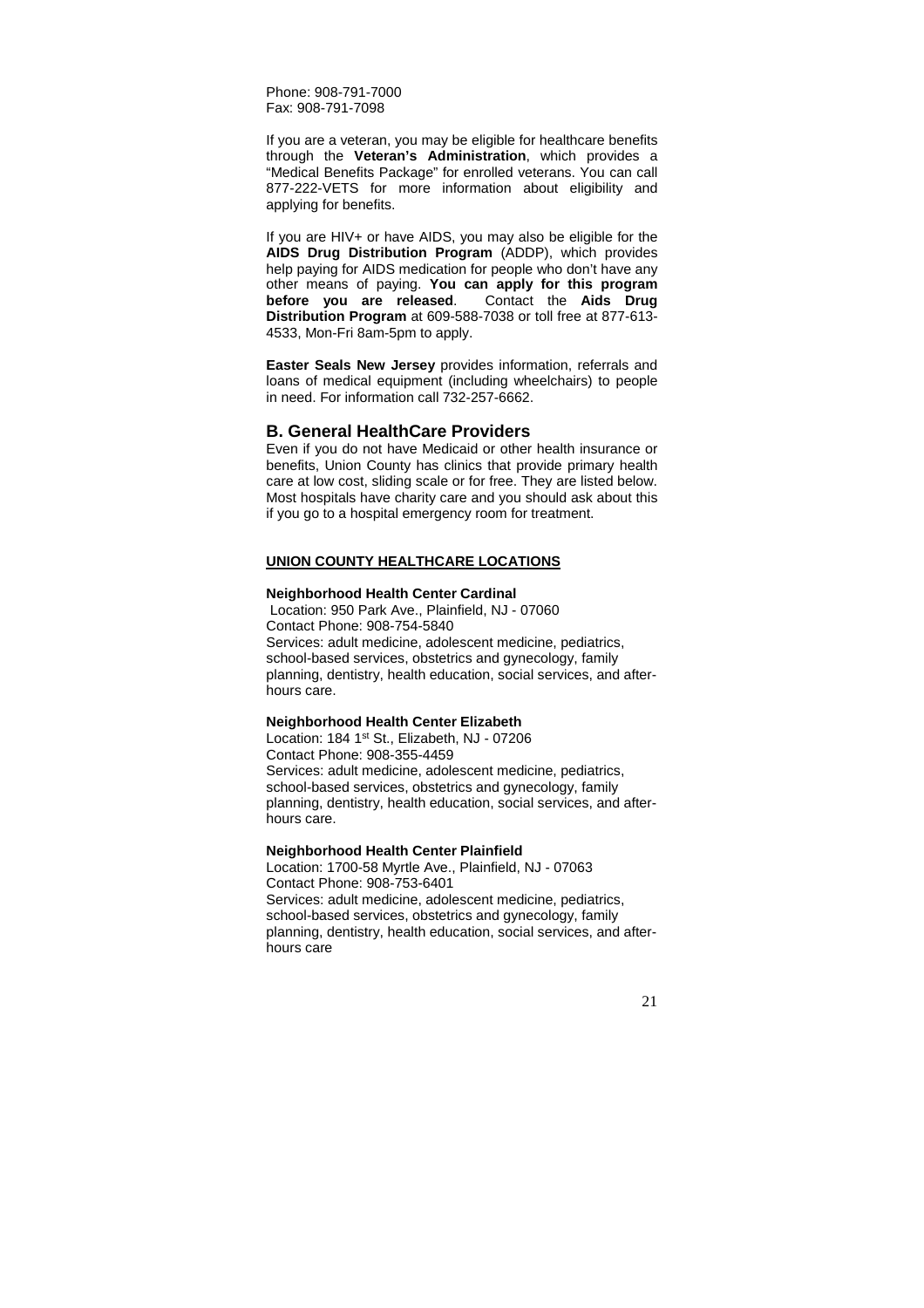Phone: 908-791-7000
Fax: 908-791-7098

If you are a veteran, you may be eligible for healthcare benefits through the **Veteran's Administration**, which provides a "Medical Benefits Package" for enrolled veterans. You can call 877-222-VETS for more information about eligibility and applying for benefits.

If you are HIV+ or have AIDS, you may also be eligible for the **AIDS Drug Distribution Program** (ADDP), which provides help paying for AIDS medication for people who don't have any other means of paying. **You can apply for this program before you are released**. Contact the **Aids Drug Distribution Program** at 609-588-7038 or toll free at 877-613-4533, Mon-Fri 8am-5pm to apply.

**Easter Seals New Jersey** provides information, referrals and loans of medical equipment (including wheelchairs) to people in need. For information call 732-257-6662.

## B. General HealthCare Providers

Even if you do not have Medicaid or other health insurance or benefits, Union County has clinics that provide primary health care at low cost, sliding scale or for free. They are listed below. Most hospitals have charity care and you should ask about this if you go to a hospital emergency room for treatment.

**UNION COUNTY HEALTHCARE LOCATIONS**

**Neighborhood Health Center Cardinal**
Location: 950 Park Ave., Plainfield, NJ - 07060
Contact Phone: 908-754-5840
Services: adult medicine, adolescent medicine, pediatrics, school-based services, obstetrics and gynecology, family planning, dentistry, health education, social services, and after-hours care.

**Neighborhood Health Center Elizabeth**
Location: 184 1st St., Elizabeth, NJ - 07206
Contact Phone: 908-355-4459
Services: adult medicine, adolescent medicine, pediatrics, school-based services, obstetrics and gynecology, family planning, dentistry, health education, social services, and after-hours care.

**Neighborhood Health Center Plainfield**
Location: 1700-58 Myrtle Ave., Plainfield, NJ - 07063
Contact Phone: 908-753-6401
Services: adult medicine, adolescent medicine, pediatrics, school-based services, obstetrics and gynecology, family planning, dentistry, health education, social services, and after-hours care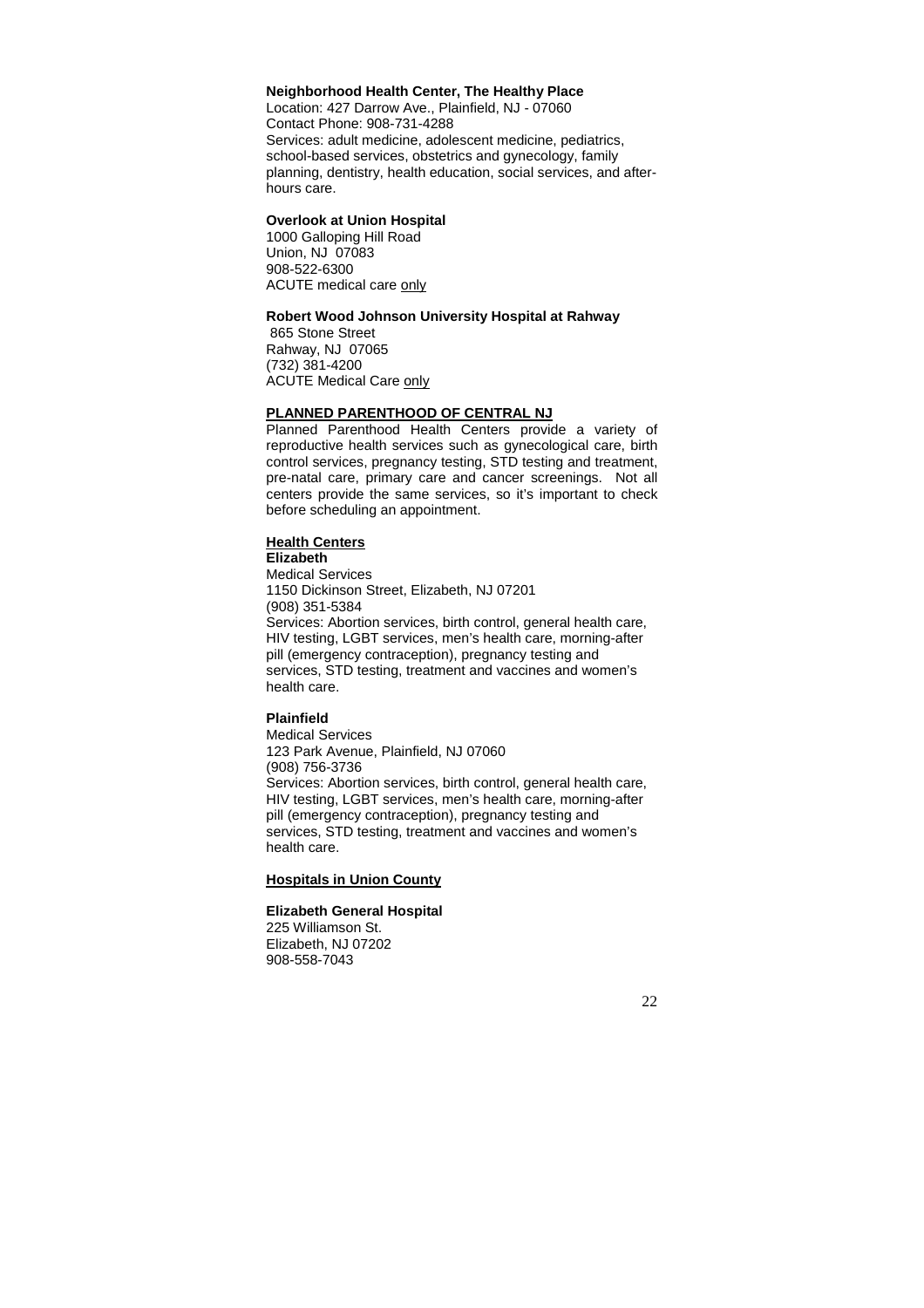**Neighborhood Health Center, The Healthy Place**
Location: 427 Darrow Ave., Plainfield, NJ - 07060
Contact Phone: 908-731-4288
Services: adult medicine, adolescent medicine, pediatrics, school-based services, obstetrics and gynecology, family planning, dentistry, health education, social services, and after-hours care.

**Overlook at Union Hospital**
1000 Galloping Hill Road
Union, NJ 07083
908-522-6300
ACUTE medical care only

**Robert Wood Johnson University Hospital at Rahway**
865 Stone Street
Rahway, NJ 07065
(732) 381-4200
ACUTE Medical Care only

**PLANNED PARENTHOOD OF CENTRAL NJ**

Planned Parenthood Health Centers provide a variety of reproductive health services such as gynecological care, birth control services, pregnancy testing, STD testing and treatment, pre-natal care, primary care and cancer screenings. Not all centers provide the same services, so it's important to check before scheduling an appointment.

**Health Centers**

**Elizabeth**
Medical Services
1150 Dickinson Street, Elizabeth, NJ 07201
(908) 351-5384
Services: Abortion services, birth control, general health care, HIV testing, LGBT services, men's health care, morning-after pill (emergency contraception), pregnancy testing and services, STD testing, treatment and vaccines and women's health care.

**Plainfield**
Medical Services
123 Park Avenue, Plainfield, NJ 07060
(908) 756-3736
Services: Abortion services, birth control, general health care, HIV testing, LGBT services, men's health care, morning-after pill (emergency contraception), pregnancy testing and services, STD testing, treatment and vaccines and women's health care.

**Hospitals in Union County**

**Elizabeth General Hospital**
225 Williamson St.
Elizabeth, NJ 07202
908-558-7043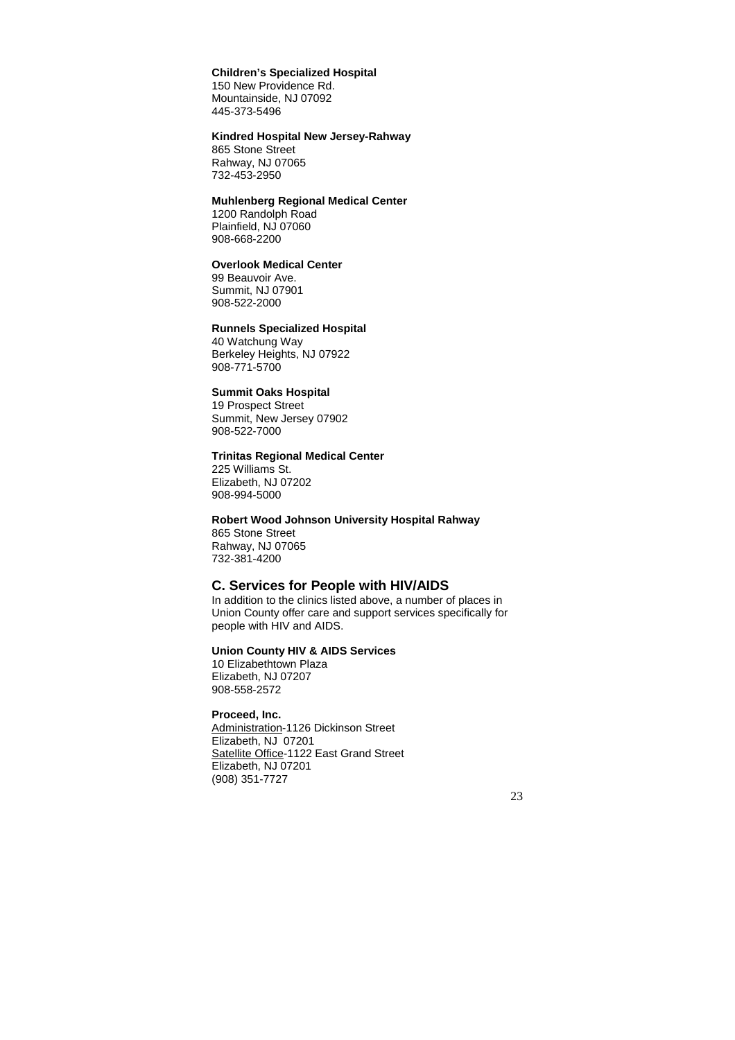**Children's Specialized Hospital**
150 New Providence Rd.
Mountainside, NJ 07092
445-373-5496

**Kindred Hospital New Jersey-Rahway**
865 Stone Street
Rahway, NJ 07065
732-453-2950

**Muhlenberg Regional Medical Center**
1200 Randolph Road
Plainfield, NJ 07060
908-668-2200

**Overlook Medical Center**
99 Beauvoir Ave.
Summit, NJ 07901
908-522-2000

**Runnels Specialized Hospital**
40 Watchung Way
Berkeley Heights, NJ 07922
908-771-5700

**Summit Oaks Hospital**
19 Prospect Street
Summit, New Jersey 07902
908-522-7000

**Trinitas Regional Medical Center**
225 Williams St.
Elizabeth, NJ 07202
908-994-5000

**Robert Wood Johnson University Hospital Rahway**
865 Stone Street
Rahway, NJ 07065
732-381-4200

## C. Services for People with HIV/AIDS

In addition to the clinics listed above, a number of places in Union County offer care and support services specifically for people with HIV and AIDS.

**Union County HIV & AIDS Services**
10 Elizabethtown Plaza
Elizabeth, NJ 07207
908-558-2572

**Proceed, Inc.**
Administration-1126 Dickinson Street
Elizabeth, NJ 07201
Satellite Office-1122 East Grand Street
Elizabeth, NJ 07201
(908) 351-7727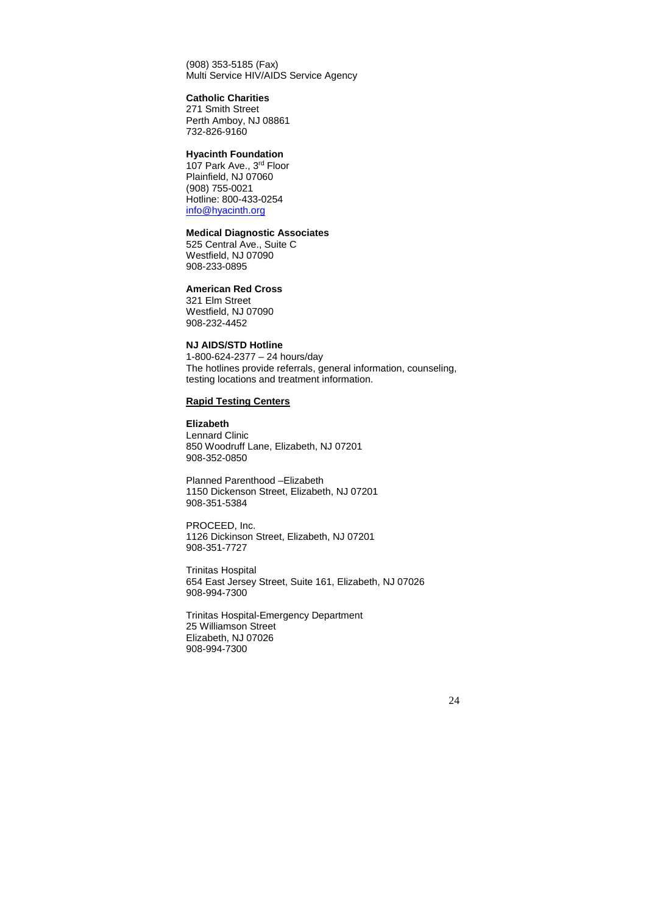(908) 353-5185 (Fax)
Multi Service HIV/AIDS Service Agency

**Catholic Charities**
271 Smith Street
Perth Amboy, NJ 08861
732-826-9160

**Hyacinth Foundation**
107 Park Ave., 3rd Floor
Plainfield, NJ 07060
(908) 755-0021
Hotline: 800-433-0254
info@hyacinth.org

**Medical Diagnostic Associates**
525 Central Ave., Suite C
Westfield, NJ 07090
908-233-0895

**American Red Cross**
321 Elm Street
Westfield, NJ 07090
908-232-4452

**NJ AIDS/STD Hotline**
1-800-624-2377 – 24 hours/day
The hotlines provide referrals, general information, counseling, testing locations and treatment information.

**Rapid Testing Centers**

**Elizabeth**
Lennard Clinic
850 Woodruff Lane, Elizabeth, NJ 07201
908-352-0850

Planned Parenthood –Elizabeth
1150 Dickenson Street, Elizabeth, NJ 07201
908-351-5384

PROCEED, Inc.
1126 Dickinson Street, Elizabeth, NJ 07201
908-351-7727

Trinitas Hospital
654 East Jersey Street, Suite 161, Elizabeth, NJ 07026
908-994-7300

Trinitas Hospital-Emergency Department
25 Williamson Street
Elizabeth, NJ 07026
908-994-7300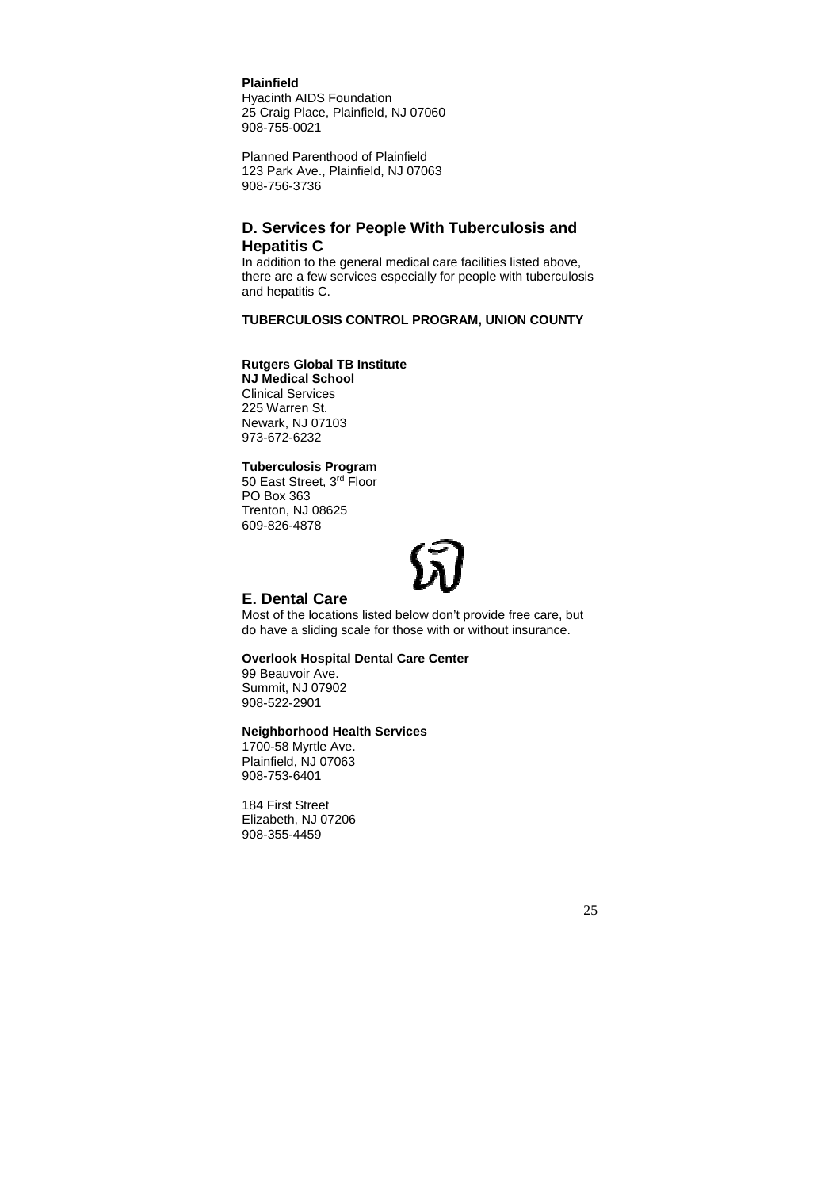**Plainfield**
Hyacinth AIDS Foundation
25 Craig Place, Plainfield, NJ 07060
908-755-0021

Planned Parenthood of Plainfield
123 Park Ave., Plainfield, NJ 07063
908-756-3736

## D. Services for People With Tuberculosis and Hepatitis C

In addition to the general medical care facilities listed above, there are a few services especially for people with tuberculosis and hepatitis C.

**TUBERCULOSIS CONTROL PROGRAM, UNION COUNTY**

**Rutgers Global TB Institute**
**NJ Medical School**
Clinical Services
225 Warren St.
Newark, NJ 07103
973-672-6232

**Tuberculosis Program**
50 East Street, 3rd Floor
PO Box 363
Trenton, NJ 08625
609-826-4878

## E. Dental Care

Most of the locations listed below don't provide free care, but do have a sliding scale for those with or without insurance.

**Overlook Hospital Dental Care Center**
99 Beauvoir Ave.
Summit, NJ 07902
908-522-2901

**Neighborhood Health Services**
1700-58 Myrtle Ave.
Plainfield, NJ 07063
908-753-6401

184 First Street
Elizabeth, NJ 07206
908-355-4459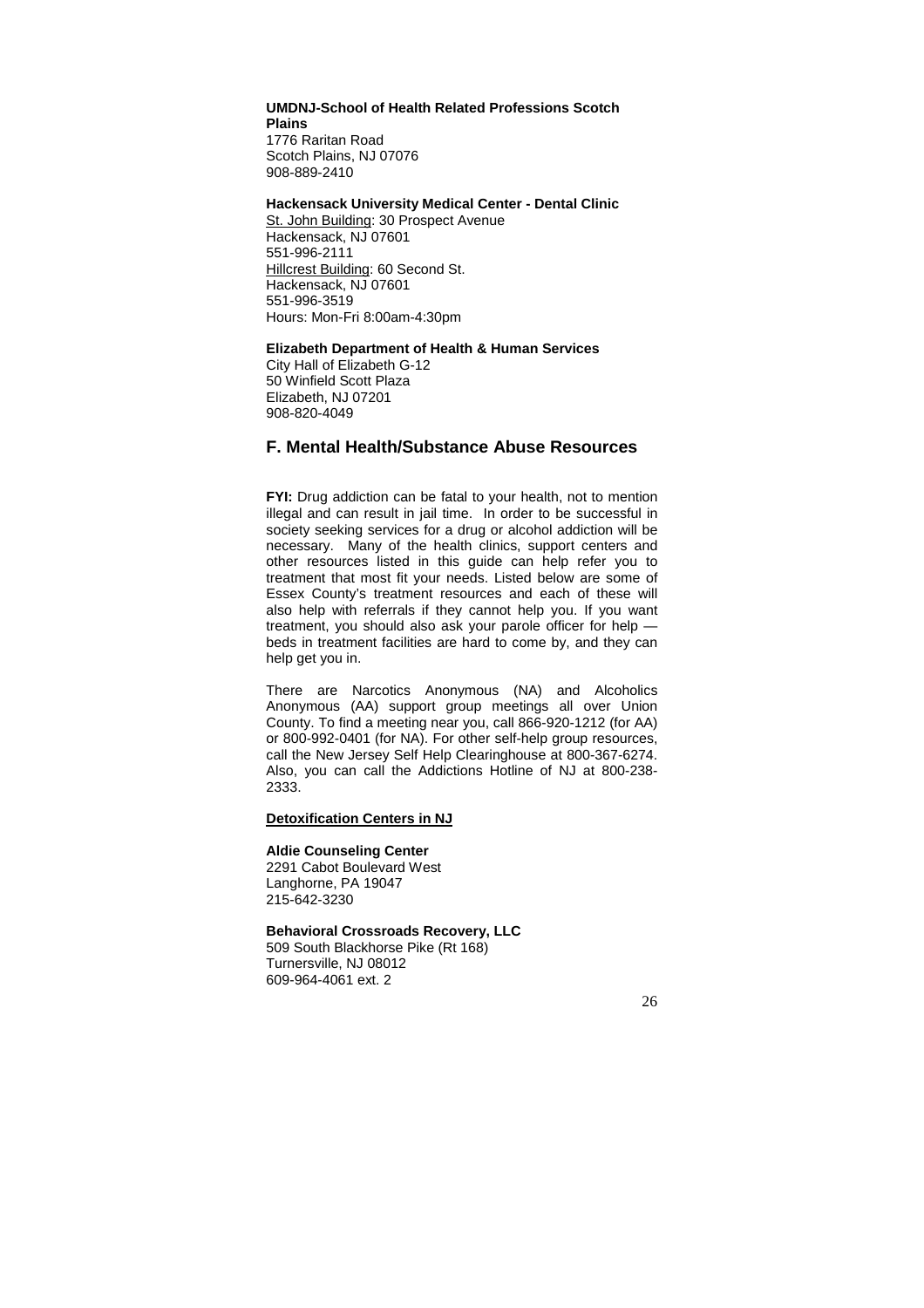**UMDNJ-School of Health Related Professions Scotch Plains**
1776 Raritan Road
Scotch Plains, NJ 07076
908-889-2410

**Hackensack University Medical Center - Dental Clinic**
St. John Building: 30 Prospect Avenue
Hackensack, NJ 07601
551-996-2111
Hillcrest Building: 60 Second St.
Hackensack, NJ 07601
551-996-3519
Hours: Mon-Fri 8:00am-4:30pm

**Elizabeth Department of Health & Human Services**
City Hall of Elizabeth G-12
50 Winfield Scott Plaza
Elizabeth, NJ 07201
908-820-4049

## F. Mental Health/Substance Abuse Resources

**FYI:** Drug addiction can be fatal to your health, not to mention illegal and can result in jail time. In order to be successful in society seeking services for a drug or alcohol addiction will be necessary. Many of the health clinics, support centers and other resources listed in this guide can help refer you to treatment that most fit your needs. Listed below are some of Essex County's treatment resources and each of these will also help with referrals if they cannot help you. If you want treatment, you should also ask your parole officer for help — beds in treatment facilities are hard to come by, and they can help get you in.

There are Narcotics Anonymous (NA) and Alcoholics Anonymous (AA) support group meetings all over Union County. To find a meeting near you, call 866-920-1212 (for AA) or 800-992-0401 (for NA). For other self-help group resources, call the New Jersey Self Help Clearinghouse at 800-367-6274. Also, you can call the Addictions Hotline of NJ at 800-238-2333.

**Detoxification Centers in NJ**

**Aldie Counseling Center**
2291 Cabot Boulevard West
Langhorne, PA 19047
215-642-3230

**Behavioral Crossroads Recovery, LLC**
509 South Blackhorse Pike (Rt 168)
Turnersville, NJ 08012
609-964-4061 ext. 2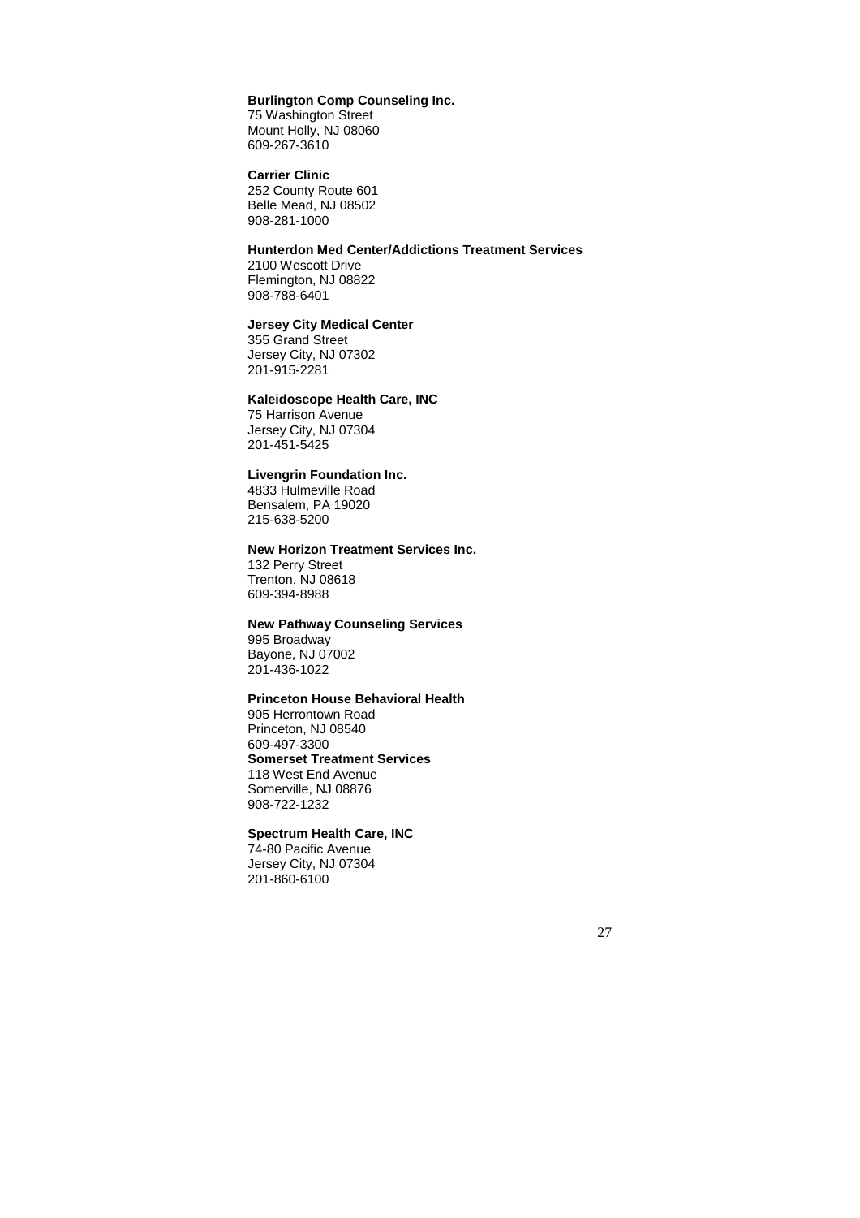**Burlington Comp Counseling Inc.**
75 Washington Street
Mount Holly, NJ 08060
609-267-3610

**Carrier Clinic**
252 County Route 601
Belle Mead, NJ 08502
908-281-1000

**Hunterdon Med Center/Addictions Treatment Services**
2100 Wescott Drive
Flemington, NJ 08822
908-788-6401

**Jersey City Medical Center**
355 Grand Street
Jersey City, NJ 07302
201-915-2281

**Kaleidoscope Health Care, INC**
75 Harrison Avenue
Jersey City, NJ 07304
201-451-5425

**Livengrin Foundation Inc.**
4833 Hulmeville Road
Bensalem, PA 19020
215-638-5200

**New Horizon Treatment Services Inc.**
132 Perry Street
Trenton, NJ 08618
609-394-8988

**New Pathway Counseling Services**
995 Broadway
Bayone, NJ 07002
201-436-1022

**Princeton House Behavioral Health**
905 Herrontown Road
Princeton, NJ 08540
609-497-3300

**Somerset Treatment Services**
118 West End Avenue
Somerville, NJ 08876
908-722-1232

**Spectrum Health Care, INC**
74-80 Pacific Avenue
Jersey City, NJ 07304
201-860-6100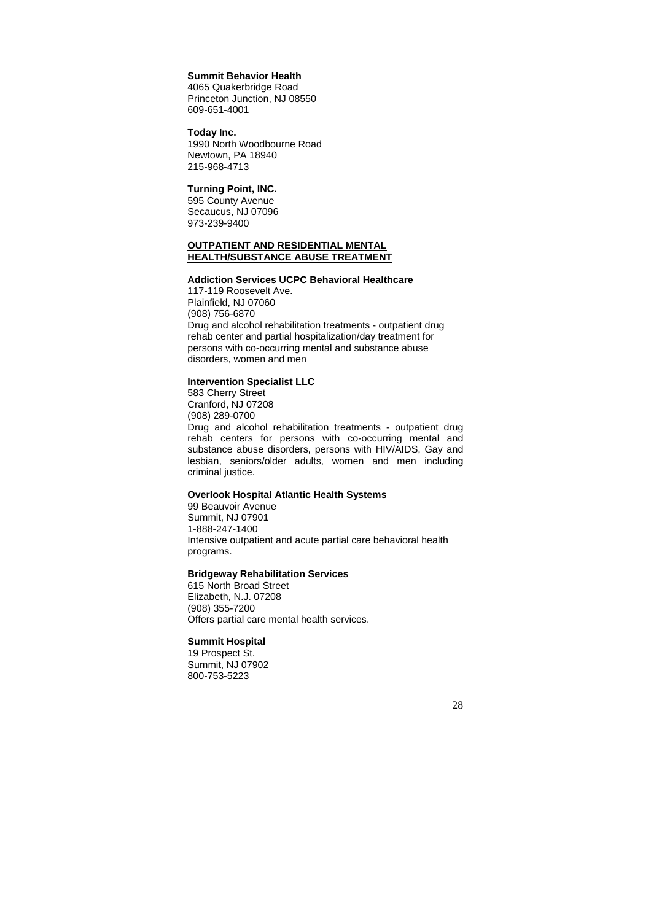**Summit Behavior Health**
4065 Quakerbridge Road
Princeton Junction, NJ 08550
609-651-4001

**Today Inc.**
1990 North Woodbourne Road
Newtown, PA 18940
215-968-4713

**Turning Point, INC.**
595 County Avenue
Secaucus, NJ 07096
973-239-9400

## **OUTPATIENT AND RESIDENTIAL MENTAL HEALTH/SUBSTANCE ABUSE TREATMENT**

**Addiction Services UCPC Behavioral Healthcare**
117-119 Roosevelt Ave.
Plainfield, NJ 07060
(908) 756-6870
Drug and alcohol rehabilitation treatments - outpatient drug rehab center and partial hospitalization/day treatment for persons with co-occurring mental and substance abuse disorders, women and men

**Intervention Specialist LLC**
583 Cherry Street
Cranford, NJ 07208
(908) 289-0700
Drug and alcohol rehabilitation treatments - outpatient drug rehab centers for persons with co-occurring mental and substance abuse disorders, persons with HIV/AIDS, Gay and lesbian, seniors/older adults, women and men including criminal justice.

**Overlook Hospital Atlantic Health Systems**
99 Beauvoir Avenue
Summit, NJ 07901
1-888-247-1400
Intensive outpatient and acute partial care behavioral health programs.

**Bridgeway Rehabilitation Services**
615 North Broad Street
Elizabeth, N.J. 07208
(908) 355-7200
Offers partial care mental health services.

**Summit Hospital**
19 Prospect St.
Summit, NJ 07902
800-753-5223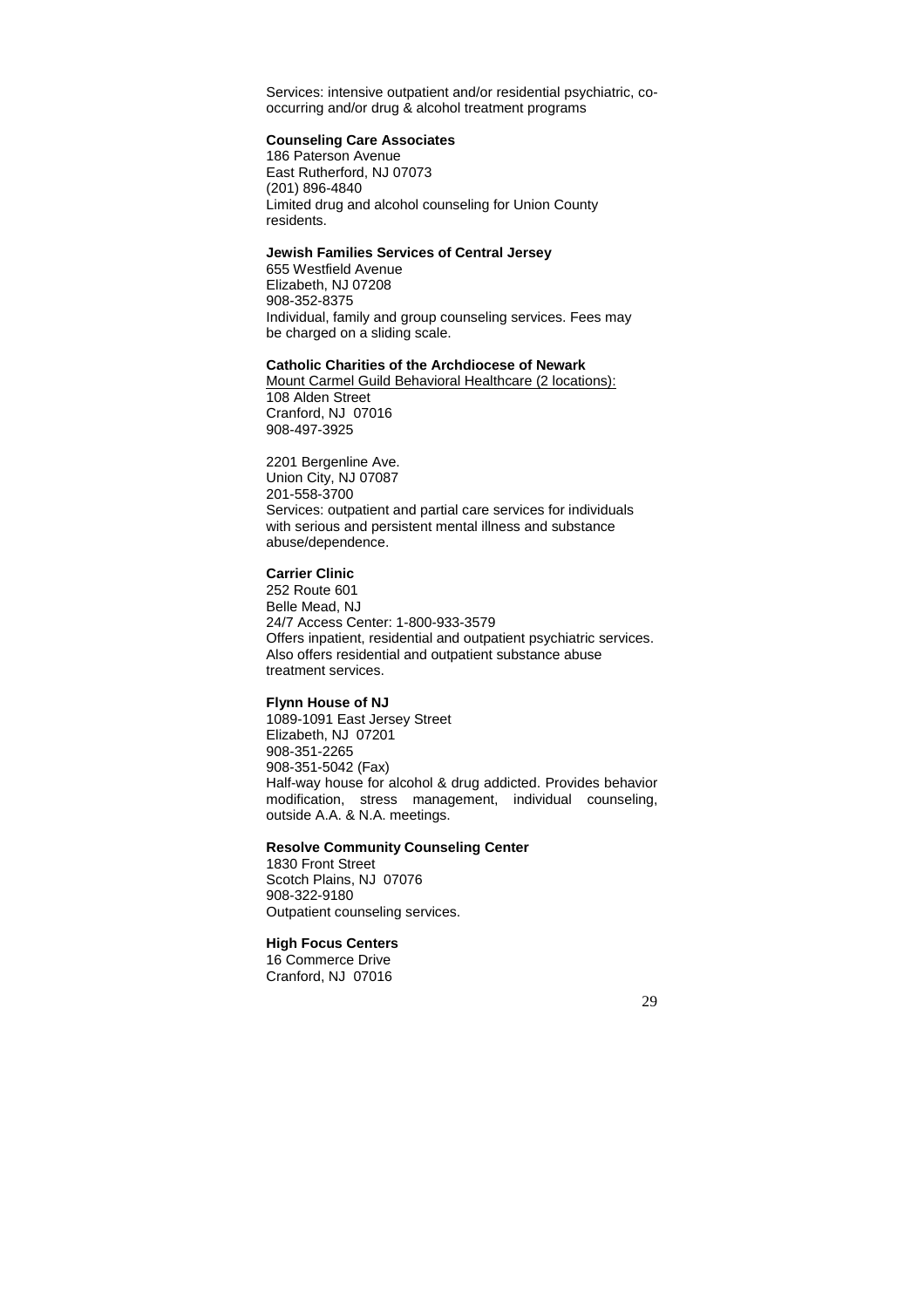Services: intensive outpatient and/or residential psychiatric, co-occurring and/or drug & alcohol treatment programs

**Counseling Care Associates**
186 Paterson Avenue
East Rutherford, NJ 07073
(201) 896-4840
Limited drug and alcohol counseling for Union County residents.

**Jewish Families Services of Central Jersey**
655 Westfield Avenue
Elizabeth, NJ 07208
908-352-8375
Individual, family and group counseling services. Fees may be charged on a sliding scale.

**Catholic Charities of the Archdiocese of Newark**
<u>Mount Carmel Guild Behavioral Healthcare (2 locations):</u>
108 Alden Street
Cranford, NJ 07016
908-497-3925

2201 Bergenline Ave.
Union City, NJ 07087
201-558-3700
Services: outpatient and partial care services for individuals with serious and persistent mental illness and substance abuse/dependence.

**Carrier Clinic**
252 Route 601
Belle Mead, NJ
24/7 Access Center: 1-800-933-3579
Offers inpatient, residential and outpatient psychiatric services. Also offers residential and outpatient substance abuse treatment services.

**Flynn House of NJ**
1089-1091 East Jersey Street
Elizabeth, NJ 07201
908-351-2265
908-351-5042 (Fax)
Half-way house for alcohol & drug addicted. Provides behavior modification, stress management, individual counseling, outside A.A. & N.A. meetings.

**Resolve Community Counseling Center**
1830 Front Street
Scotch Plains, NJ 07076
908-322-9180
Outpatient counseling services.

**High Focus Centers**
16 Commerce Drive
Cranford, NJ 07016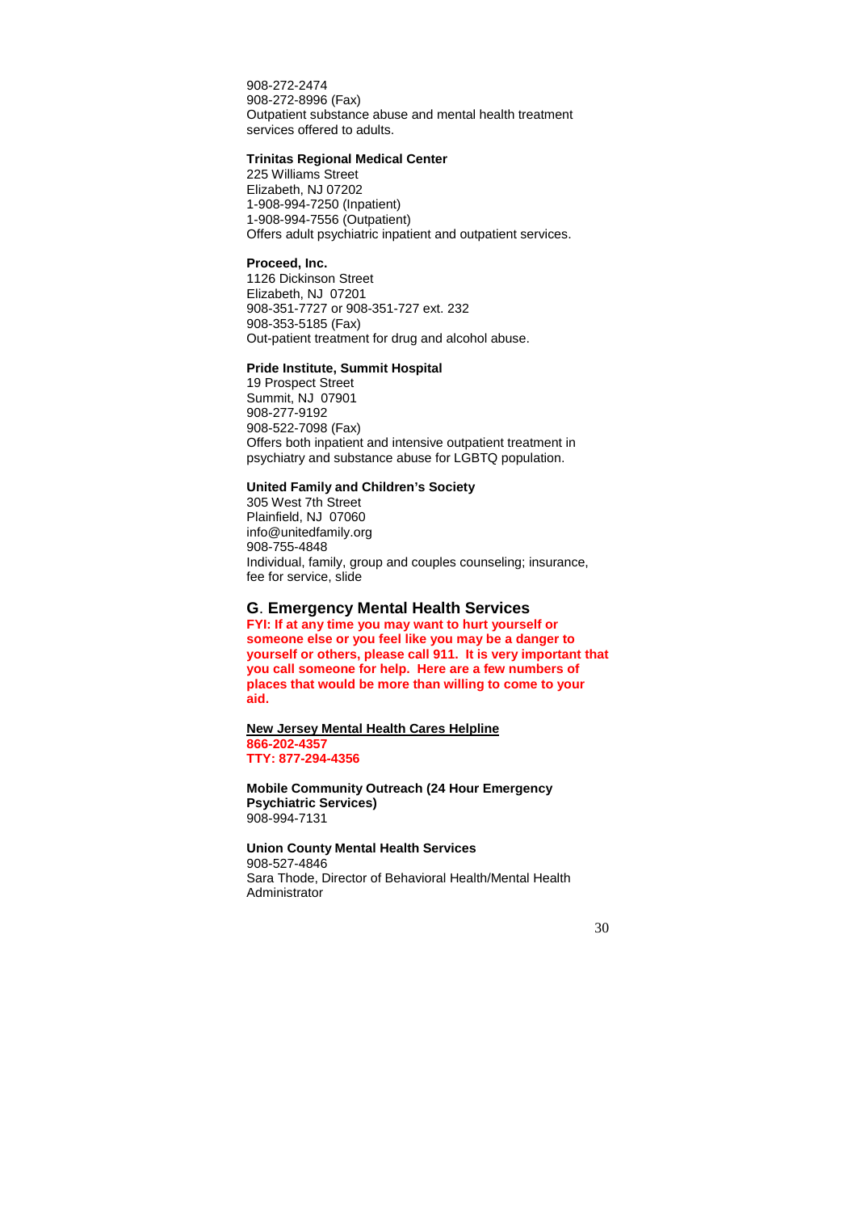908-272-2474
908-272-8996 (Fax)
Outpatient substance abuse and mental health treatment services offered to adults.

**Trinitas Regional Medical Center**
225 Williams Street
Elizabeth, NJ 07202
1-908-994-7250 (Inpatient)
1-908-994-7556 (Outpatient)
Offers adult psychiatric inpatient and outpatient services.

**Proceed, Inc.**
1126 Dickinson Street
Elizabeth, NJ 07201
908-351-7727 or 908-351-727 ext. 232
908-353-5185 (Fax)
Out-patient treatment for drug and alcohol abuse.

**Pride Institute, Summit Hospital**
19 Prospect Street
Summit, NJ 07901
908-277-9192
908-522-7098 (Fax)
Offers both inpatient and intensive outpatient treatment in psychiatry and substance abuse for LGBTQ population.

**United Family and Children's Society**
305 West 7th Street
Plainfield, NJ 07060
info@unitedfamily.org
908-755-4848
Individual, family, group and couples counseling; insurance, fee for service, slide

## G. Emergency Mental Health Services

**FYI: If at any time you may want to hurt yourself or someone else or you feel like you may be a danger to yourself or others, please call 911. It is very important that you call someone for help. Here are a few numbers of places that would be more than willing to come to your aid.**

**New Jersey Mental Health Cares Helpline**
**866-202-4357**
**TTY: 877-294-4356**

**Mobile Community Outreach (24 Hour Emergency Psychiatric Services)**
908-994-7131

**Union County Mental Health Services**
908-527-4846
Sara Thode, Director of Behavioral Health/Mental Health Administrator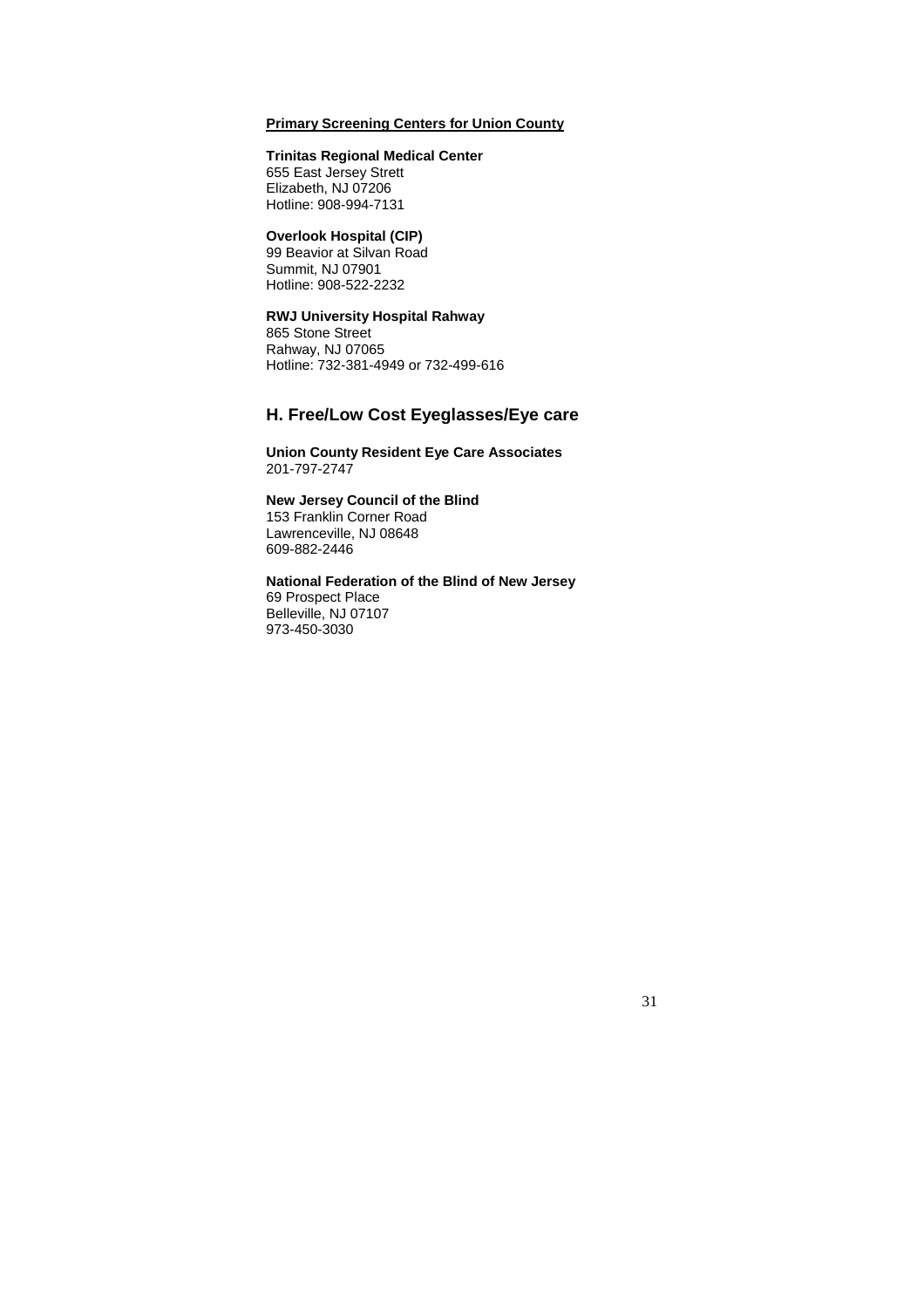**Primary Screening Centers for Union County**

**Trinitas Regional Medical Center**
655 East Jersey Strett
Elizabeth, NJ 07206
Hotline: 908-994-7131

**Overlook Hospital (CIP)**
99 Beavior at Silvan Road
Summit, NJ 07901
Hotline: 908-522-2232

**RWJ University Hospital Rahway**
865 Stone Street
Rahway, NJ 07065
Hotline: 732-381-4949 or 732-499-616

## H. Free/Low Cost Eyeglasses/Eye care

**Union County Resident Eye Care Associates**
201-797-2747

**New Jersey Council of the Blind**
153 Franklin Corner Road
Lawrenceville, NJ 08648
609-882-2446

**National Federation of the Blind of New Jersey**
69 Prospect Place
Belleville, NJ 07107
973-450-3030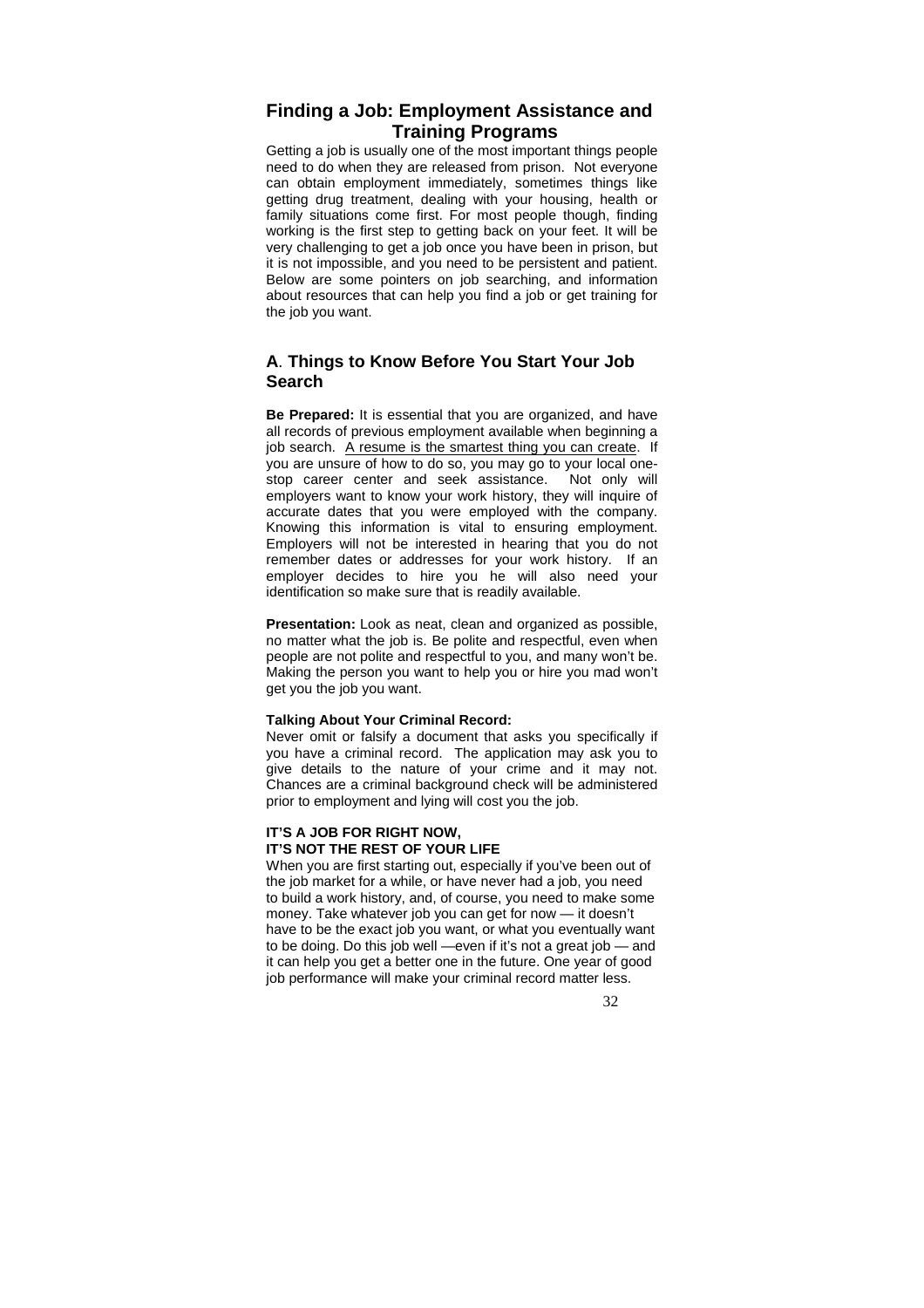# Finding a Job: Employment Assistance and Training Programs

Getting a job is usually one of the most important things people need to do when they are released from prison. Not everyone can obtain employment immediately, sometimes things like getting drug treatment, dealing with your housing, health or family situations come first. For most people though, finding working is the first step to getting back on your feet. It will be very challenging to get a job once you have been in prison, but it is not impossible, and you need to be persistent and patient. Below are some pointers on job searching, and information about resources that can help you find a job or get training for the job you want.

## A. Things to Know Before You Start Your Job Search

**Be Prepared:** It is essential that you are organized, and have all records of previous employment available when beginning a job search. <u>A resume is the smartest thing you can create</u>. If you are unsure of how to do so, you may go to your local one-stop career center and seek assistance. Not only will employers want to know your work history, they will inquire of accurate dates that you were employed with the company. Knowing this information is vital to ensuring employment. Employers will not be interested in hearing that you do not remember dates or addresses for your work history. If an employer decides to hire you he will also need your identification so make sure that is readily available.

**Presentation:** Look as neat, clean and organized as possible, no matter what the job is. Be polite and respectful, even when people are not polite and respectful to you, and many won't be. Making the person you want to help you or hire you mad won't get you the job you want.

**Talking About Your Criminal Record:**

Never omit or falsify a document that asks you specifically if you have a criminal record. The application may ask you to give details to the nature of your crime and it may not. Chances are a criminal background check will be administered prior to employment and lying will cost you the job.

**IT'S A JOB FOR RIGHT NOW,**
**IT'S NOT THE REST OF YOUR LIFE**

When you are first starting out, especially if you've been out of the job market for a while, or have never had a job, you need to build a work history, and, of course, you need to make some money. Take whatever job you can get for now — it doesn't have to be the exact job you want, or what you eventually want to be doing. Do this job well —even if it's not a great job — and it can help you get a better one in the future. One year of good job performance will make your criminal record matter less.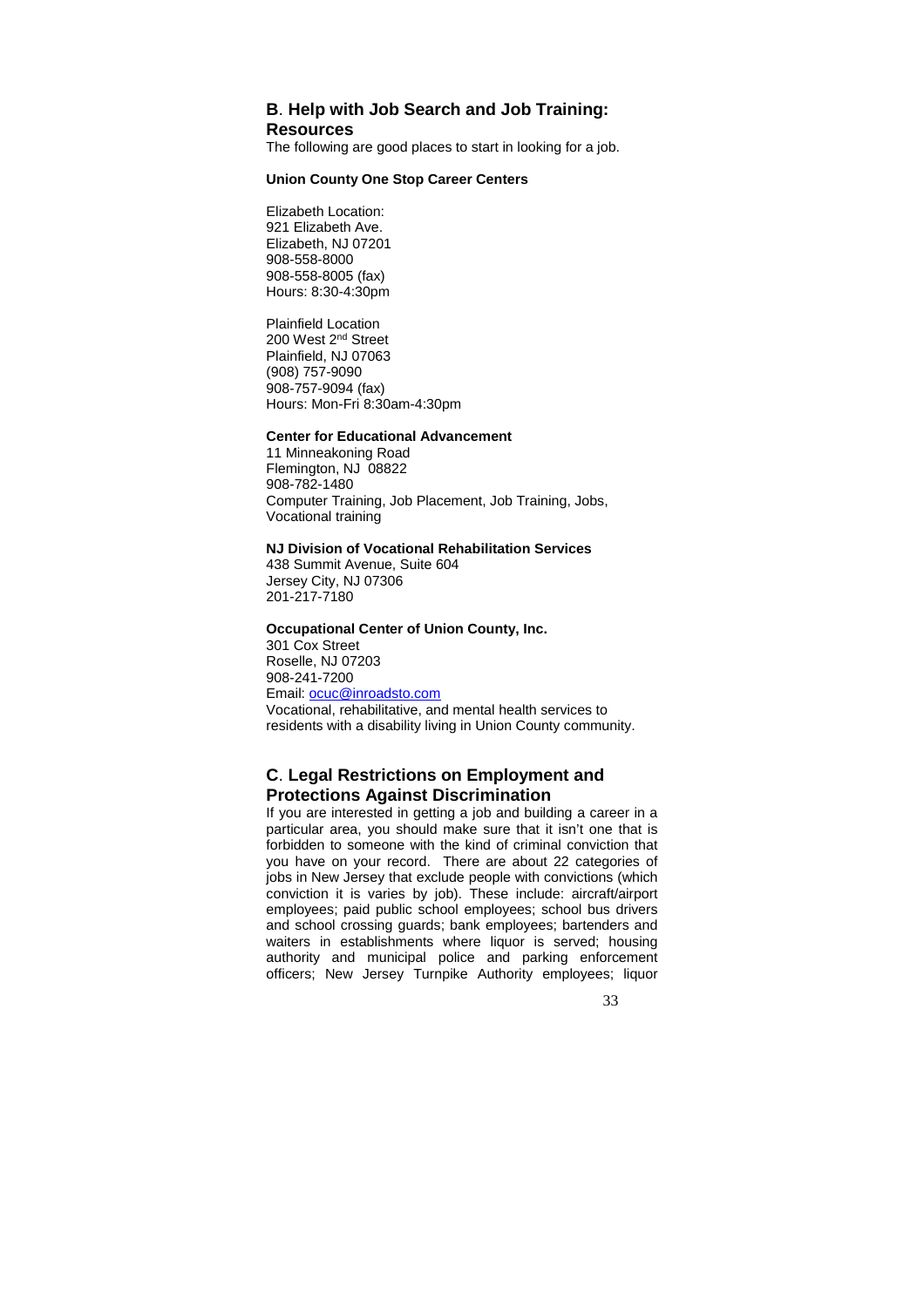## B. Help with Job Search and Job Training: Resources

The following are good places to start in looking for a job.

**Union County One Stop Career Centers**

Elizabeth Location:
921 Elizabeth Ave.
Elizabeth, NJ 07201
908-558-8000
908-558-8005 (fax)
Hours: 8:30-4:30pm

Plainfield Location
200 West 2nd Street
Plainfield, NJ 07063
(908) 757-9090
908-757-9094 (fax)
Hours: Mon-Fri 8:30am-4:30pm

**Center for Educational Advancement**
11 Minneakoning Road
Flemington, NJ 08822
908-782-1480
Computer Training, Job Placement, Job Training, Jobs, Vocational training

**NJ Division of Vocational Rehabilitation Services**
438 Summit Avenue, Suite 604
Jersey City, NJ 07306
201-217-7180

**Occupational Center of Union County, Inc.**
301 Cox Street
Roselle, NJ 07203
908-241-7200
Email: ocuc@inroadsto.com
Vocational, rehabilitative, and mental health services to residents with a disability living in Union County community.

## C. Legal Restrictions on Employment and Protections Against Discrimination

If you are interested in getting a job and building a career in a particular area, you should make sure that it isn't one that is forbidden to someone with the kind of criminal conviction that you have on your record. There are about 22 categories of jobs in New Jersey that exclude people with convictions (which conviction it is varies by job). These include: aircraft/airport employees; paid public school employees; school bus drivers and school crossing guards; bank employees; bartenders and waiters in establishments where liquor is served; housing authority and municipal police and parking enforcement officers; New Jersey Turnpike Authority employees; liquor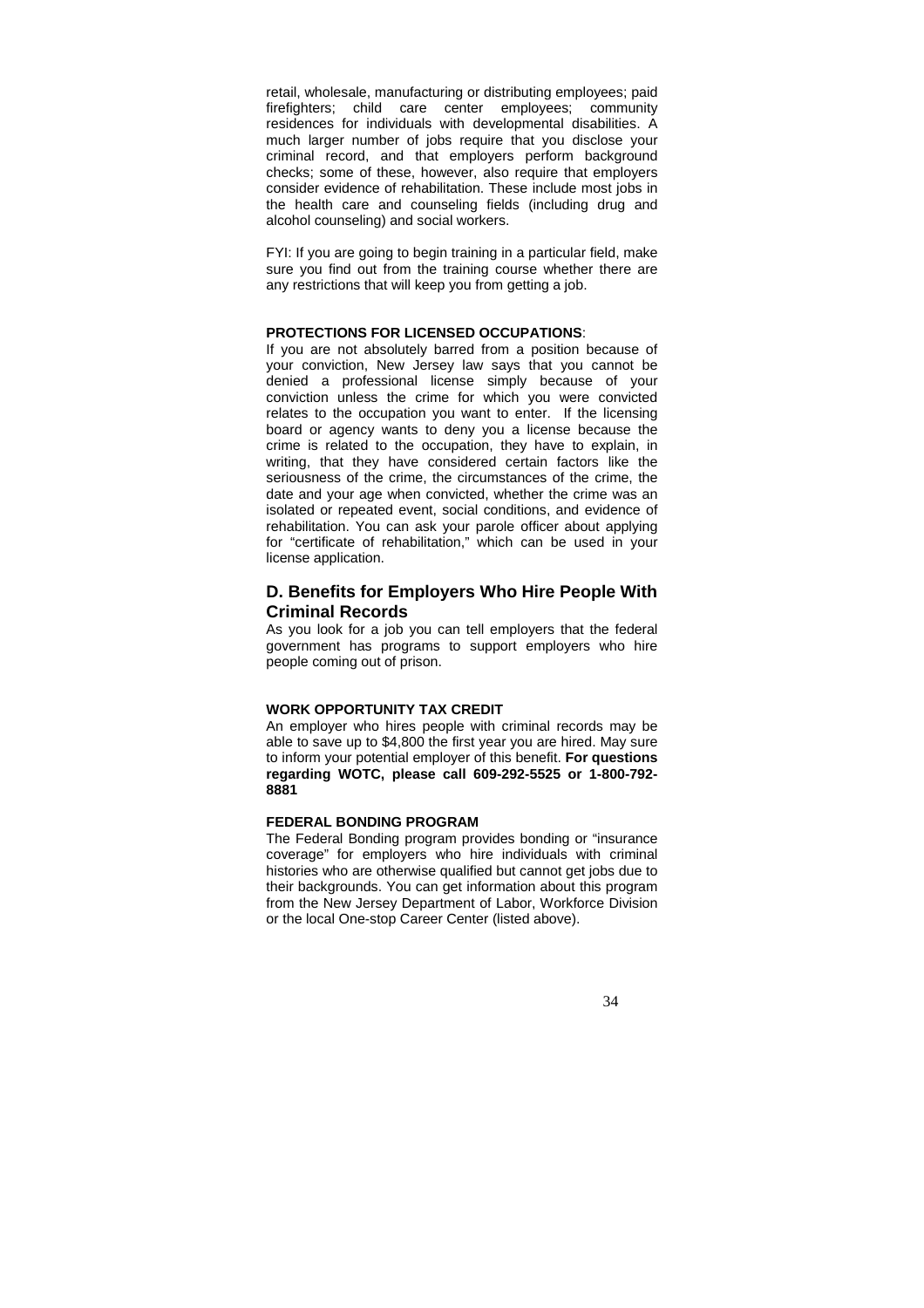retail, wholesale, manufacturing or distributing employees; paid firefighters; child care center employees; community residences for individuals with developmental disabilities. A much larger number of jobs require that you disclose your criminal record, and that employers perform background checks; some of these, however, also require that employers consider evidence of rehabilitation. These include most jobs in the health care and counseling fields (including drug and alcohol counseling) and social workers.

FYI: If you are going to begin training in a particular field, make sure you find out from the training course whether there are any restrictions that will keep you from getting a job.

**PROTECTIONS FOR LICENSED OCCUPATIONS**:

If you are not absolutely barred from a position because of your conviction, New Jersey law says that you cannot be denied a professional license simply because of your conviction unless the crime for which you were convicted relates to the occupation you want to enter. If the licensing board or agency wants to deny you a license because the crime is related to the occupation, they have to explain, in writing, that they have considered certain factors like the seriousness of the crime, the circumstances of the crime, the date and your age when convicted, whether the crime was an isolated or repeated event, social conditions, and evidence of rehabilitation. You can ask your parole officer about applying for "certificate of rehabilitation," which can be used in your license application.

## D. Benefits for Employers Who Hire People With Criminal Records

As you look for a job you can tell employers that the federal government has programs to support employers who hire people coming out of prison.

**WORK OPPORTUNITY TAX CREDIT**

An employer who hires people with criminal records may be able to save up to $4,800 the first year you are hired. May sure to inform your potential employer of this benefit. **For questions regarding WOTC, please call 609-292-5525 or 1-800-792-8881**

**FEDERAL BONDING PROGRAM**

The Federal Bonding program provides bonding or "insurance coverage" for employers who hire individuals with criminal histories who are otherwise qualified but cannot get jobs due to their backgrounds. You can get information about this program from the New Jersey Department of Labor, Workforce Division or the local One-stop Career Center (listed above).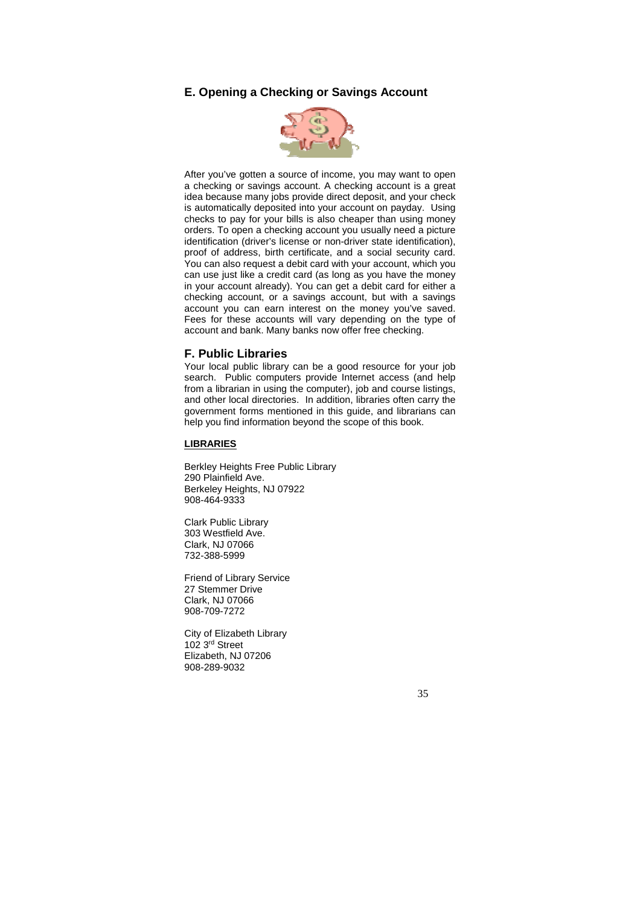## E. Opening a Checking or Savings Account

After you've gotten a source of income, you may want to open a checking or savings account. A checking account is a great idea because many jobs provide direct deposit, and your check is automatically deposited into your account on payday. Using checks to pay for your bills is also cheaper than using money orders. To open a checking account you usually need a picture identification (driver's license or non-driver state identification), proof of address, birth certificate, and a social security card. You can also request a debit card with your account, which you can use just like a credit card (as long as you have the money in your account already). You can get a debit card for either a checking account, or a savings account, but with a savings account you can earn interest on the money you've saved. Fees for these accounts will vary depending on the type of account and bank. Many banks now offer free checking.

## F. Public Libraries

Your local public library can be a good resource for your job search. Public computers provide Internet access (and help from a librarian in using the computer), job and course listings, and other local directories. In addition, libraries often carry the government forms mentioned in this guide, and librarians can help you find information beyond the scope of this book.

**LIBRARIES**

Berkley Heights Free Public Library
290 Plainfield Ave.
Berkeley Heights, NJ 07922
908-464-9333

Clark Public Library
303 Westfield Ave.
Clark, NJ 07066
732-388-5999

Friend of Library Service
27 Stemmer Drive
Clark, NJ 07066
908-709-7272

City of Elizabeth Library
102 3rd Street
Elizabeth, NJ 07206
908-289-9032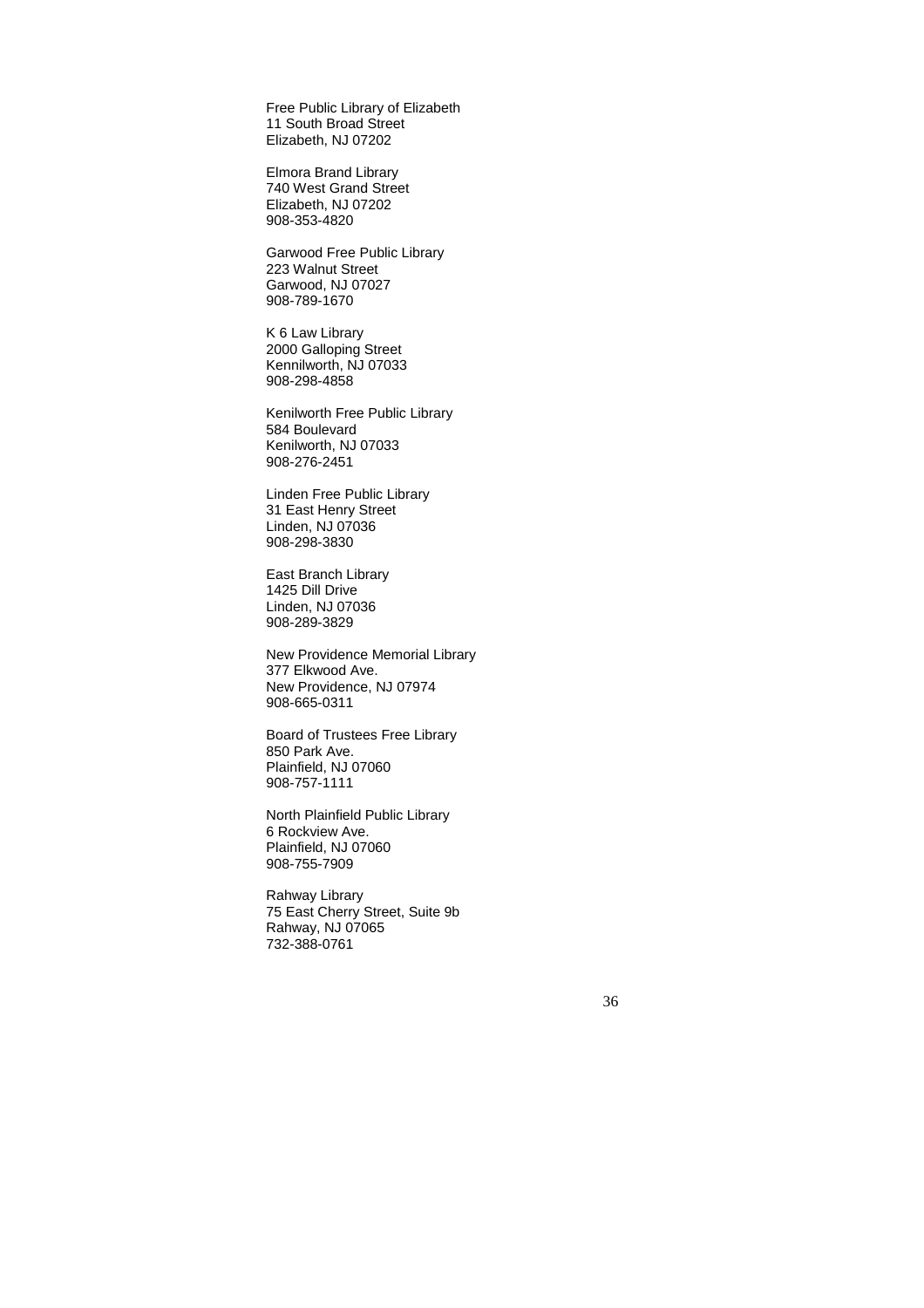Free Public Library of Elizabeth
11 South Broad Street
Elizabeth, NJ 07202

Elmora Brand Library
740 West Grand Street
Elizabeth, NJ 07202
908-353-4820

Garwood Free Public Library
223 Walnut Street
Garwood, NJ 07027
908-789-1670

K 6 Law Library
2000 Galloping Street
Kennilworth, NJ 07033
908-298-4858

Kenilworth Free Public Library
584 Boulevard
Kenilworth, NJ 07033
908-276-2451

Linden Free Public Library
31 East Henry Street
Linden, NJ 07036
908-298-3830

East Branch Library
1425 Dill Drive
Linden, NJ 07036
908-289-3829

New Providence Memorial Library
377 Elkwood Ave.
New Providence, NJ 07974
908-665-0311

Board of Trustees Free Library
850 Park Ave.
Plainfield, NJ 07060
908-757-1111

North Plainfield Public Library
6 Rockview Ave.
Plainfield, NJ 07060
908-755-7909

Rahway Library
75 East Cherry Street, Suite 9b
Rahway, NJ 07065
732-388-0761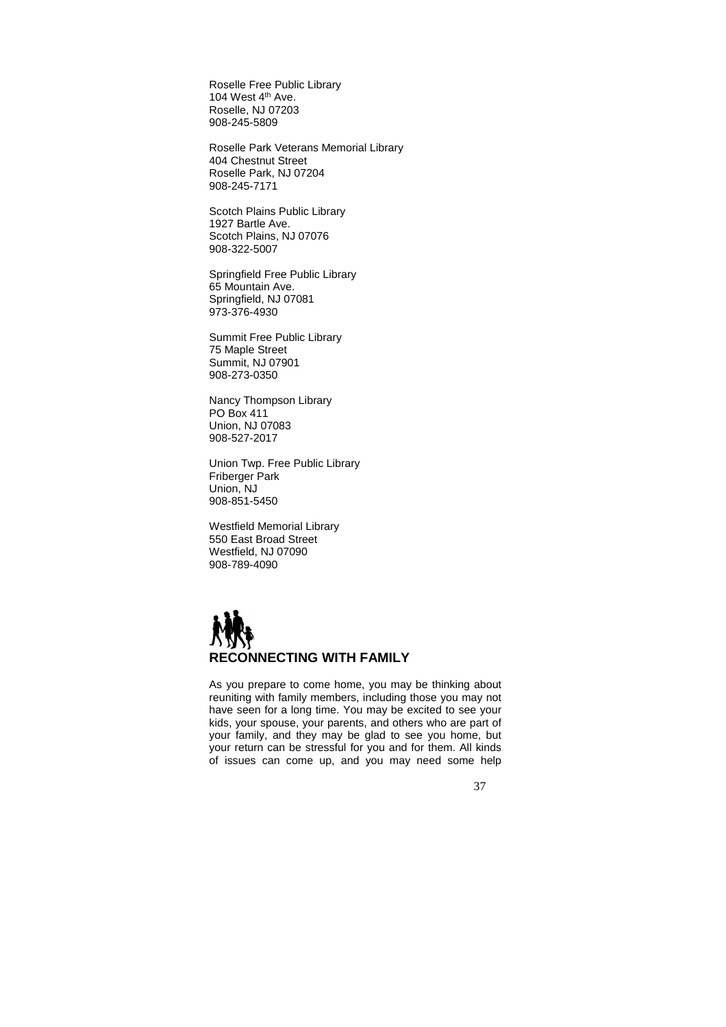Roselle Free Public Library
104 West 4th Ave.
Roselle, NJ 07203
908-245-5809

Roselle Park Veterans Memorial Library
404 Chestnut Street
Roselle Park, NJ 07204
908-245-7171

Scotch Plains Public Library
1927 Bartle Ave.
Scotch Plains, NJ 07076
908-322-5007

Springfield Free Public Library
65 Mountain Ave.
Springfield, NJ 07081
973-376-4930

Summit Free Public Library
75 Maple Street
Summit, NJ 07901
908-273-0350

Nancy Thompson Library
PO Box 411
Union, NJ 07083
908-527-2017

Union Twp. Free Public Library
Friberger Park
Union, NJ
908-851-5450

Westfield Memorial Library
550 East Broad Street
Westfield, NJ 07090
908-789-4090

## RECONNECTING WITH FAMILY

As you prepare to come home, you may be thinking about reuniting with family members, including those you may not have seen for a long time. You may be excited to see your kids, your spouse, your parents, and others who are part of your family, and they may be glad to see you home, but your return can be stressful for you and for them. All kinds of issues can come up, and you may need some help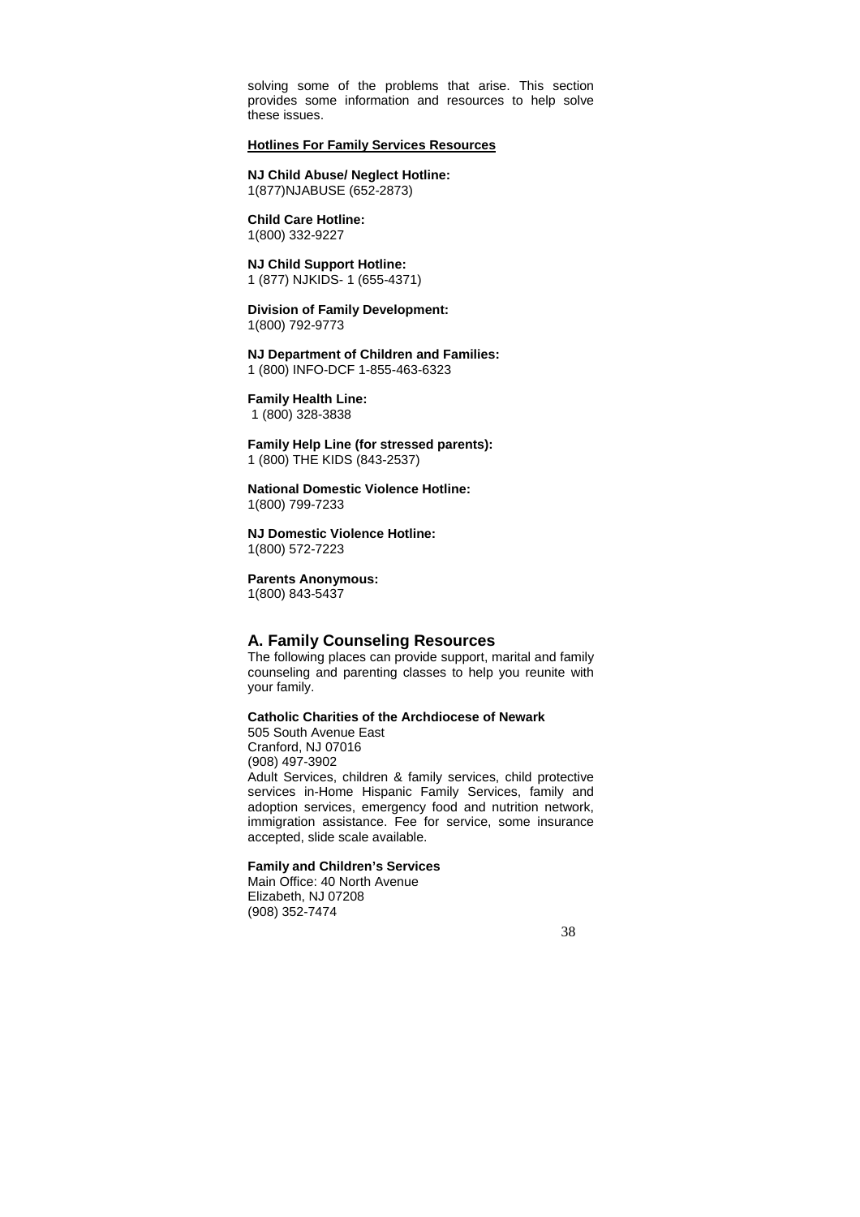solving some of the problems that arise. This section provides some information and resources to help solve these issues.

**Hotlines For Family Services Resources**

**NJ Child Abuse/ Neglect Hotline:**
1(877)NJABUSE (652-2873)

**Child Care Hotline:**
1(800) 332-9227

**NJ Child Support Hotline:**
1 (877) NJKIDS- 1 (655-4371)

**Division of Family Development:**
1(800) 792-9773

**NJ Department of Children and Families:**
1 (800) INFO-DCF 1-855-463-6323

**Family Health Line:**
1 (800) 328-3838

**Family Help Line (for stressed parents):**
1 (800) THE KIDS (843-2537)

**National Domestic Violence Hotline:**
1(800) 799-7233

**NJ Domestic Violence Hotline:**
1(800) 572-7223

**Parents Anonymous:**
1(800) 843-5437

## A. Family Counseling Resources

The following places can provide support, marital and family counseling and parenting classes to help you reunite with your family.

**Catholic Charities of the Archdiocese of Newark**
505 South Avenue East
Cranford, NJ 07016
(908) 497-3902
Adult Services, children & family services, child protective services in-Home Hispanic Family Services, family and adoption services, emergency food and nutrition network, immigration assistance. Fee for service, some insurance accepted, slide scale available.

**Family and Children's Services**
Main Office: 40 North Avenue
Elizabeth, NJ 07208
(908) 352-7474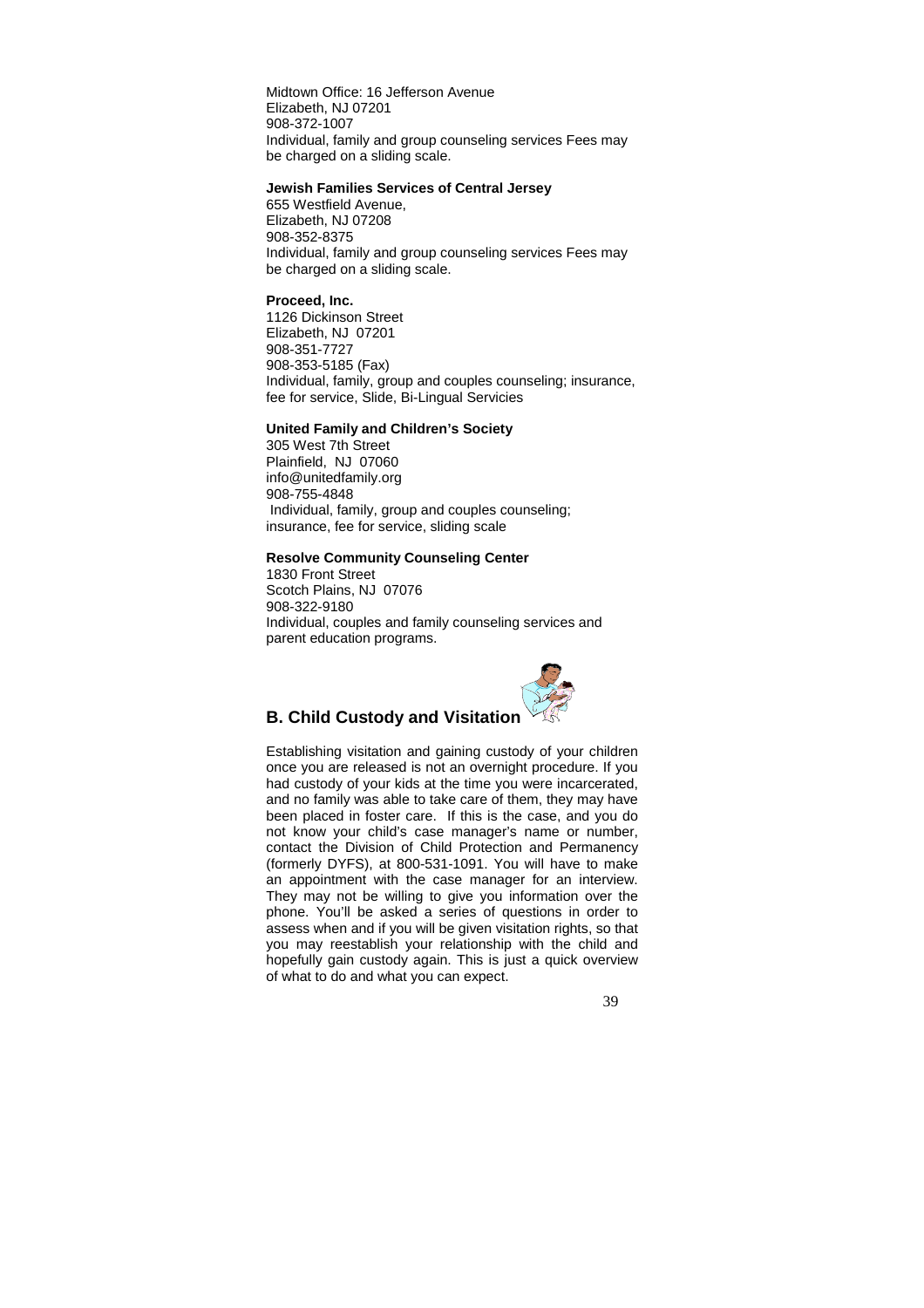Midtown Office: 16 Jefferson Avenue
Elizabeth, NJ 07201
908-372-1007
Individual, family and group counseling services Fees may be charged on a sliding scale.

**Jewish Families Services of Central Jersey**
655 Westfield Avenue,
Elizabeth, NJ 07208
908-352-8375
Individual, family and group counseling services Fees may be charged on a sliding scale.

**Proceed, Inc.**
1126 Dickinson Street
Elizabeth, NJ 07201
908-351-7727
908-353-5185 (Fax)
Individual, family, group and couples counseling; insurance, fee for service, Slide, Bi-Lingual Servicies

**United Family and Children's Society**
305 West 7th Street
Plainfield, NJ 07060
info@unitedfamily.org
908-755-4848
Individual, family, group and couples counseling; insurance, fee for service, sliding scale

**Resolve Community Counseling Center**
1830 Front Street
Scotch Plains, NJ 07076
908-322-9180
Individual, couples and family counseling services and parent education programs.

## B. Child Custody and Visitation

Establishing visitation and gaining custody of your children once you are released is not an overnight procedure. If you had custody of your kids at the time you were incarcerated, and no family was able to take care of them, they may have been placed in foster care. If this is the case, and you do not know your child's case manager's name or number, contact the Division of Child Protection and Permanency (formerly DYFS), at 800-531-1091. You will have to make an appointment with the case manager for an interview. They may not be willing to give you information over the phone. You'll be asked a series of questions in order to assess when and if you will be given visitation rights, so that you may reestablish your relationship with the child and hopefully gain custody again. This is just a quick overview of what to do and what you can expect.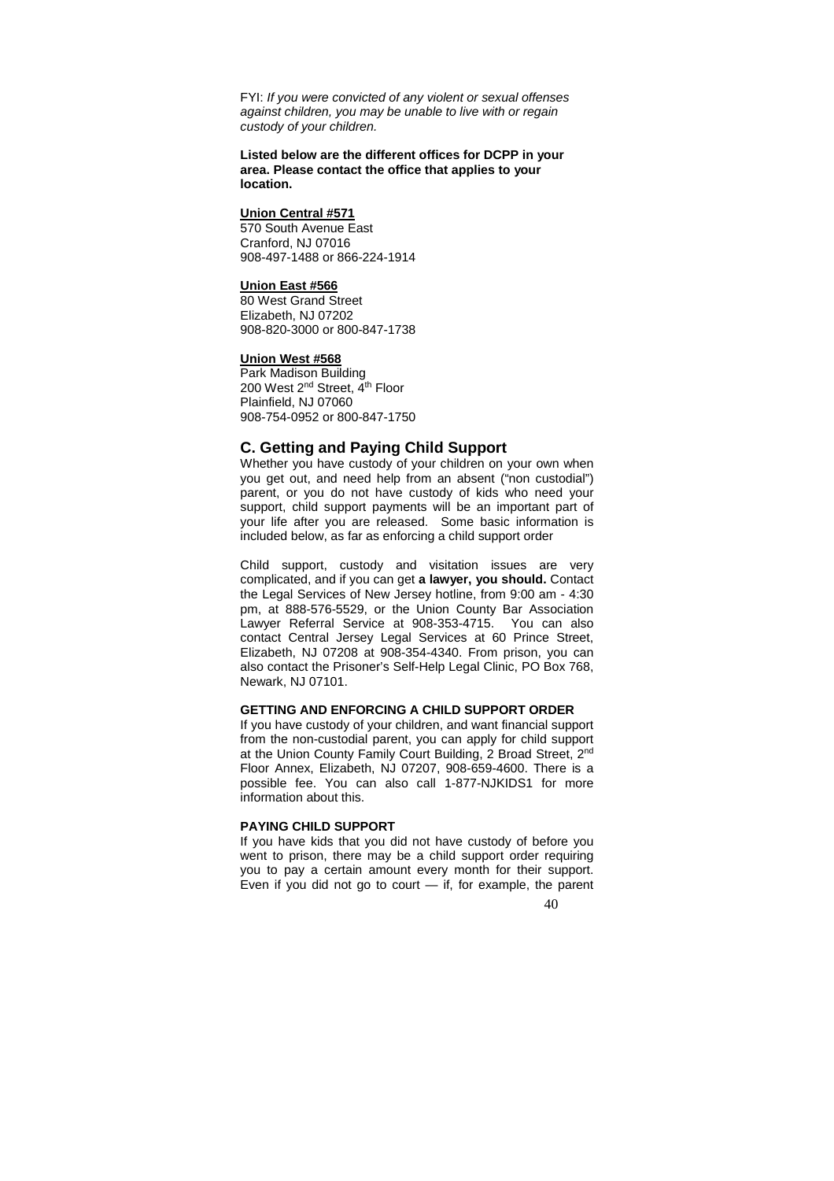FYI: *If you were convicted of any violent or sexual offenses against children, you may be unable to live with or regain custody of your children.*

**Listed below are the different offices for DCPP in your area. Please contact the office that applies to your location.**

**Union Central #571**
570 South Avenue East
Cranford, NJ 07016
908-497-1488 or 866-224-1914

**Union East #566**
80 West Grand Street
Elizabeth, NJ 07202
908-820-3000 or 800-847-1738

**Union West #568**
Park Madison Building
200 West 2nd Street, 4th Floor
Plainfield, NJ 07060
908-754-0952 or 800-847-1750

## C. Getting and Paying Child Support

Whether you have custody of your children on your own when you get out, and need help from an absent ("non custodial") parent, or you do not have custody of kids who need your support, child support payments will be an important part of your life after you are released. Some basic information is included below, as far as enforcing a child support order

Child support, custody and visitation issues are very complicated, and if you can get **a lawyer, you should.** Contact the Legal Services of New Jersey hotline, from 9:00 am - 4:30 pm, at 888-576-5529, or the Union County Bar Association Lawyer Referral Service at 908-353-4715. You can also contact Central Jersey Legal Services at 60 Prince Street, Elizabeth, NJ 07208 at 908-354-4340. From prison, you can also contact the Prisoner's Self-Help Legal Clinic, PO Box 768, Newark, NJ 07101.

### GETTING AND ENFORCING A CHILD SUPPORT ORDER

If you have custody of your children, and want financial support from the non-custodial parent, you can apply for child support at the Union County Family Court Building, 2 Broad Street, 2nd Floor Annex, Elizabeth, NJ 07207, 908-659-4600. There is a possible fee. You can also call 1-877-NJKIDS1 for more information about this.

### PAYING CHILD SUPPORT

If you have kids that you did not have custody of before you went to prison, there may be a child support order requiring you to pay a certain amount every month for their support. Even if you did not go to court — if, for example, the parent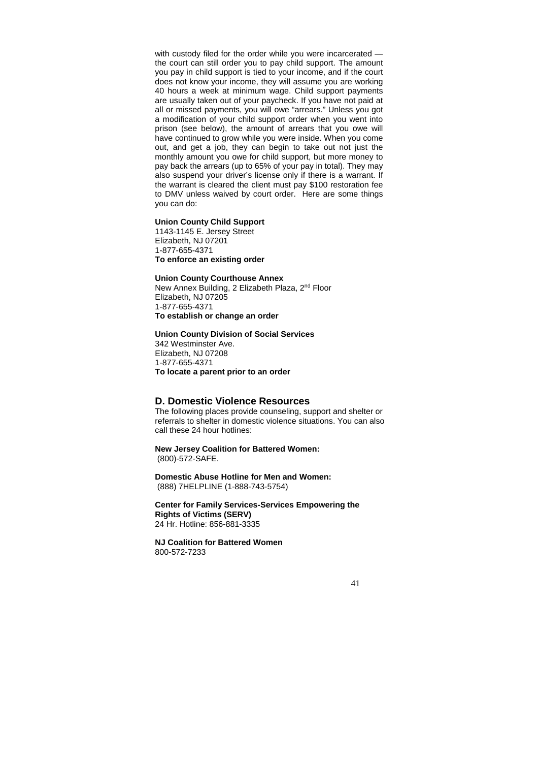with custody filed for the order while you were incarcerated — the court can still order you to pay child support. The amount you pay in child support is tied to your income, and if the court does not know your income, they will assume you are working 40 hours a week at minimum wage. Child support payments are usually taken out of your paycheck. If you have not paid at all or missed payments, you will owe "arrears." Unless you got a modification of your child support order when you went into prison (see below), the amount of arrears that you owe will have continued to grow while you were inside. When you come out, and get a job, they can begin to take out not just the monthly amount you owe for child support, but more money to pay back the arrears (up to 65% of your pay in total). They may also suspend your driver's license only if there is a warrant. If the warrant is cleared the client must pay $100 restoration fee to DMV unless waived by court order. Here are some things you can do:

**Union County Child Support**
1143-1145 E. Jersey Street
Elizabeth, NJ 07201
1-877-655-4371
**To enforce an existing order**

**Union County Courthouse Annex**
New Annex Building, 2 Elizabeth Plaza, 2nd Floor
Elizabeth, NJ 07205
1-877-655-4371
**To establish or change an order**

**Union County Division of Social Services**
342 Westminster Ave.
Elizabeth, NJ 07208
1-877-655-4371
**To locate a parent prior to an order**

## D. Domestic Violence Resources

The following places provide counseling, support and shelter or referrals to shelter in domestic violence situations. You can also call these 24 hour hotlines:

**New Jersey Coalition for Battered Women:**
(800)-572-SAFE.

**Domestic Abuse Hotline for Men and Women:**
(888) 7HELPLINE (1-888-743-5754)

**Center for Family Services-Services Empowering the Rights of Victims (SERV)**
24 Hr. Hotline: 856-881-3335

**NJ Coalition for Battered Women**
800-572-7233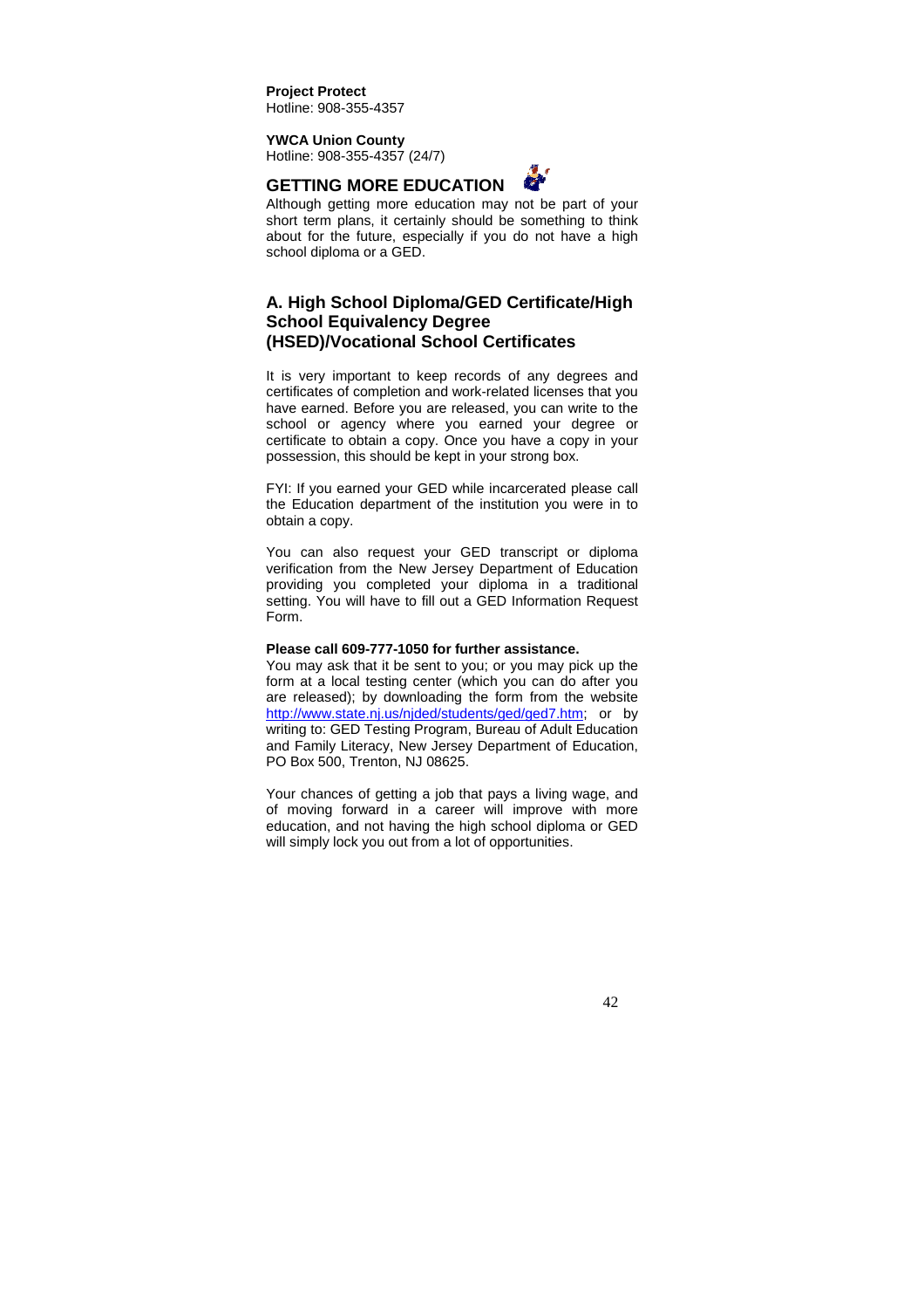**Project Protect**
Hotline: 908-355-4357

**YWCA Union County**
Hotline: 908-355-4357 (24/7)

## GETTING MORE EDUCATION

Although getting more education may not be part of your short term plans, it certainly should be something to think about for the future, especially if you do not have a high school diploma or a GED.

### A. High School Diploma/GED Certificate/High School Equivalency Degree (HSED)/Vocational School Certificates

It is very important to keep records of any degrees and certificates of completion and work-related licenses that you have earned. Before you are released, you can write to the school or agency where you earned your degree or certificate to obtain a copy. Once you have a copy in your possession, this should be kept in your strong box.

FYI: If you earned your GED while incarcerated please call the Education department of the institution you were in to obtain a copy.

You can also request your GED transcript or diploma verification from the New Jersey Department of Education providing you completed your diploma in a traditional setting. You will have to fill out a GED Information Request Form.

**Please call 609-777-1050 for further assistance.**
You may ask that it be sent to you; or you may pick up the form at a local testing center (which you can do after you are released); by downloading the form from the website http://www.state.nj.us/njded/students/ged/ged7.htm; or by writing to: GED Testing Program, Bureau of Adult Education and Family Literacy, New Jersey Department of Education, PO Box 500, Trenton, NJ 08625.

Your chances of getting a job that pays a living wage, and of moving forward in a career will improve with more education, and not having the high school diploma or GED will simply lock you out from a lot of opportunities.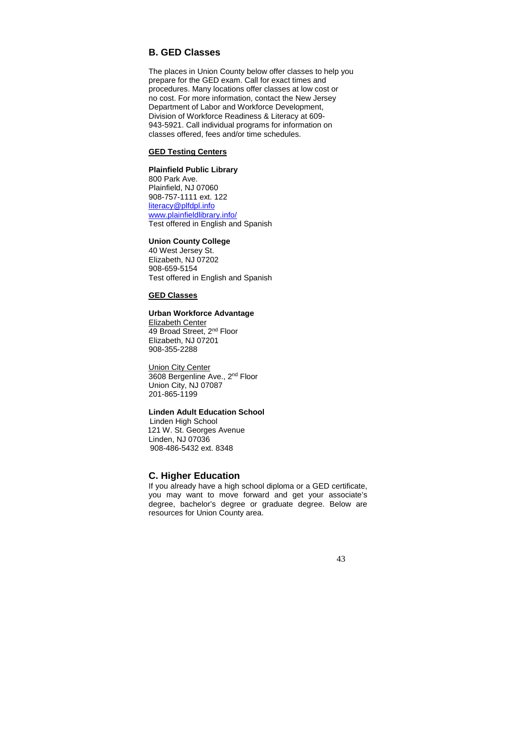## B. GED Classes

The places in Union County below offer classes to help you prepare for the GED exam. Call for exact times and procedures. Many locations offer classes at low cost or no cost. For more information, contact the New Jersey Department of Labor and Workforce Development, Division of Workforce Readiness & Literacy at 609-943-5921. Call individual programs for information on classes offered, fees and/or time schedules.

### GED Testing Centers

**Plainfield Public Library**
800 Park Ave.
Plainfield, NJ 07060
908-757-1111 ext. 122
literacy@plfdpl.info
www.plainfieldlibrary.info/
Test offered in English and Spanish

**Union County College**
40 West Jersey St.
Elizabeth, NJ 07202
908-659-5154
Test offered in English and Spanish

### GED Classes

**Urban Workforce Advantage**
Elizabeth Center
49 Broad Street, 2nd Floor
Elizabeth, NJ 07201
908-355-2288

Union City Center
3608 Bergenline Ave., 2nd Floor
Union City, NJ 07087
201-865-1199

**Linden Adult Education School**
Linden High School
121 W. St. Georges Avenue
Linden, NJ 07036
908-486-5432 ext. 8348

## C. Higher Education

If you already have a high school diploma or a GED certificate, you may want to move forward and get your associate's degree, bachelor's degree or graduate degree. Below are resources for Union County area.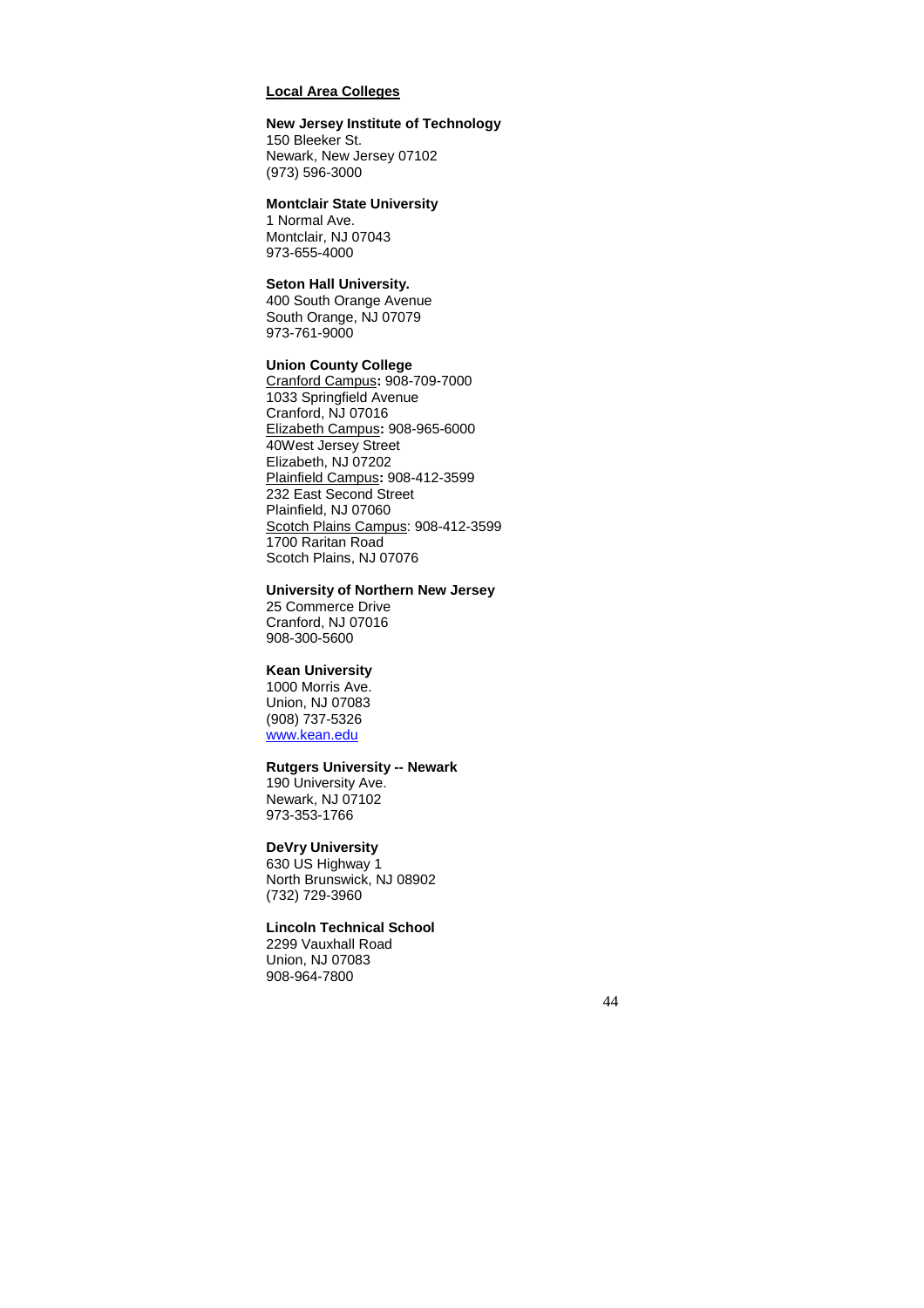## Local Area Colleges

**New Jersey Institute of Technology**
150 Bleeker St.
Newark, New Jersey 07102
(973) 596-3000

**Montclair State University**
1 Normal Ave.
Montclair, NJ 07043
973-655-4000

**Seton Hall University.**
400 South Orange Avenue
South Orange, NJ 07079
973-761-9000

**Union County College**
Cranford Campus**:** 908-709-7000
1033 Springfield Avenue
Cranford, NJ 07016
Elizabeth Campus**:** 908-965-6000
40West Jersey Street
Elizabeth, NJ 07202
Plainfield Campus**:** 908-412-3599
232 East Second Street
Plainfield, NJ 07060
Scotch Plains Campus: 908-412-3599
1700 Raritan Road
Scotch Plains, NJ 07076

**University of Northern New Jersey**
25 Commerce Drive
Cranford, NJ 07016
908-300-5600

**Kean University**
1000 Morris Ave.
Union, NJ 07083
(908) 737-5326
www.kean.edu

**Rutgers University -- Newark**
190 University Ave.
Newark, NJ 07102
973-353-1766

**DeVry University**
630 US Highway 1
North Brunswick, NJ 08902
(732) 729-3960

**Lincoln Technical School**
2299 Vauxhall Road
Union, NJ 07083
908-964-7800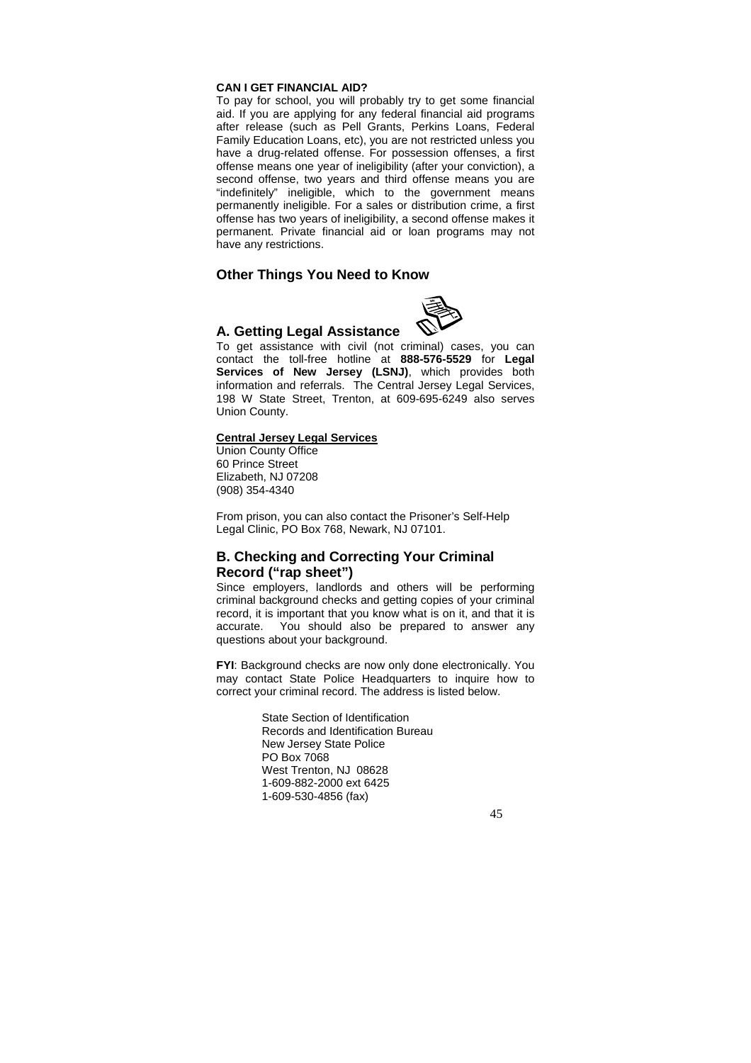**CAN I GET FINANCIAL AID?**

To pay for school, you will probably try to get some financial aid. If you are applying for any federal financial aid programs after release (such as Pell Grants, Perkins Loans, Federal Family Education Loans, etc), you are not restricted unless you have a drug-related offense. For possession offenses, a first offense means one year of ineligibility (after your conviction), a second offense, two years and third offense means you are "indefinitely" ineligible, which to the government means permanently ineligible. For a sales or distribution crime, a first offense has two years of ineligibility, a second offense makes it permanent. Private financial aid or loan programs may not have any restrictions.

## Other Things You Need to Know

### A. Getting Legal Assistance

To get assistance with civil (not criminal) cases, you can contact the toll-free hotline at **888-576-5529** for **Legal Services of New Jersey (LSNJ)**, which provides both information and referrals. The Central Jersey Legal Services, 198 W State Street, Trenton, at 609-695-6249 also serves Union County.

**Central Jersey Legal Services**
Union County Office
60 Prince Street
Elizabeth, NJ 07208
(908) 354-4340

From prison, you can also contact the Prisoner's Self-Help Legal Clinic, PO Box 768, Newark, NJ 07101.

### B. Checking and Correcting Your Criminal Record ("rap sheet")

Since employers, landlords and others will be performing criminal background checks and getting copies of your criminal record, it is important that you know what is on it, and that it is accurate. You should also be prepared to answer any questions about your background.

**FYI**: Background checks are now only done electronically. You may contact State Police Headquarters to inquire how to correct your criminal record. The address is listed below.

State Section of Identification
Records and Identification Bureau
New Jersey State Police
PO Box 7068
West Trenton, NJ 08628
1-609-882-2000 ext 6425
1-609-530-4856 (fax)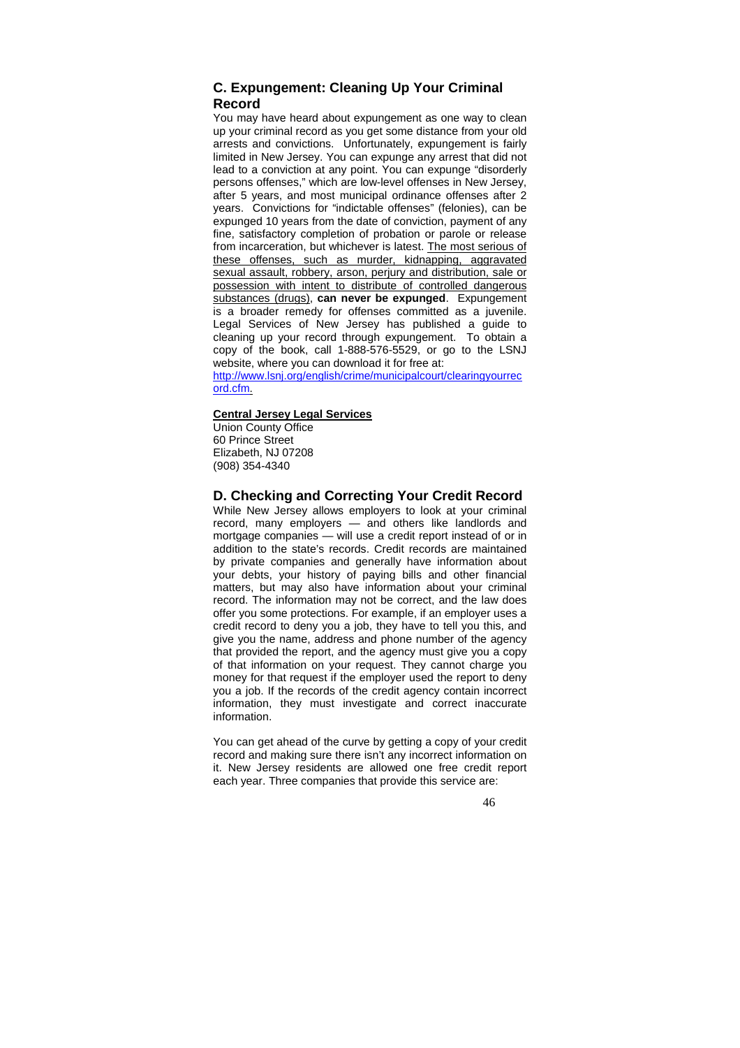## C. Expungement: Cleaning Up Your Criminal Record

You may have heard about expungement as one way to clean up your criminal record as you get some distance from your old arrests and convictions. Unfortunately, expungement is fairly limited in New Jersey. You can expunge any arrest that did not lead to a conviction at any point. You can expunge "disorderly persons offenses," which are low-level offenses in New Jersey, after 5 years, and most municipal ordinance offenses after 2 years. Convictions for "indictable offenses" (felonies), can be expunged 10 years from the date of conviction, payment of any fine, satisfactory completion of probation or parole or release from incarceration, but whichever is latest. <u>The most serious of these offenses, such as murder, kidnapping, aggravated sexual assault, robbery, arson, perjury and distribution, sale or possession with intent to distribute of controlled dangerous substances (drugs)</u>, **can never be expunged**. Expungement is a broader remedy for offenses committed as a juvenile. Legal Services of New Jersey has published a guide to cleaning up your record through expungement. To obtain a copy of the book, call 1-888-576-5529, or go to the LSNJ website, where you can download it for free at: [http://www.lsnj.org/english/crime/municipalcourt/clearingyourrecord.cfm](http://www.lsnj.org/english/crime/municipalcourt/clearingyourrecord.cfm).

**<u>Central Jersey Legal Services</u>**
Union County Office
60 Prince Street
Elizabeth, NJ 07208
(908) 354-4340

## D. Checking and Correcting Your Credit Record

While New Jersey allows employers to look at your criminal record, many employers — and others like landlords and mortgage companies — will use a credit report instead of or in addition to the state's records. Credit records are maintained by private companies and generally have information about your debts, your history of paying bills and other financial matters, but may also have information about your criminal record. The information may not be correct, and the law does offer you some protections. For example, if an employer uses a credit record to deny you a job, they have to tell you this, and give you the name, address and phone number of the agency that provided the report, and the agency must give you a copy of that information on your request. They cannot charge you money for that request if the employer used the report to deny you a job. If the records of the credit agency contain incorrect information, they must investigate and correct inaccurate information.

You can get ahead of the curve by getting a copy of your credit record and making sure there isn't any incorrect information on it. New Jersey residents are allowed one free credit report each year. Three companies that provide this service are: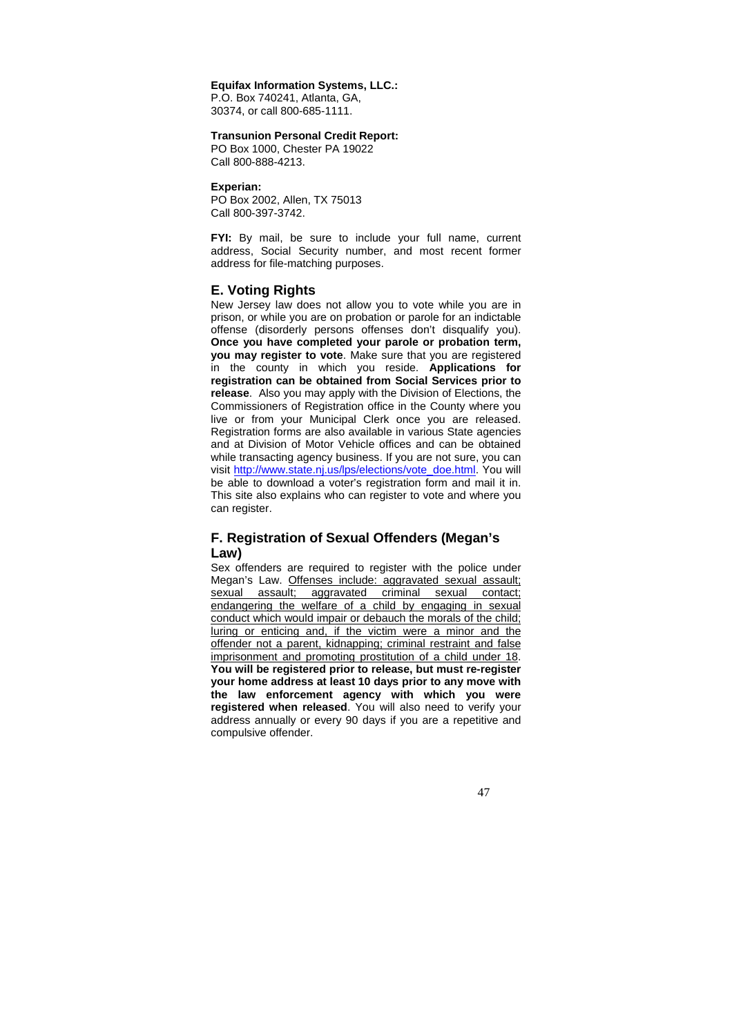**Equifax Information Systems, LLC.:**
P.O. Box 740241, Atlanta, GA, 30374, or call 800-685-1111.

**Transunion Personal Credit Report:**
PO Box 1000, Chester PA 19022
Call 800-888-4213.

**Experian:**
PO Box 2002, Allen, TX 75013
Call 800-397-3742.

**FYI:** By mail, be sure to include your full name, current address, Social Security number, and most recent former address for file-matching purposes.

## E. Voting Rights

New Jersey law does not allow you to vote while you are in prison, or while you are on probation or parole for an indictable offense (disorderly persons offenses don't disqualify you). **Once you have completed your parole or probation term, you may register to vote**. Make sure that you are registered in the county in which you reside. **Applications for registration can be obtained from Social Services prior to release**. Also you may apply with the Division of Elections, the Commissioners of Registration office in the County where you live or from your Municipal Clerk once you are released. Registration forms are also available in various State agencies and at Division of Motor Vehicle offices and can be obtained while transacting agency business. If you are not sure, you can visit http://www.state.nj.us/lps/elections/vote_doe.html. You will be able to download a voter's registration form and mail it in. This site also explains who can register to vote and where you can register.

## F. Registration of Sexual Offenders (Megan's Law)

Sex offenders are required to register with the police under Megan's Law. Offenses include: aggravated sexual assault; sexual assault; aggravated criminal sexual contact; endangering the welfare of a child by engaging in sexual conduct which would impair or debauch the morals of the child; luring or enticing and, if the victim were a minor and the offender not a parent, kidnapping; criminal restraint and false imprisonment and promoting prostitution of a child under 18. **You will be registered prior to release, but must re-register your home address at least 10 days prior to any move with the law enforcement agency with which you were registered when released**. You will also need to verify your address annually or every 90 days if you are a repetitive and compulsive offender.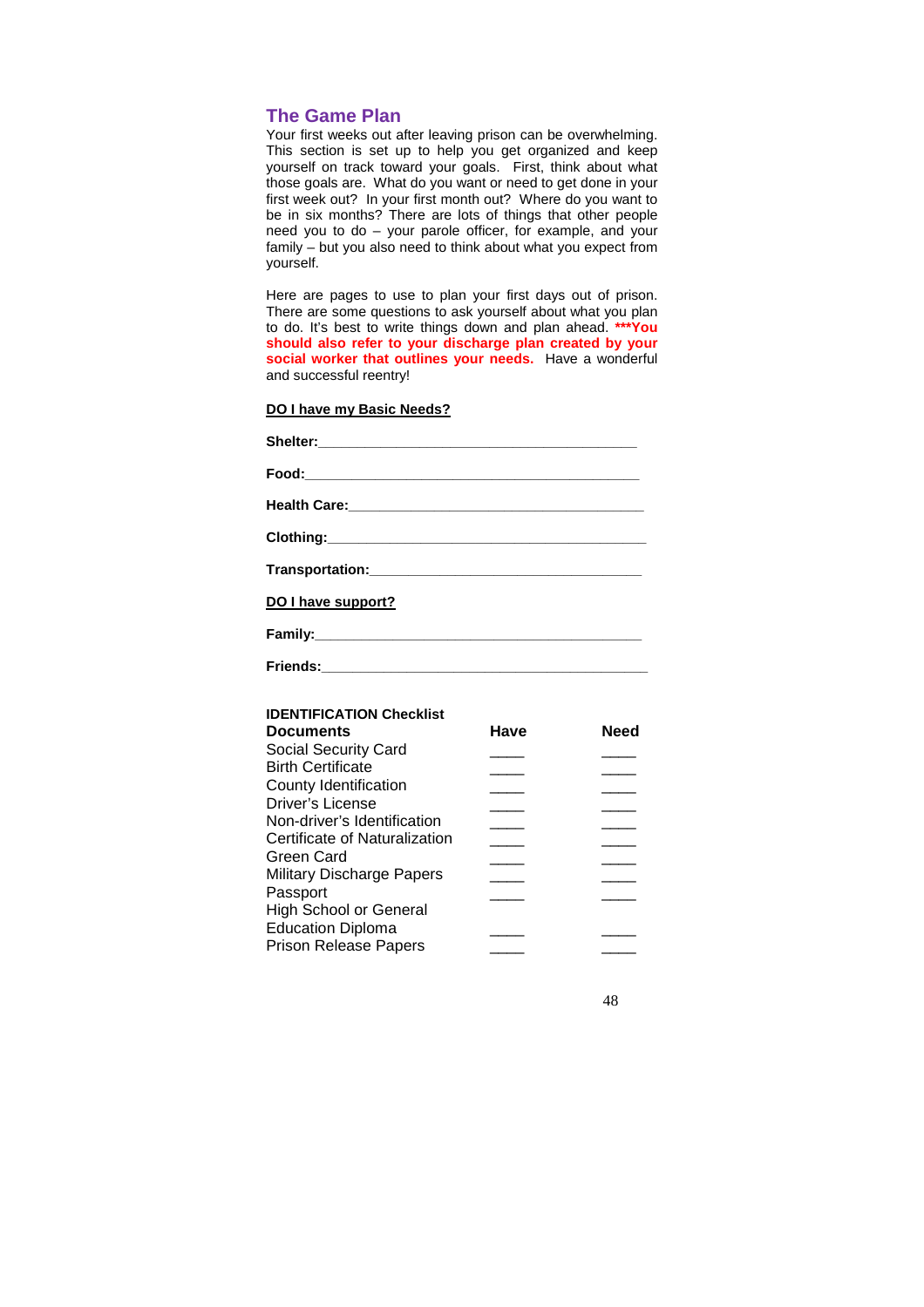## The Game Plan

Your first weeks out after leaving prison can be overwhelming. This section is set up to help you get organized and keep yourself on track toward your goals. First, think about what those goals are. What do you want or need to get done in your first week out? In your first month out? Where do you want to be in six months? There are lots of things that other people need you to do – your parole officer, for example, and your family – but you also need to think about what you expect from yourself.

Here are pages to use to plan your first days out of prison. There are some questions to ask yourself about what you plan to do. It's best to write things down and plan ahead. **\*\*\*You should also refer to your discharge plan created by your social worker that outlines your needs.** Have a wonderful and successful reentry!

**DO I have my Basic Needs?**

**Shelter:**_________________________________________

**Food:**___________________________________________

**Health Care:**______________________________________

**Clothing:**________________________________________

**Transportation:**____________________________________

**DO I have support?**

**Family:**__________________________________________

**Friends:**_________________________________________

**IDENTIFICATION Checklist**

| **Documents** | **Have** | **Need** |
|---|---|---|
| Social Security Card | ____ | ____ |
| Birth Certificate | ____ | ____ |
| County Identification | ____ | ____ |
| Driver's License | ____ | ____ |
| Non-driver's Identification | ____ | ____ |
| Certificate of Naturalization | ____ | ____ |
| Green Card | ____ | ____ |
| Military Discharge Papers | ____ | ____ |
| Passport | ____ | ____ |
| High School or General Education Diploma | ____ | ____ |
| Prison Release Papers | ____ | ____ |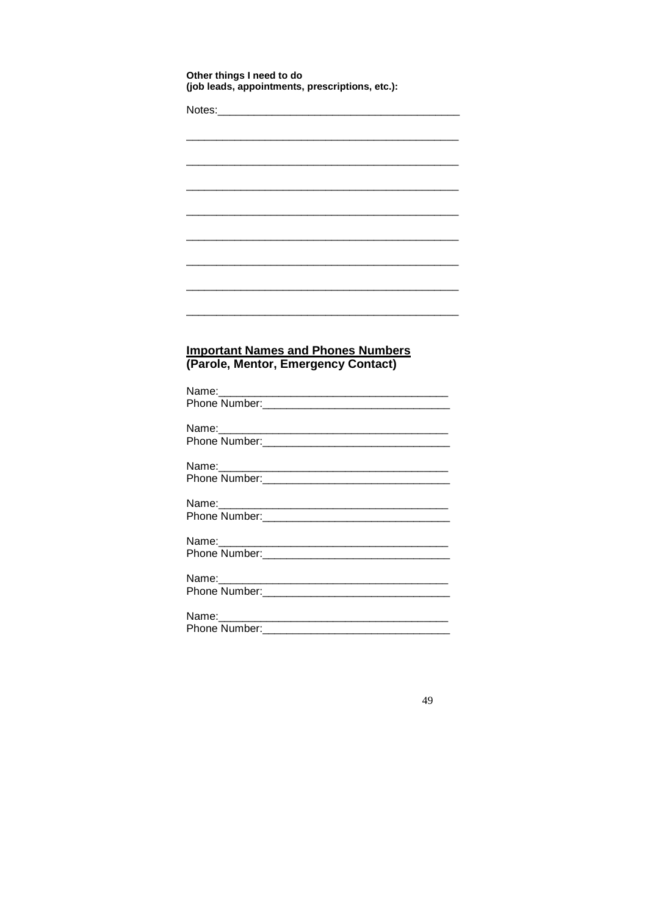**Other things I need to do (job leads, appointments, prescriptions, etc.):**

Notes:_________________________________________

_______________________________________________

_______________________________________________

_______________________________________________

_______________________________________________

_______________________________________________

_______________________________________________

_______________________________________________

_______________________________________________

**<u>Important Names and Phones Numbers</u>**
**(Parole, Mentor, Emergency Contact)**

Name:_______________________________________
Phone Number:_______________________________

Name:_______________________________________
Phone Number:_______________________________

Name:_______________________________________
Phone Number:_______________________________

Name:_______________________________________
Phone Number:_______________________________

Name:_______________________________________
Phone Number:_______________________________

Name:_______________________________________
Phone Number:_______________________________

Name:_______________________________________
Phone Number:_______________________________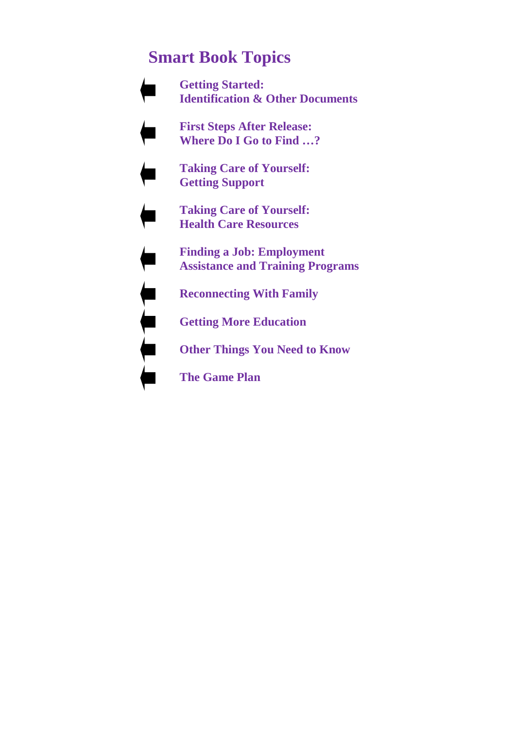## Smart Book Topics

- **Getting Started: Identification & Other Documents**
- **First Steps After Release: Where Do I Go to Find …?**
- **Taking Care of Yourself: Getting Support**
- **Taking Care of Yourself: Health Care Resources**
- **Finding a Job: Employment Assistance and Training Programs**
- **Reconnecting With Family**
- **Getting More Education**
- **Other Things You Need to Know**
- **The Game Plan**